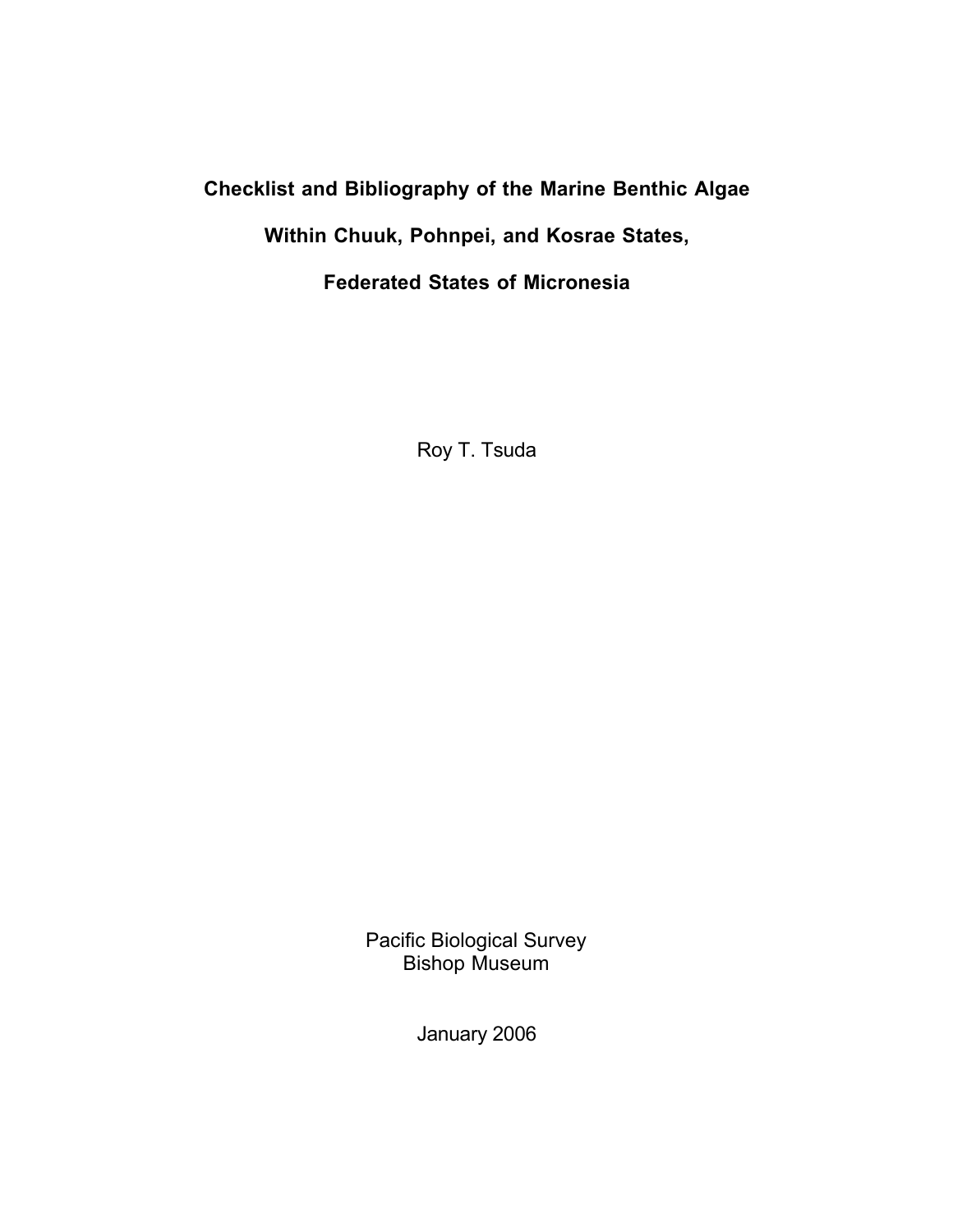# Checklist and Bibliography of the Marine Benthic Algae Within Chuuk, Pohnpei, and Kosrae States, Federated States of Micronesia

Roy T. Tsuda

Pacific Biological Survey
Bishop Museum

January 2006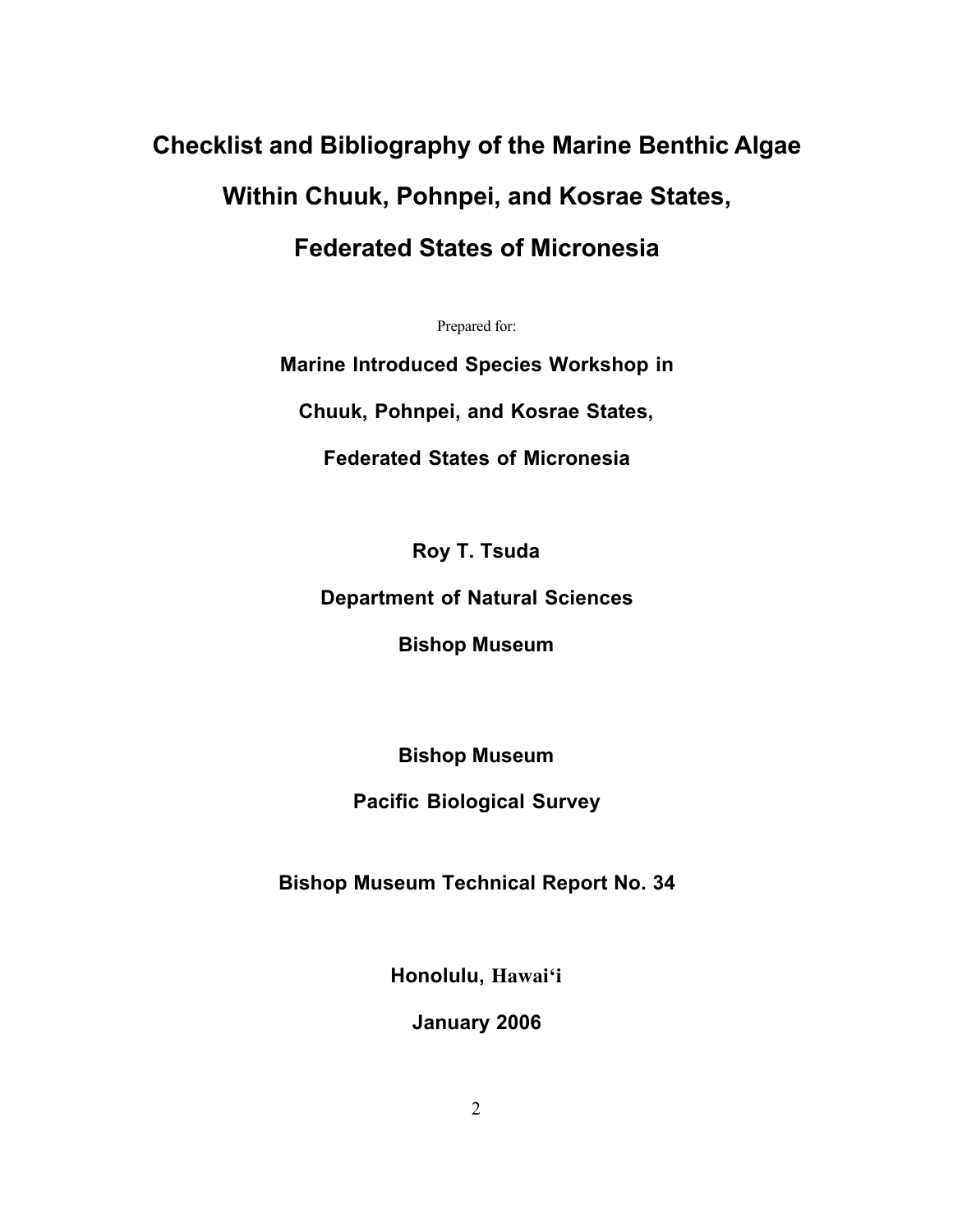# Checklist and Bibliography of the Marine Benthic Algae Within Chuuk, Pohnpei, and Kosrae States, Federated States of Micronesia

Prepared for:

**Marine Introduced Species Workshop in**

**Chuuk, Pohnpei, and Kosrae States,**

**Federated States of Micronesia**

**Roy T. Tsuda**

**Department of Natural Sciences**

**Bishop Museum**

**Bishop Museum**

**Pacific Biological Survey**

**Bishop Museum Technical Report No. 34**

**Honolulu, Hawai'i**

**January 2006**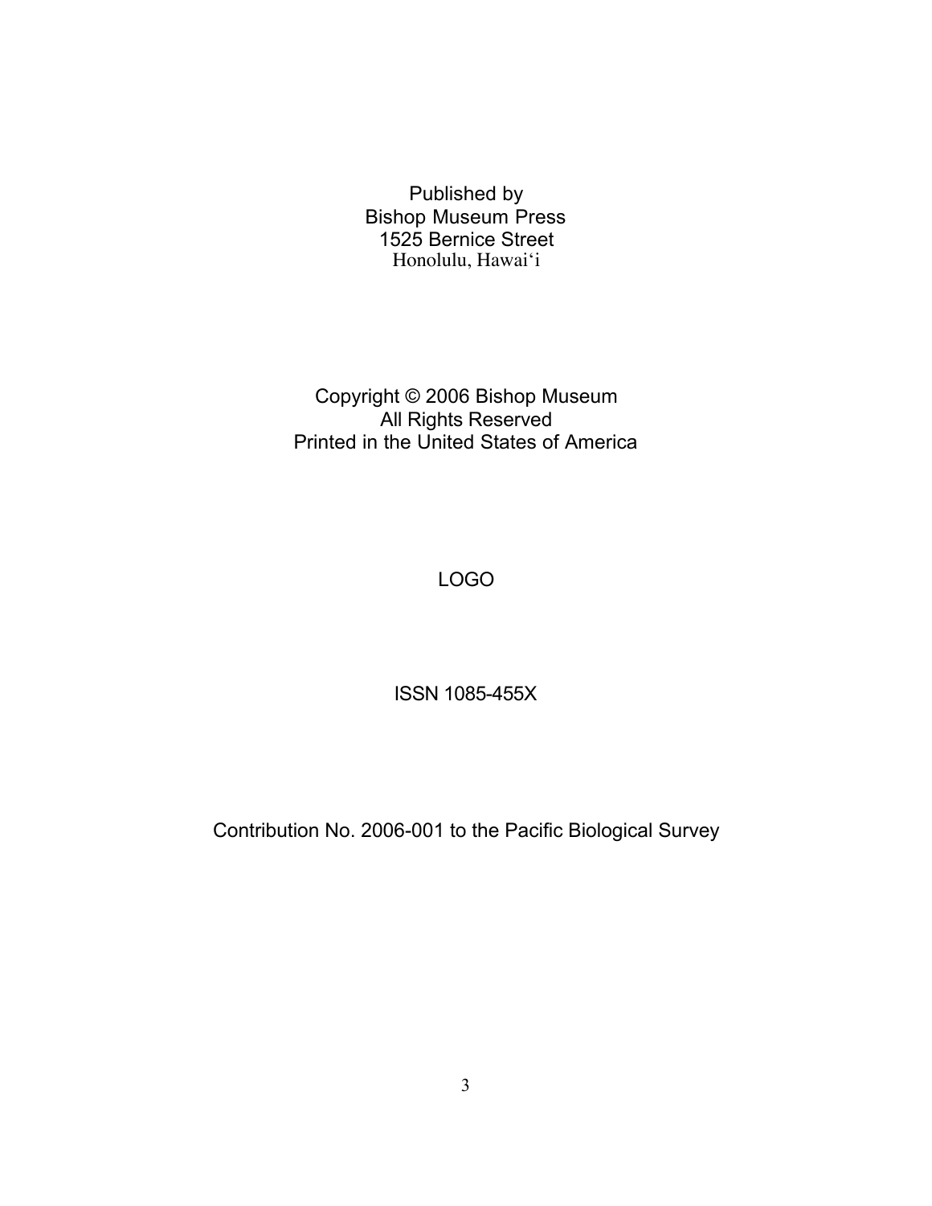Published by
Bishop Museum Press
1525 Bernice Street
Honolulu, Hawai'i

Copyright © 2006 Bishop Museum
All Rights Reserved
Printed in the United States of America

LOGO

ISSN 1085-455X

Contribution No. 2006-001 to the Pacific Biological Survey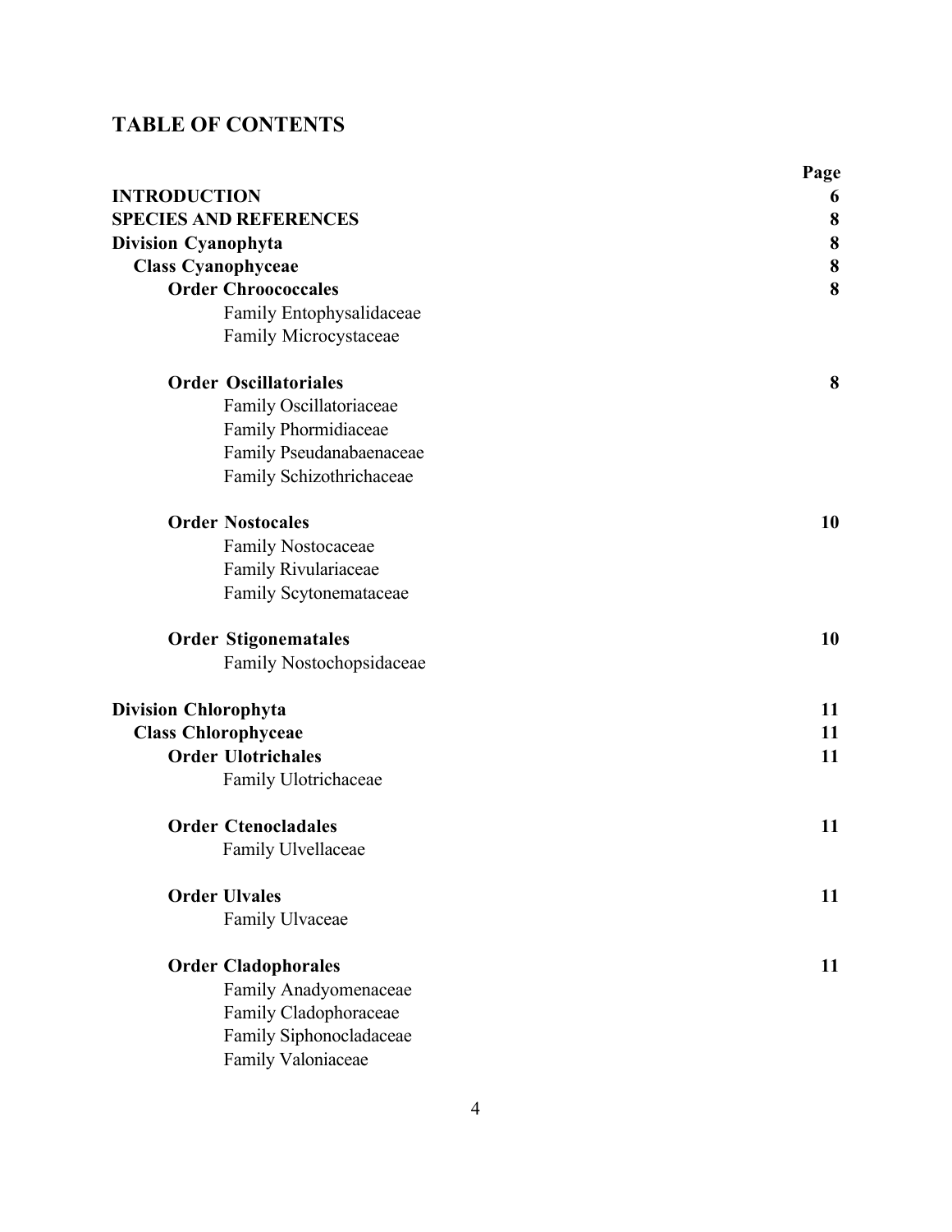# TABLE OF CONTENTS

| | Page |
|---|---|
| **INTRODUCTION** | **6** |
| **SPECIES AND REFERENCES** | **8** |
| **Division Cyanophyta** | **8** |
| **Class Cyanophyceae** | **8** |
| **Order Chroococcales** | **8** |
| Family Entophysalidaceae | |
| Family Microcystaceae | |
| **Order Oscillatoriales** | **8** |
| Family Oscillatoriaceae | |
| Family Phormidiaceae | |
| Family Pseudanabaenaceae | |
| Family Schizothrichaceae | |
| **Order Nostocales** | **10** |
| Family Nostocaceae | |
| Family Rivulariaceae | |
| Family Scytonemataceae | |
| **Order Stigonematales** | **10** |
| Family Nostochopsidaceae | |
| **Division Chlorophyta** | **11** |
| **Class Chlorophyceae** | **11** |
| **Order Ulotrichales** | **11** |
| Family Ulotrichaceae | |
| **Order Ctenocladales** | **11** |
| Family Ulvellaceae | |
| **Order Ulvales** | **11** |
| Family Ulvaceae | |
| **Order Cladophorales** | **11** |
| Family Anadyomenaceae | |
| Family Cladophoraceae | |
| Family Siphonocladaceae | |
| Family Valoniaceae | |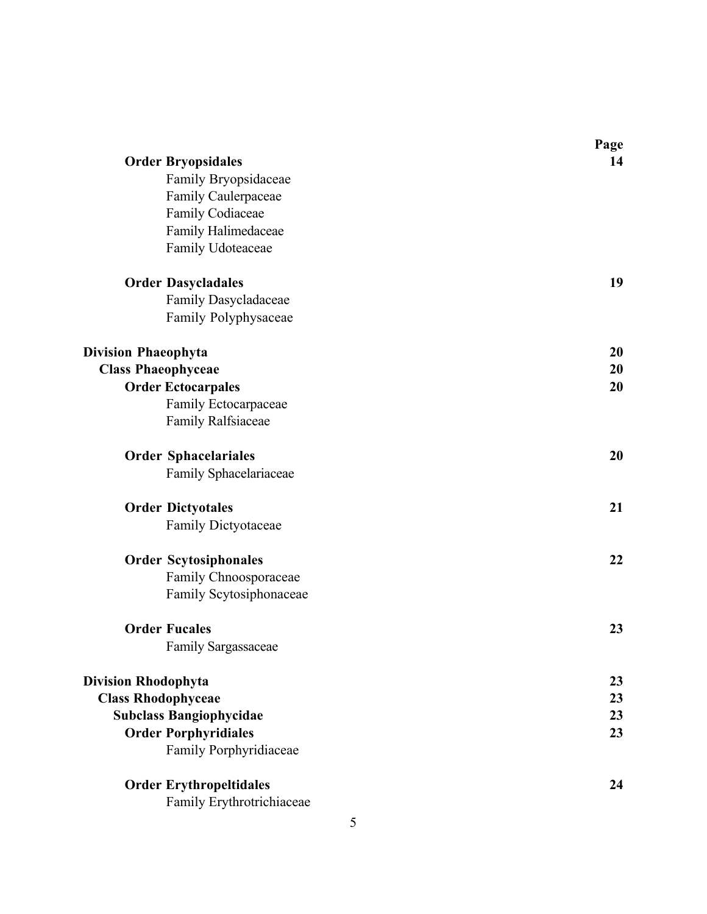| | Page |
|---|---|
| **Order Bryopsidales** | **14** |
| Family Bryopsidaceae | |
| Family Caulerpaceae | |
| Family Codiaceae | |
| Family Halimedaceae | |
| Family Udoteaceae | |
| **Order Dasycladales** | **19** |
| Family Dasycladaceae | |
| Family Polyphysaceae | |
| **Division Phaeophyta** | **20** |
| **Class Phaeophyceae** | **20** |
| **Order Ectocarpales** | **20** |
| Family Ectocarpaceae | |
| Family Ralfsiaceae | |
| **Order Sphacelariales** | **20** |
| Family Sphacelariaceae | |
| **Order Dictyotales** | **21** |
| Family Dictyotaceae | |
| **Order Scytosiphonales** | **22** |
| Family Chnoosporaceae | |
| Family Scytosiphonaceae | |
| **Order Fucales** | **23** |
| Family Sargassaceae | |
| **Division Rhodophyta** | **23** |
| **Class Rhodophyceae** | **23** |
| **Subclass Bangiophycidae** | **23** |
| **Order Porphyridiales** | **23** |
| Family Porphyridiaceae | |
| **Order Erythropeltidales** | **24** |
| Family Erythrotrichiaceae | |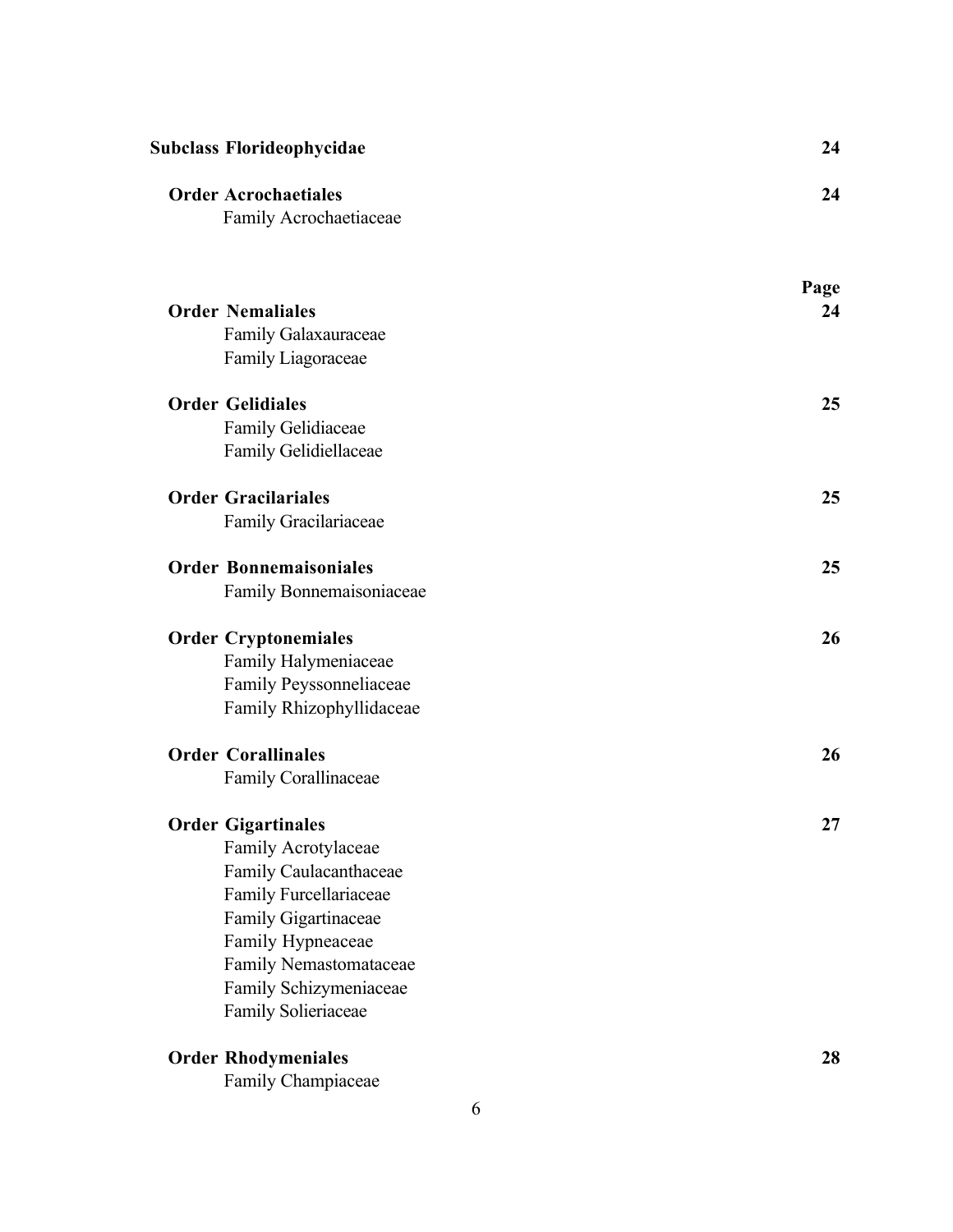**Subclass Florideophycidae** 24

**Order Acrochaetiales** 24
Family Acrochaetiaceae

**Page**

**Order Nemaliales** 24
Family Galaxauraceae
Family Liagoraceae

**Order Gelidiales** 25
Family Gelidiaceae
Family Gelidiellaceae

**Order Gracilariales** 25
Family Gracilariaceae

**Order Bonnemaisoniales** 25
Family Bonnemaisoniaceae

**Order Cryptonemiales** 26
Family Halymeniaceae
Family Peyssonneliaceae
Family Rhizophyllidaceae

**Order Corallinales** 26
Family Corallinaceae

**Order Gigartinales** 27
Family Acrotylaceae
Family Caulacanthaceae
Family Furcellariaceae
Family Gigartinaceae
Family Hypneaceae
Family Nemastomataceae
Family Schizymeniaceae
Family Solieriaceae

**Order Rhodymeniales** 28
Family Champiaceae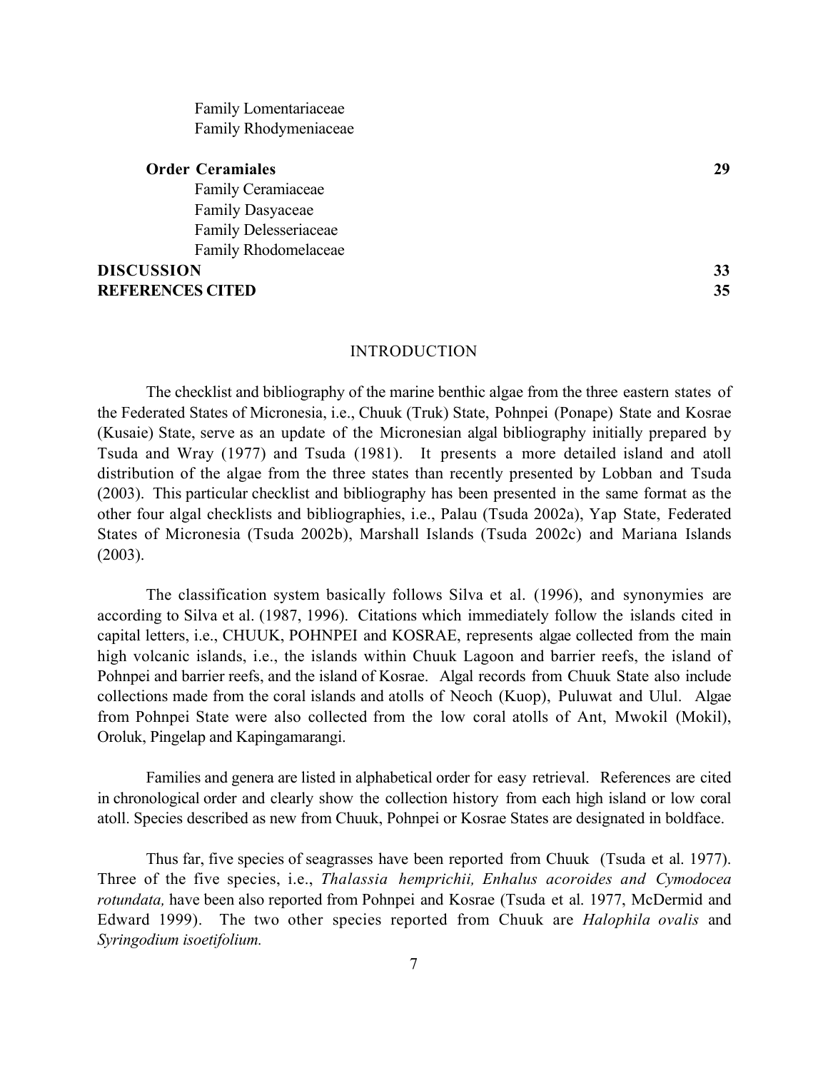Family Lomentariaceae
Family Rhodymeniaceae

**Order Ceramiales** 29
Family Ceramiaceae
Family Dasyaceae
Family Delesseriaceae
Family Rhodomelaceae

**DISCUSSION** 33

**REFERENCES CITED** 35

## INTRODUCTION

The checklist and bibliography of the marine benthic algae from the three eastern states of the Federated States of Micronesia, i.e., Chuuk (Truk) State, Pohnpei (Ponape) State and Kosrae (Kusaie) State, serve as an update of the Micronesian algal bibliography initially prepared by Tsuda and Wray (1977) and Tsuda (1981). It presents a more detailed island and atoll distribution of the algae from the three states than recently presented by Lobban and Tsuda (2003). This particular checklist and bibliography has been presented in the same format as the other four algal checklists and bibliographies, i.e., Palau (Tsuda 2002a), Yap State, Federated States of Micronesia (Tsuda 2002b), Marshall Islands (Tsuda 2002c) and Mariana Islands (2003).

The classification system basically follows Silva et al. (1996), and synonymies are according to Silva et al. (1987, 1996). Citations which immediately follow the islands cited in capital letters, i.e., CHUUK, POHNPEI and KOSRAE, represents algae collected from the main high volcanic islands, i.e., the islands within Chuuk Lagoon and barrier reefs, the island of Pohnpei and barrier reefs, and the island of Kosrae. Algal records from Chuuk State also include collections made from the coral islands and atolls of Neoch (Kuop), Puluwat and Ulul. Algae from Pohnpei State were also collected from the low coral atolls of Ant, Mwokil (Mokil), Oroluk, Pingelap and Kapingamarangi.

Families and genera are listed in alphabetical order for easy retrieval. References are cited in chronological order and clearly show the collection history from each high island or low coral atoll. Species described as new from Chuuk, Pohnpei or Kosrae States are designated in boldface.

Thus far, five species of seagrasses have been reported from Chuuk (Tsuda et al. 1977). Three of the five species, i.e., *Thalassia hemprichii, Enhalus acoroides and Cymodocea rotundata,* have been also reported from Pohnpei and Kosrae (Tsuda et al. 1977, McDermid and Edward 1999). The two other species reported from Chuuk are *Halophila ovalis* and *Syringodium isoetifolium.*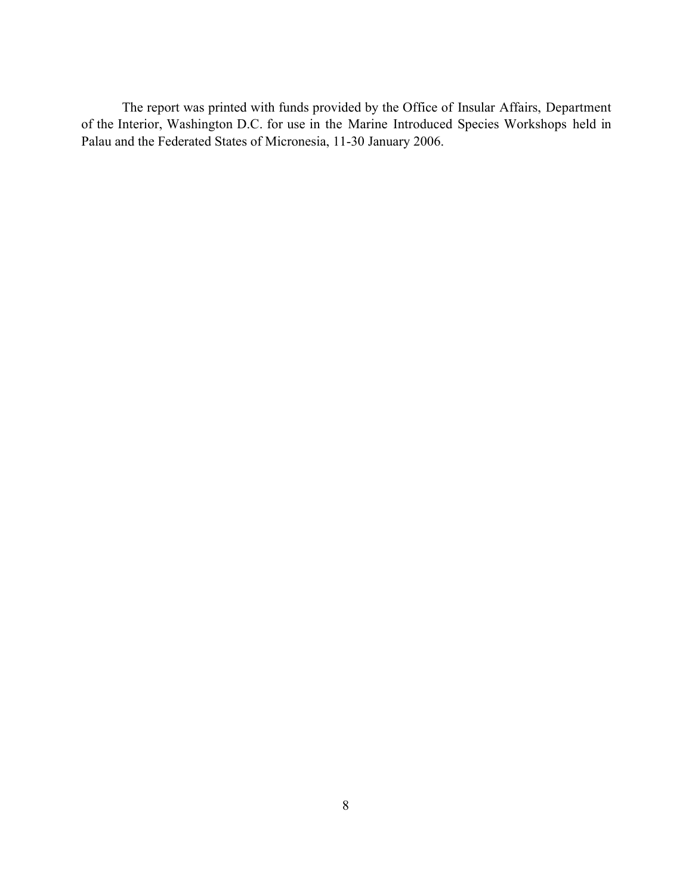The report was printed with funds provided by the Office of Insular Affairs, Department of the Interior, Washington D.C. for use in the Marine Introduced Species Workshops held in Palau and the Federated States of Micronesia, 11-30 January 2006.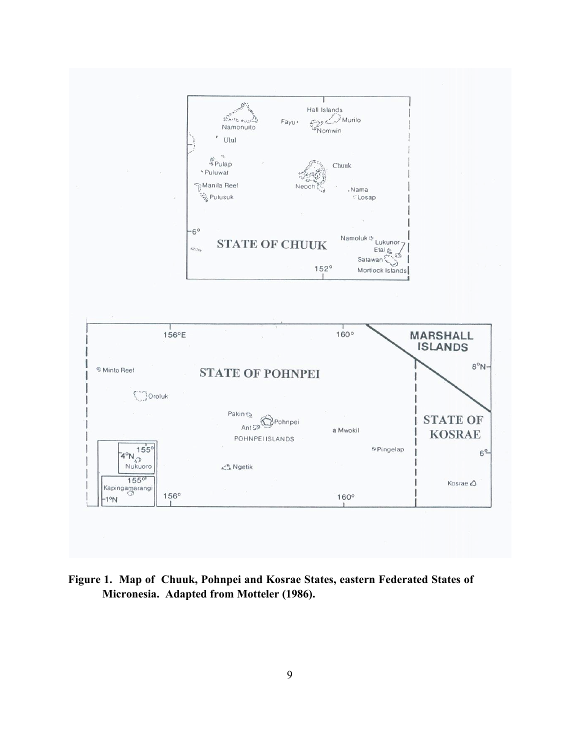**Figure 1. Map of Chuuk, Pohnpei and Kosrae States, eastern Federated States of Micronesia. Adapted from Motteler (1986).**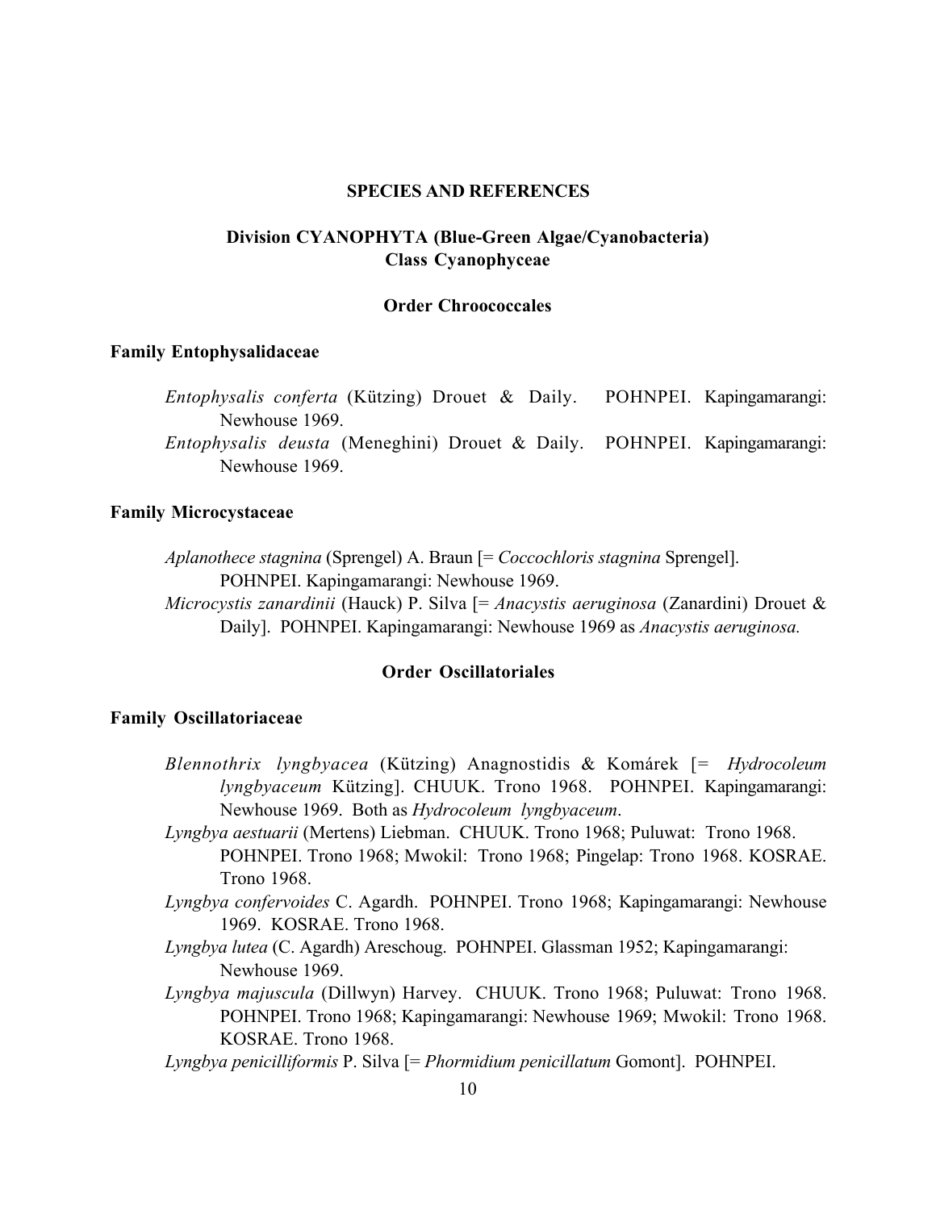## SPECIES AND REFERENCES

### Division CYANOPHYTA (Blue-Green Algae/Cyanobacteria)
### Class Cyanophyceae

#### Order Chroococcales

**Family Entophysalidaceae**

*Entophysalis conferta* (Kützing) Drouet & Daily. POHNPEI. Kapingamarangi: Newhouse 1969.

*Entophysalis deusta* (Meneghini) Drouet & Daily. POHNPEI. Kapingamarangi: Newhouse 1969.

**Family Microcystaceae**

*Aplanothece stagnina* (Sprengel) A. Braun [= *Coccochloris stagnina* Sprengel]. POHNPEI. Kapingamarangi: Newhouse 1969.

*Microcystis zanardinii* (Hauck) P. Silva [= *Anacystis aeruginosa* (Zanardini) Drouet & Daily]. POHNPEI. Kapingamarangi: Newhouse 1969 as *Anacystis aeruginosa.*

#### Order Oscillatoriales

**Family Oscillatoriaceae**

*Blennothrix lyngbyacea* (Kützing) Anagnostidis & Komárek [= *Hydrocoleum lyngbyaceum* Kützing]. CHUUK. Trono 1968. POHNPEI. Kapingamarangi: Newhouse 1969. Both as *Hydrocoleum lyngbyaceum*.

*Lyngbya aestuarii* (Mertens) Liebman. CHUUK. Trono 1968; Puluwat: Trono 1968. POHNPEI. Trono 1968; Mwokil: Trono 1968; Pingelap: Trono 1968. KOSRAE. Trono 1968.

*Lyngbya confervoides* C. Agardh. POHNPEI. Trono 1968; Kapingamarangi: Newhouse 1969. KOSRAE. Trono 1968.

*Lyngbya lutea* (C. Agardh) Areschoug. POHNPEI. Glassman 1952; Kapingamarangi: Newhouse 1969.

*Lyngbya majuscula* (Dillwyn) Harvey. CHUUK. Trono 1968; Puluwat: Trono 1968. POHNPEI. Trono 1968; Kapingamarangi: Newhouse 1969; Mwokil: Trono 1968. KOSRAE. Trono 1968.

*Lyngbya penicilliformis* P. Silva [= *Phormidium penicillatum* Gomont]. POHNPEI.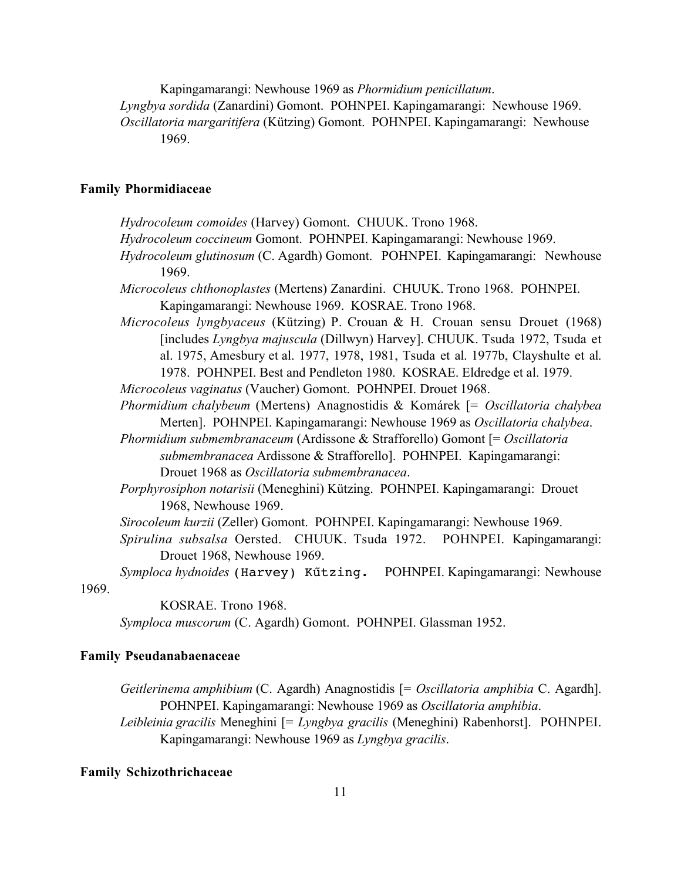Kapingamarangi: Newhouse 1969 as *Phormidium penicillatum*.

*Lyngbya sordida* (Zanardini) Gomont. POHNPEI. Kapingamarangi: Newhouse 1969.

*Oscillatoria margaritifera* (Kützing) Gomont. POHNPEI. Kapingamarangi: Newhouse 1969.

### Family Phormidiaceae

*Hydrocoleum comoides* (Harvey) Gomont. CHUUK. Trono 1968.

*Hydrocoleum coccineum* Gomont. POHNPEI. Kapingamarangi: Newhouse 1969.

*Hydrocoleum glutinosum* (C. Agardh) Gomont. POHNPEI. Kapingamarangi: Newhouse 1969.

*Microcoleus chthonoplastes* (Mertens) Zanardini. CHUUK. Trono 1968. POHNPEI. Kapingamarangi: Newhouse 1969. KOSRAE. Trono 1968.

*Microcoleus lyngbyaceus* (Kützing) P. Crouan & H. Crouan sensu Drouet (1968) [includes *Lyngbya majuscula* (Dillwyn) Harvey]. CHUUK. Tsuda 1972, Tsuda et al. 1975, Amesbury et al. 1977, 1978, 1981, Tsuda et al. 1977b, Clayshulte et al. 1978. POHNPEI. Best and Pendleton 1980. KOSRAE. Eldredge et al. 1979.

*Microcoleus vaginatus* (Vaucher) Gomont. POHNPEI. Drouet 1968.

*Phormidium chalybeum* (Mertens) Anagnostidis & Komárek [= *Oscillatoria chalybea* Merten]. POHNPEI. Kapingamarangi: Newhouse 1969 as *Oscillatoria chalybea*.

*Phormidium submembranaceum* (Ardissone & Strafforello) Gomont [= *Oscillatoria submembranacea* Ardissone & Strafforello]. POHNPEI. Kapingamarangi: Drouet 1968 as *Oscillatoria submembranacea*.

*Porphyrosiphon notarisii* (Meneghini) Kützing. POHNPEI. Kapingamarangi: Drouet 1968, Newhouse 1969.

*Sirocoleum kurzii* (Zeller) Gomont. POHNPEI. Kapingamarangi: Newhouse 1969.

*Spirulina subsalsa* Oersted. CHUUK. Tsuda 1972. POHNPEI. Kapingamarangi: Drouet 1968, Newhouse 1969.

*Symploca hydnoides* (Harvey) Kűtzing. POHNPEI. Kapingamarangi: Newhouse 1969.

KOSRAE. Trono 1968.

*Symploca muscorum* (C. Agardh) Gomont. POHNPEI. Glassman 1952.

### Family Pseudanabaenaceae

*Geitlerinema amphibium* (C. Agardh) Anagnostidis [= *Oscillatoria amphibia* C. Agardh]. POHNPEI. Kapingamarangi: Newhouse 1969 as *Oscillatoria amphibia*.

*Leibleinia gracilis* Meneghini [= *Lyngbya gracilis* (Meneghini) Rabenhorst]. POHNPEI. Kapingamarangi: Newhouse 1969 as *Lyngbya gracilis*.

### Family Schizothrichaceae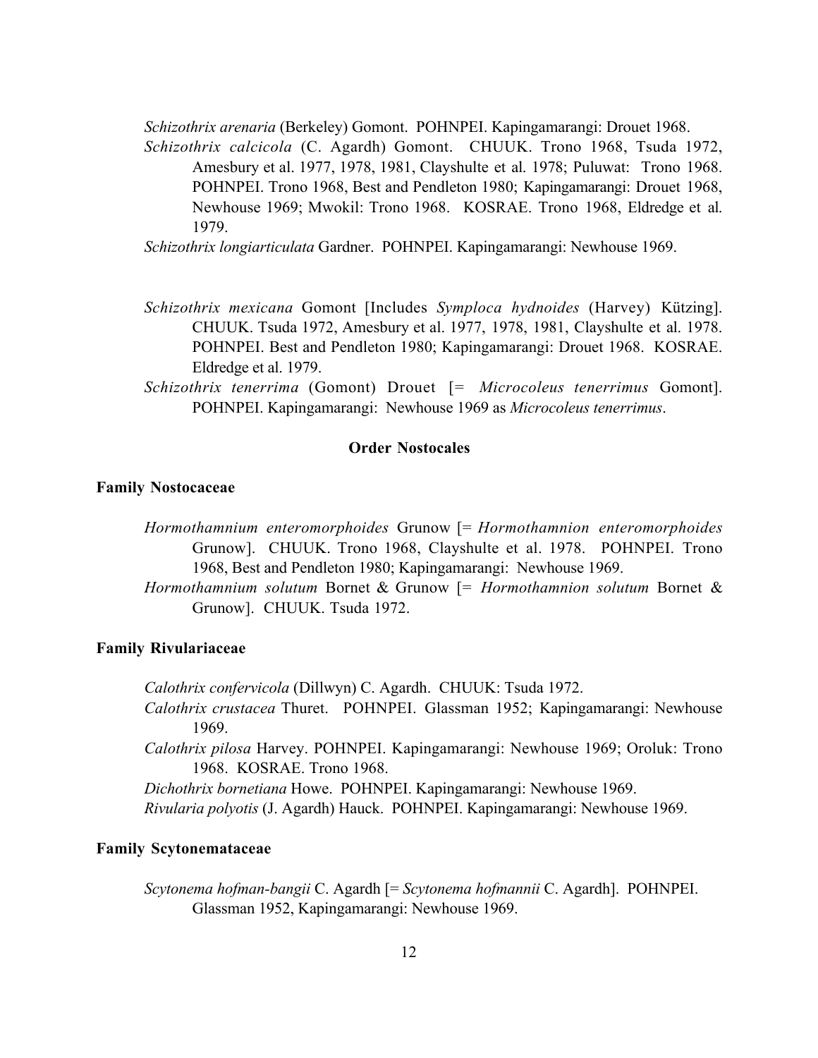*Schizothrix arenaria* (Berkeley) Gomont. POHNPEI. Kapingamarangi: Drouet 1968.

*Schizothrix calcicola* (C. Agardh) Gomont. CHUUK. Trono 1968, Tsuda 1972, Amesbury et al. 1977, 1978, 1981, Clayshulte et al. 1978; Puluwat: Trono 1968. POHNPEI. Trono 1968, Best and Pendleton 1980; Kapingamarangi: Drouet 1968, Newhouse 1969; Mwokil: Trono 1968. KOSRAE. Trono 1968, Eldredge et al. 1979.

*Schizothrix longiarticulata* Gardner. POHNPEI. Kapingamarangi: Newhouse 1969.

*Schizothrix mexicana* Gomont [Includes *Symploca hydnoides* (Harvey) Kützing]. CHUUK. Tsuda 1972, Amesbury et al. 1977, 1978, 1981, Clayshulte et al. 1978. POHNPEI. Best and Pendleton 1980; Kapingamarangi: Drouet 1968. KOSRAE. Eldredge et al. 1979.

*Schizothrix tenerrima* (Gomont) Drouet [= *Microcoleus tenerrimus* Gomont]. POHNPEI. Kapingamarangi: Newhouse 1969 as *Microcoleus tenerrimus*.

## Order Nostocales

### Family Nostocaceae

*Hormothamnium enteromorphoides* Grunow [= *Hormothamnion enteromorphoides* Grunow]. CHUUK. Trono 1968, Clayshulte et al. 1978. POHNPEI. Trono 1968, Best and Pendleton 1980; Kapingamarangi: Newhouse 1969.

*Hormothamnium solutum* Bornet & Grunow [= *Hormothamnion solutum* Bornet & Grunow]. CHUUK. Tsuda 1972.

### Family Rivulariaceae

*Calothrix confervicola* (Dillwyn) C. Agardh. CHUUK: Tsuda 1972.

*Calothrix crustacea* Thuret. POHNPEI. Glassman 1952; Kapingamarangi: Newhouse 1969.

*Calothrix pilosa* Harvey. POHNPEI. Kapingamarangi: Newhouse 1969; Oroluk: Trono 1968. KOSRAE. Trono 1968.

*Dichothrix bornetiana* Howe. POHNPEI. Kapingamarangi: Newhouse 1969.

*Rivularia polyotis* (J. Agardh) Hauck. POHNPEI. Kapingamarangi: Newhouse 1969.

### Family Scytonemataceae

*Scytonema hofman-bangii* C. Agardh [= *Scytonema hofmannii* C. Agardh]. POHNPEI. Glassman 1952, Kapingamarangi: Newhouse 1969.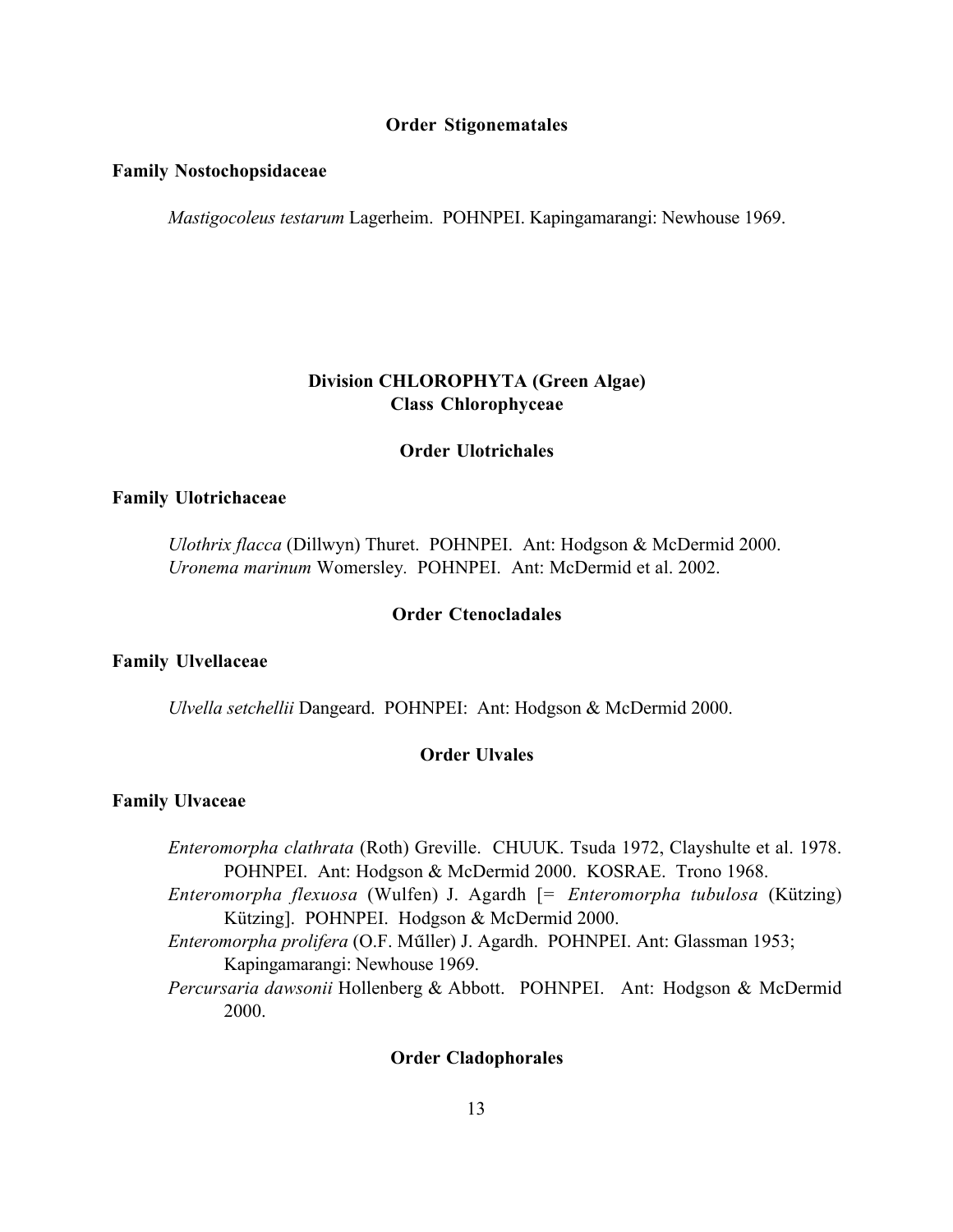### Order Stigonematales

#### Family Nostochopsidaceae

*Mastigocoleus testarum* Lagerheim. POHNPEI. Kapingamarangi: Newhouse 1969.

## Division CHLOROPHYTA (Green Algae)
## Class Chlorophyceae

### Order Ulotrichales

#### Family Ulotrichaceae

*Ulothrix flacca* (Dillwyn) Thuret. POHNPEI. Ant: Hodgson & McDermid 2000.
*Uronema marinum* Womersley. POHNPEI. Ant: McDermid et al. 2002.

### Order Ctenocladales

#### Family Ulvellaceae

*Ulvella setchellii* Dangeard. POHNPEI: Ant: Hodgson & McDermid 2000.

### Order Ulvales

#### Family Ulvaceae

*Enteromorpha clathrata* (Roth) Greville. CHUUK. Tsuda 1972, Clayshulte et al. 1978. POHNPEI. Ant: Hodgson & McDermid 2000. KOSRAE. Trono 1968.
*Enteromorpha flexuosa* (Wulfen) J. Agardh [= *Enteromorpha tubulosa* (Kützing) Kützing]. POHNPEI. Hodgson & McDermid 2000.
*Enteromorpha prolifera* (O.F. Mǘller) J. Agardh. POHNPEI. Ant: Glassman 1953; Kapingamarangi: Newhouse 1969.
*Percursaria dawsonii* Hollenberg & Abbott. POHNPEI. Ant: Hodgson & McDermid 2000.

### Order Cladophorales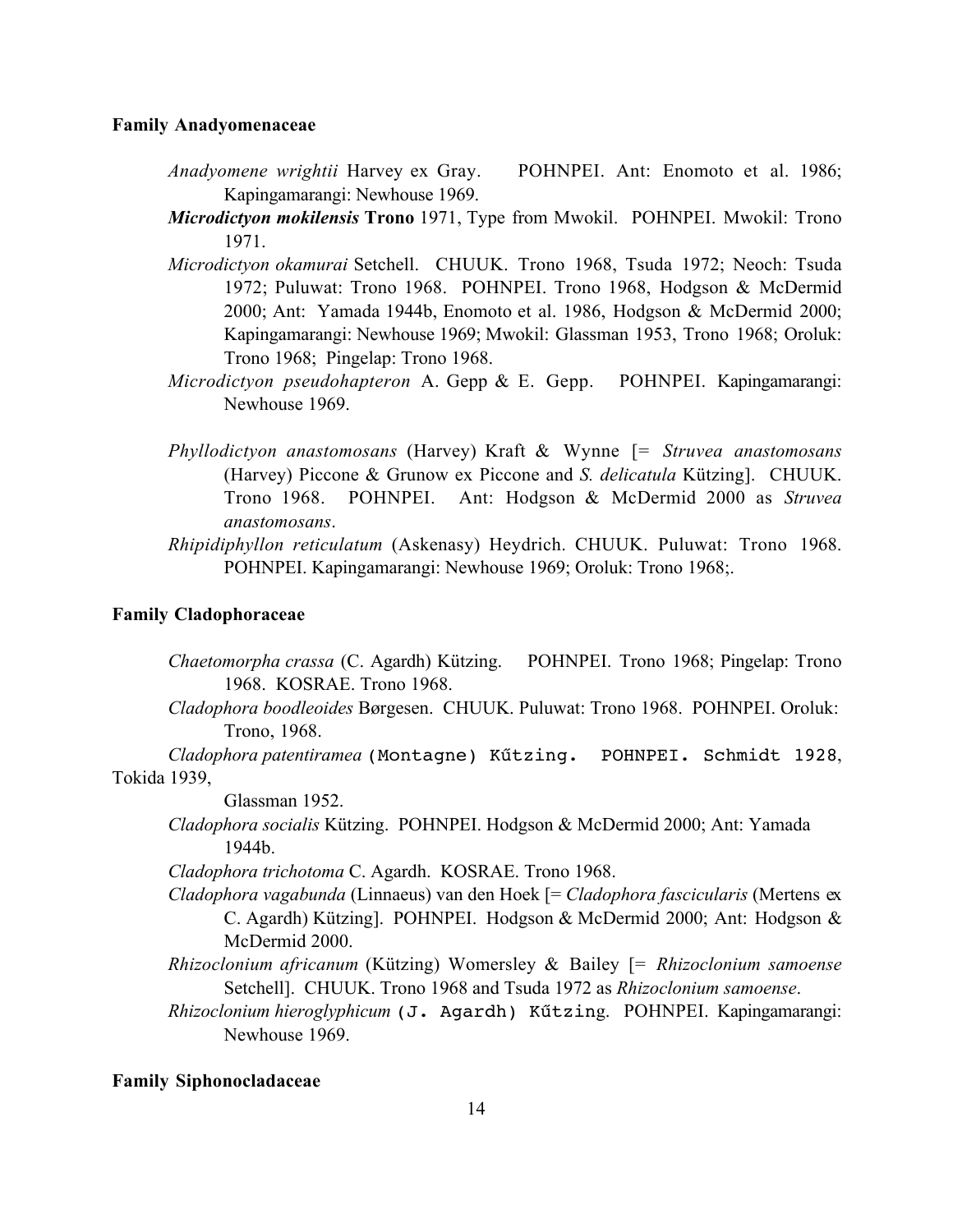**Family Anadyomenaceae**

*Anadyomene wrightii* Harvey ex Gray. POHNPEI. Ant: Enomoto et al. 1986; Kapingamarangi: Newhouse 1969.

***Microdictyon mokilensis* Trono** 1971, Type from Mwokil. POHNPEI. Mwokil: Trono 1971.

*Microdictyon okamurai* Setchell. CHUUK. Trono 1968, Tsuda 1972; Neoch: Tsuda 1972; Puluwat: Trono 1968. POHNPEI. Trono 1968, Hodgson & McDermid 2000; Ant: Yamada 1944b, Enomoto et al. 1986, Hodgson & McDermid 2000; Kapingamarangi: Newhouse 1969; Mwokil: Glassman 1953, Trono 1968; Oroluk: Trono 1968; Pingelap: Trono 1968.

*Microdictyon pseudohapteron* A. Gepp & E. Gepp. POHNPEI. Kapingamarangi: Newhouse 1969.

*Phyllodictyon anastomosans* (Harvey) Kraft & Wynne [= *Struvea anastomosans* (Harvey) Piccone & Grunow ex Piccone and *S. delicatula* Kützing]. CHUUK. Trono 1968. POHNPEI. Ant: Hodgson & McDermid 2000 as *Struvea anastomosans*.

*Rhipidiphyllon reticulatum* (Askenasy) Heydrich. CHUUK. Puluwat: Trono 1968. POHNPEI. Kapingamarangi: Newhouse 1969; Oroluk: Trono 1968;.

**Family Cladophoraceae**

*Chaetomorpha crassa* (C. Agardh) Kützing. POHNPEI. Trono 1968; Pingelap: Trono 1968. KOSRAE. Trono 1968.

*Cladophora boodleoides* Børgesen. CHUUK. Puluwat: Trono 1968. POHNPEI. Oroluk: Trono, 1968.

*Cladophora patentiramea* (Montagne) Kűtzing. POHNPEI. Schmidt 1928, Tokida 1939, Glassman 1952.

*Cladophora socialis* Kützing. POHNPEI. Hodgson & McDermid 2000; Ant: Yamada 1944b.

*Cladophora trichotoma* C. Agardh. KOSRAE. Trono 1968.

*Cladophora vagabunda* (Linnaeus) van den Hoek [= *Cladophora fascicularis* (Mertens ex C. Agardh) Kützing]. POHNPEI. Hodgson & McDermid 2000; Ant: Hodgson & McDermid 2000.

*Rhizoclonium africanum* (Kützing) Womersley & Bailey [= *Rhizoclonium samoense* Setchell]. CHUUK. Trono 1968 and Tsuda 1972 as *Rhizoclonium samoense*.

*Rhizoclonium hieroglyphicum* (J. Agardh) Kűtzing. POHNPEI. Kapingamarangi: Newhouse 1969.

**Family Siphonocladaceae**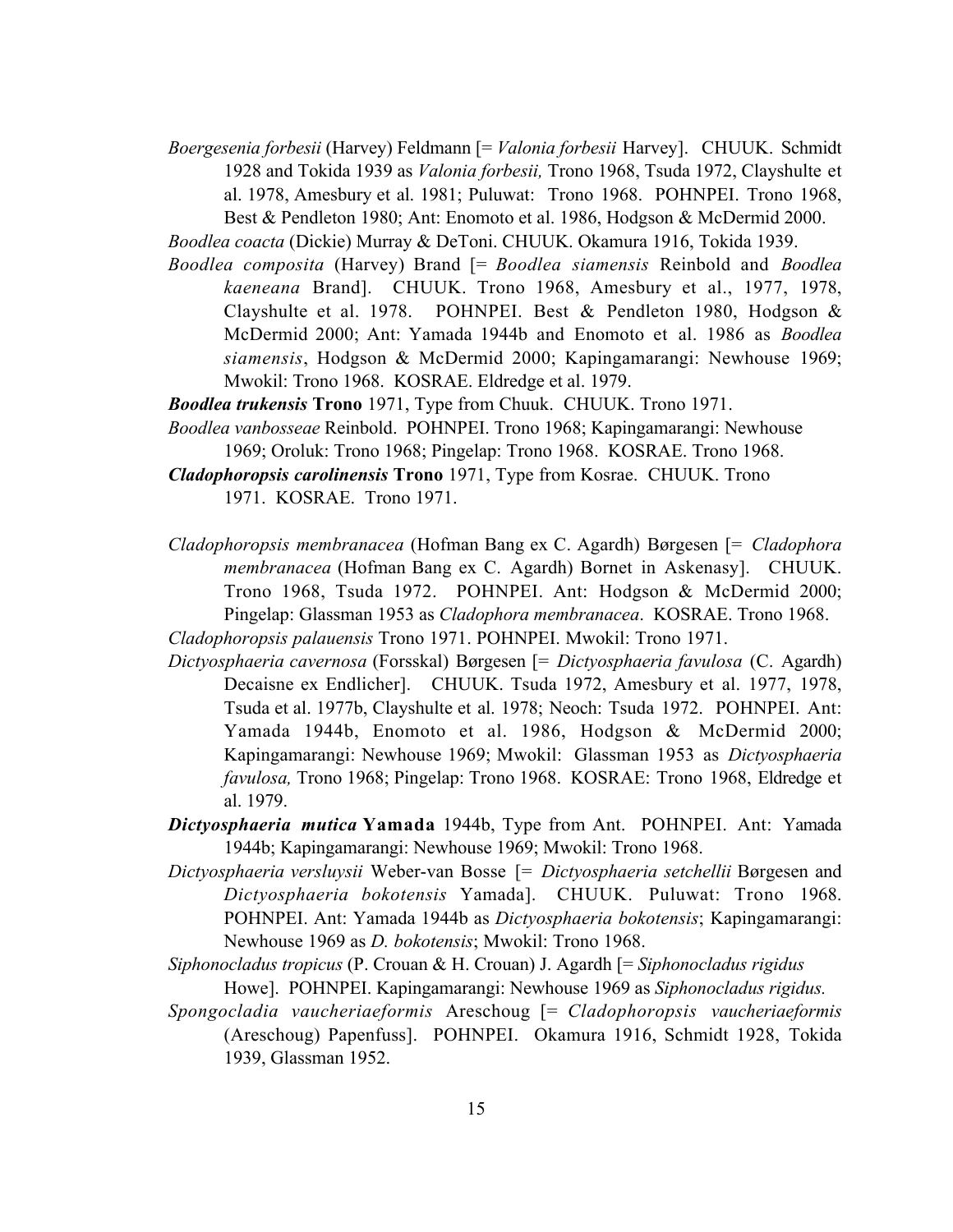*Boergesenia forbesii* (Harvey) Feldmann [= *Valonia forbesii* Harvey]. CHUUK. Schmidt 1928 and Tokida 1939 as *Valonia forbesii,* Trono 1968, Tsuda 1972, Clayshulte et al. 1978, Amesbury et al. 1981; Puluwat: Trono 1968. POHNPEI. Trono 1968, Best & Pendleton 1980; Ant: Enomoto et al. 1986, Hodgson & McDermid 2000.

*Boodlea coacta* (Dickie) Murray & DeToni. CHUUK. Okamura 1916, Tokida 1939.

*Boodlea composita* (Harvey) Brand [= *Boodlea siamensis* Reinbold and *Boodlea kaeneana* Brand]. CHUUK. Trono 1968, Amesbury et al., 1977, 1978, Clayshulte et al. 1978. POHNPEI. Best & Pendleton 1980, Hodgson & McDermid 2000; Ant: Yamada 1944b and Enomoto et al. 1986 as *Boodlea siamensis*, Hodgson & McDermid 2000; Kapingamarangi: Newhouse 1969; Mwokil: Trono 1968. KOSRAE. Eldredge et al. 1979.

***Boodlea trukensis* Trono** 1971, Type from Chuuk. CHUUK. Trono 1971.

*Boodlea vanbosseae* Reinbold. POHNPEI. Trono 1968; Kapingamarangi: Newhouse 1969; Oroluk: Trono 1968; Pingelap: Trono 1968. KOSRAE. Trono 1968.

***Cladophoropsis carolinensis* Trono** 1971, Type from Kosrae. CHUUK. Trono 1971. KOSRAE. Trono 1971.

*Cladophoropsis membranacea* (Hofman Bang ex C. Agardh) Børgesen [= *Cladophora membranacea* (Hofman Bang ex C. Agardh) Bornet in Askenasy]. CHUUK. Trono 1968, Tsuda 1972. POHNPEI. Ant: Hodgson & McDermid 2000; Pingelap: Glassman 1953 as *Cladophora membranacea*. KOSRAE. Trono 1968.

*Cladophoropsis palauensis* Trono 1971. POHNPEI. Mwokil: Trono 1971.

*Dictyosphaeria cavernosa* (Forsskal) Børgesen [= *Dictyosphaeria favulosa* (C. Agardh) Decaisne ex Endlicher]. CHUUK. Tsuda 1972, Amesbury et al. 1977, 1978, Tsuda et al. 1977b, Clayshulte et al. 1978; Neoch: Tsuda 1972. POHNPEI. Ant: Yamada 1944b, Enomoto et al. 1986, Hodgson & McDermid 2000; Kapingamarangi: Newhouse 1969; Mwokil: Glassman 1953 as *Dictyosphaeria favulosa,* Trono 1968; Pingelap: Trono 1968. KOSRAE: Trono 1968, Eldredge et al. 1979.

***Dictyosphaeria mutica* Yamada** 1944b, Type from Ant. POHNPEI. Ant: Yamada 1944b; Kapingamarangi: Newhouse 1969; Mwokil: Trono 1968.

*Dictyosphaeria versluysii* Weber-van Bosse [= *Dictyosphaeria setchellii* Børgesen and *Dictyosphaeria bokotensis* Yamada]. CHUUK. Puluwat: Trono 1968. POHNPEI. Ant: Yamada 1944b as *Dictyosphaeria bokotensis*; Kapingamarangi: Newhouse 1969 as *D. bokotensis*; Mwokil: Trono 1968.

*Siphonocladus tropicus* (P. Crouan & H. Crouan) J. Agardh [= *Siphonocladus rigidus* Howe]. POHNPEI. Kapingamarangi: Newhouse 1969 as *Siphonocladus rigidus.*

*Spongocladia vaucheriaeformis* Areschoug [= *Cladophoropsis vaucheriaeformis* (Areschoug) Papenfuss]. POHNPEI. Okamura 1916, Schmidt 1928, Tokida 1939, Glassman 1952.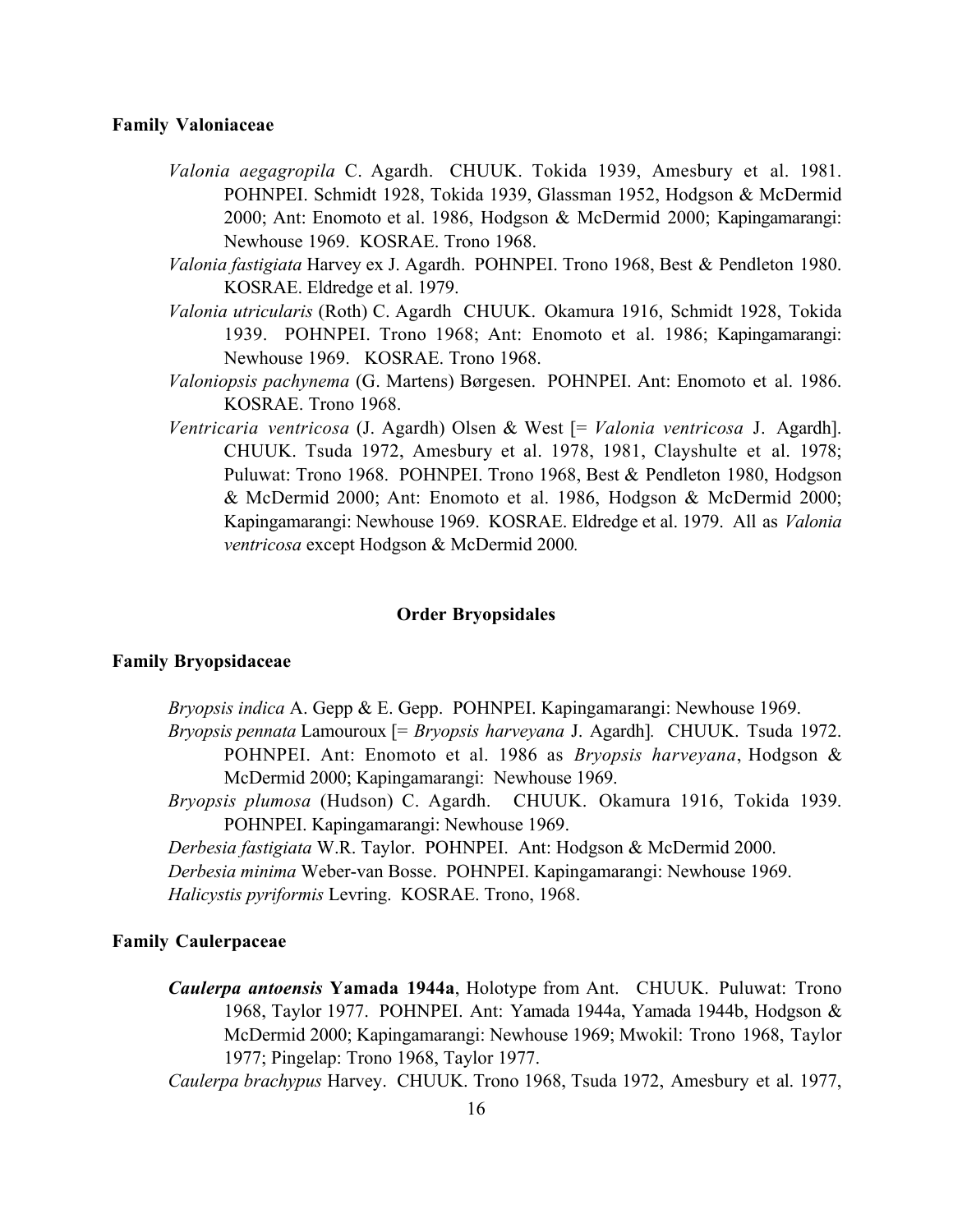### Family Valoniaceae

*Valonia aegagropila* C. Agardh. CHUUK. Tokida 1939, Amesbury et al. 1981. POHNPEI. Schmidt 1928, Tokida 1939, Glassman 1952, Hodgson & McDermid 2000; Ant: Enomoto et al. 1986, Hodgson & McDermid 2000; Kapingamarangi: Newhouse 1969. KOSRAE. Trono 1968.

*Valonia fastigiata* Harvey ex J. Agardh. POHNPEI. Trono 1968, Best & Pendleton 1980. KOSRAE. Eldredge et al. 1979.

*Valonia utricularis* (Roth) C. Agardh CHUUK. Okamura 1916, Schmidt 1928, Tokida 1939. POHNPEI. Trono 1968; Ant: Enomoto et al. 1986; Kapingamarangi: Newhouse 1969. KOSRAE. Trono 1968.

*Valoniopsis pachynema* (G. Martens) Børgesen. POHNPEI. Ant: Enomoto et al. 1986. KOSRAE. Trono 1968.

*Ventricaria ventricosa* (J. Agardh) Olsen & West [= *Valonia ventricosa* J. Agardh]. CHUUK. Tsuda 1972, Amesbury et al. 1978, 1981, Clayshulte et al. 1978; Puluwat: Trono 1968. POHNPEI. Trono 1968, Best & Pendleton 1980, Hodgson & McDermid 2000; Ant: Enomoto et al. 1986, Hodgson & McDermid 2000; Kapingamarangi: Newhouse 1969. KOSRAE. Eldredge et al. 1979. All as *Valonia ventricosa* except Hodgson & McDermid 2000.

## Order Bryopsidales

### Family Bryopsidaceae

*Bryopsis indica* A. Gepp & E. Gepp. POHNPEI. Kapingamarangi: Newhouse 1969.

*Bryopsis pennata* Lamouroux [= *Bryopsis harveyana* J. Agardh]. CHUUK. Tsuda 1972. POHNPEI. Ant: Enomoto et al. 1986 as *Bryopsis harveyana*, Hodgson & McDermid 2000; Kapingamarangi: Newhouse 1969.

*Bryopsis plumosa* (Hudson) C. Agardh. CHUUK. Okamura 1916, Tokida 1939. POHNPEI. Kapingamarangi: Newhouse 1969.

*Derbesia fastigiata* W.R. Taylor. POHNPEI. Ant: Hodgson & McDermid 2000.

*Derbesia minima* Weber-van Bosse. POHNPEI. Kapingamarangi: Newhouse 1969.

*Halicystis pyriformis* Levring. KOSRAE. Trono, 1968.

### Family Caulerpaceae

***Caulerpa antoensis* Yamada 1944a**, Holotype from Ant. CHUUK. Puluwat: Trono 1968, Taylor 1977. POHNPEI. Ant: Yamada 1944a, Yamada 1944b, Hodgson & McDermid 2000; Kapingamarangi: Newhouse 1969; Mwokil: Trono 1968, Taylor 1977; Pingelap: Trono 1968, Taylor 1977.

*Caulerpa brachypus* Harvey. CHUUK. Trono 1968, Tsuda 1972, Amesbury et al. 1977,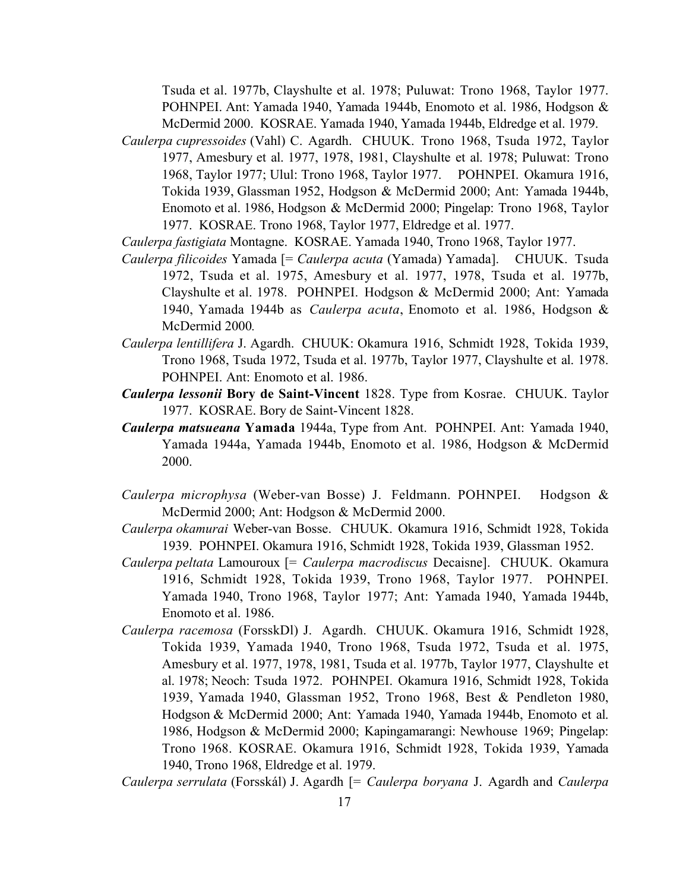Tsuda et al. 1977b, Clayshulte et al. 1978; Puluwat: Trono 1968, Taylor 1977. POHNPEI. Ant: Yamada 1940, Yamada 1944b, Enomoto et al. 1986, Hodgson & McDermid 2000. KOSRAE. Yamada 1940, Yamada 1944b, Eldredge et al. 1979.

*Caulerpa cupressoides* (Vahl) C. Agardh. CHUUK. Trono 1968, Tsuda 1972, Taylor 1977, Amesbury et al. 1977, 1978, 1981, Clayshulte et al. 1978; Puluwat: Trono 1968, Taylor 1977; Ulul: Trono 1968, Taylor 1977. POHNPEI. Okamura 1916, Tokida 1939, Glassman 1952, Hodgson & McDermid 2000; Ant: Yamada 1944b, Enomoto et al. 1986, Hodgson & McDermid 2000; Pingelap: Trono 1968, Taylor 1977. KOSRAE. Trono 1968, Taylor 1977, Eldredge et al. 1977.

*Caulerpa fastigiata* Montagne. KOSRAE. Yamada 1940, Trono 1968, Taylor 1977.

*Caulerpa filicoides* Yamada [= *Caulerpa acuta* (Yamada) Yamada]. CHUUK. Tsuda 1972, Tsuda et al. 1975, Amesbury et al. 1977, 1978, Tsuda et al. 1977b, Clayshulte et al. 1978. POHNPEI. Hodgson & McDermid 2000; Ant: Yamada 1940, Yamada 1944b as *Caulerpa acuta*, Enomoto et al. 1986, Hodgson & McDermid 2000.

*Caulerpa lentillifera* J. Agardh. CHUUK: Okamura 1916, Schmidt 1928, Tokida 1939, Trono 1968, Tsuda 1972, Tsuda et al. 1977b, Taylor 1977, Clayshulte et al. 1978. POHNPEI. Ant: Enomoto et al. 1986.

***Caulerpa lessonii* Bory de Saint-Vincent** 1828. Type from Kosrae. CHUUK. Taylor 1977. KOSRAE. Bory de Saint-Vincent 1828.

***Caulerpa matsueana* Yamada** 1944a, Type from Ant. POHNPEI. Ant: Yamada 1940, Yamada 1944a, Yamada 1944b, Enomoto et al. 1986, Hodgson & McDermid 2000.

*Caulerpa microphysa* (Weber-van Bosse) J. Feldmann. POHNPEI. Hodgson & McDermid 2000; Ant: Hodgson & McDermid 2000.

*Caulerpa okamurai* Weber-van Bosse. CHUUK. Okamura 1916, Schmidt 1928, Tokida 1939. POHNPEI. Okamura 1916, Schmidt 1928, Tokida 1939, Glassman 1952.

*Caulerpa peltata* Lamouroux [= *Caulerpa macrodiscus* Decaisne]. CHUUK. Okamura 1916, Schmidt 1928, Tokida 1939, Trono 1968, Taylor 1977. POHNPEI. Yamada 1940, Trono 1968, Taylor 1977; Ant: Yamada 1940, Yamada 1944b, Enomoto et al. 1986.

*Caulerpa racemosa* (ForsskDl) J. Agardh. CHUUK. Okamura 1916, Schmidt 1928, Tokida 1939, Yamada 1940, Trono 1968, Tsuda 1972, Tsuda et al. 1975, Amesbury et al. 1977, 1978, 1981, Tsuda et al. 1977b, Taylor 1977, Clayshulte et al. 1978; Neoch: Tsuda 1972. POHNPEI. Okamura 1916, Schmidt 1928, Tokida 1939, Yamada 1940, Glassman 1952, Trono 1968, Best & Pendleton 1980, Hodgson & McDermid 2000; Ant: Yamada 1940, Yamada 1944b, Enomoto et al. 1986, Hodgson & McDermid 2000; Kapingamarangi: Newhouse 1969; Pingelap: Trono 1968. KOSRAE. Okamura 1916, Schmidt 1928, Tokida 1939, Yamada 1940, Trono 1968, Eldredge et al. 1979.

*Caulerpa serrulata* (Forsskál) J. Agardh [= *Caulerpa boryana* J. Agardh and *Caulerpa*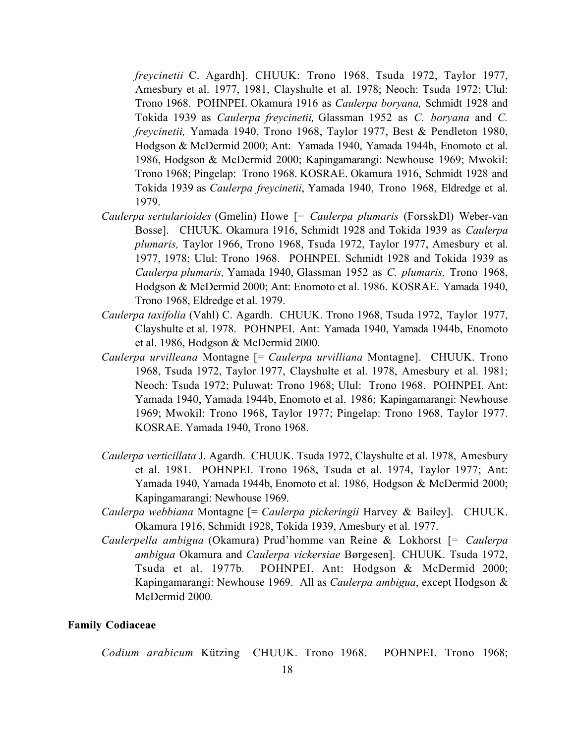*freycinetii* C. Agardh]. CHUUK: Trono 1968, Tsuda 1972, Taylor 1977, Amesbury et al. 1977, 1981, Clayshulte et al. 1978; Neoch: Tsuda 1972; Ulul: Trono 1968. POHNPEI. Okamura 1916 as *Caulerpa boryana,* Schmidt 1928 and Tokida 1939 as *Caulerpa freycinetii,* Glassman 1952 as *C. boryana* and *C. freycinetii,* Yamada 1940, Trono 1968, Taylor 1977, Best & Pendleton 1980, Hodgson & McDermid 2000; Ant: Yamada 1940, Yamada 1944b, Enomoto et al. 1986, Hodgson & McDermid 2000; Kapingamarangi: Newhouse 1969; Mwokil: Trono 1968; Pingelap: Trono 1968. KOSRAE. Okamura 1916, Schmidt 1928 and Tokida 1939 as *Caulerpa freycinetii*, Yamada 1940, Trono 1968, Eldredge et al. 1979.

*Caulerpa sertularioides* (Gmelin) Howe [= *Caulerpa plumaris* (ForsskDl) Weber-van Bosse]. CHUUK. Okamura 1916, Schmidt 1928 and Tokida 1939 as *Caulerpa plumaris,* Taylor 1966, Trono 1968, Tsuda 1972, Taylor 1977, Amesbury et al. 1977, 1978; Ulul: Trono 1968. POHNPEI. Schmidt 1928 and Tokida 1939 as *Caulerpa plumaris,* Yamada 1940, Glassman 1952 as *C. plumaris,* Trono 1968, Hodgson & McDermid 2000; Ant: Enomoto et al. 1986. KOSRAE. Yamada 1940, Trono 1968, Eldredge et al. 1979.

*Caulerpa taxifolia* (Vahl) C. Agardh. CHUUK. Trono 1968, Tsuda 1972, Taylor 1977, Clayshulte et al. 1978. POHNPEI. Ant: Yamada 1940, Yamada 1944b, Enomoto et al. 1986, Hodgson & McDermid 2000.

*Caulerpa urvilleana* Montagne [= *Caulerpa urvilliana* Montagne]. CHUUK. Trono 1968, Tsuda 1972, Taylor 1977, Clayshulte et al. 1978, Amesbury et al. 1981; Neoch: Tsuda 1972; Puluwat: Trono 1968; Ulul: Trono 1968. POHNPEI. Ant: Yamada 1940, Yamada 1944b, Enomoto et al. 1986; Kapingamarangi: Newhouse 1969; Mwokil: Trono 1968, Taylor 1977; Pingelap: Trono 1968, Taylor 1977. KOSRAE. Yamada 1940, Trono 1968.

*Caulerpa verticillata* J. Agardh. CHUUK. Tsuda 1972, Clayshulte et al. 1978, Amesbury et al. 1981. POHNPEI. Trono 1968, Tsuda et al. 1974, Taylor 1977; Ant: Yamada 1940, Yamada 1944b, Enomoto et al. 1986, Hodgson & McDermid 2000; Kapingamarangi: Newhouse 1969.

*Caulerpa webbiana* Montagne [= *Caulerpa pickeringii* Harvey & Bailey]. CHUUK. Okamura 1916, Schmidt 1928, Tokida 1939, Amesbury et al. 1977.

*Caulerpella ambigua* (Okamura) Prud'homme van Reine & Lokhorst [= *Caulerpa ambigua* Okamura and *Caulerpa vickersiae* Børgesen]. CHUUK. Tsuda 1972, Tsuda et al. 1977b. POHNPEI. Ant: Hodgson & McDermid 2000; Kapingamarangi: Newhouse 1969. All as *Caulerpa ambigua*, except Hodgson & McDermid 2000.

**Family Codiaceae**

*Codium arabicum* Kützing CHUUK. Trono 1968. POHNPEI. Trono 1968;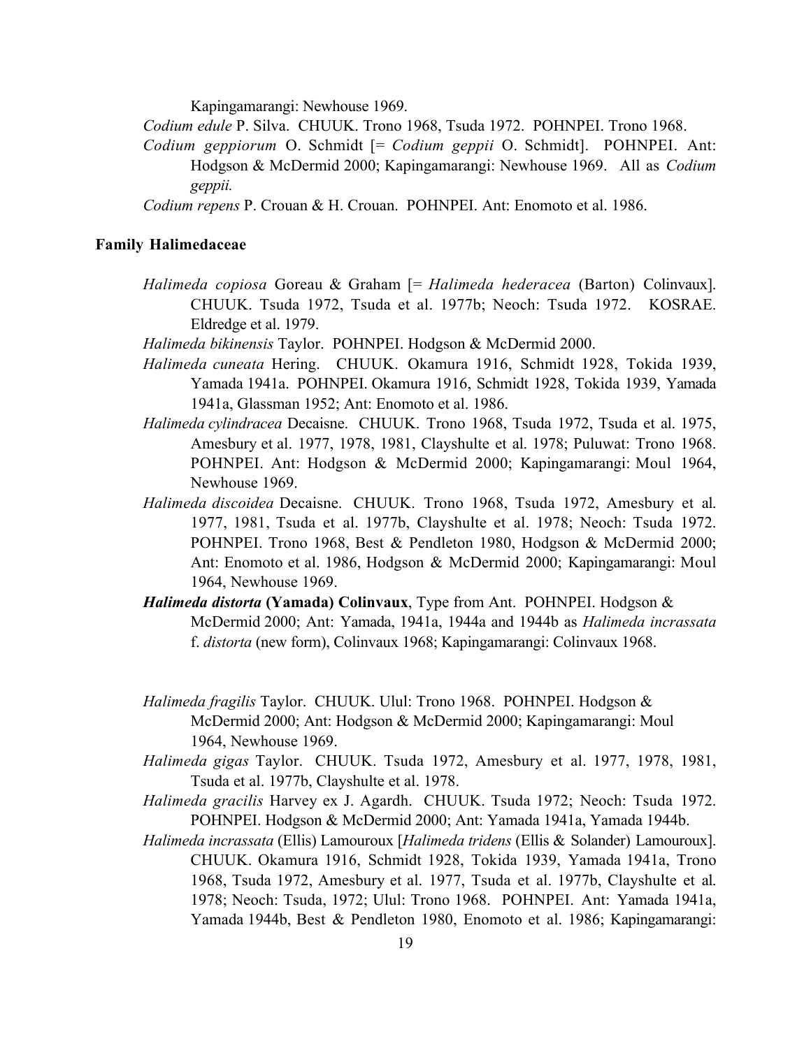Kapingamarangi: Newhouse 1969.

*Codium edule* P. Silva. CHUUK. Trono 1968, Tsuda 1972. POHNPEI. Trono 1968.

*Codium geppiorum* O. Schmidt [= *Codium geppii* O. Schmidt]. POHNPEI. Ant: Hodgson & McDermid 2000; Kapingamarangi: Newhouse 1969. All as *Codium geppii.*

*Codium repens* P. Crouan & H. Crouan. POHNPEI. Ant: Enomoto et al. 1986.

### Family Halimedaceae

*Halimeda copiosa* Goreau & Graham [= *Halimeda hederacea* (Barton) Colinvaux]. CHUUK. Tsuda 1972, Tsuda et al. 1977b; Neoch: Tsuda 1972. KOSRAE. Eldredge et al. 1979.

*Halimeda bikinensis* Taylor. POHNPEI. Hodgson & McDermid 2000.

*Halimeda cuneata* Hering. CHUUK. Okamura 1916, Schmidt 1928, Tokida 1939, Yamada 1941a. POHNPEI. Okamura 1916, Schmidt 1928, Tokida 1939, Yamada 1941a, Glassman 1952; Ant: Enomoto et al. 1986.

*Halimeda cylindracea* Decaisne. CHUUK. Trono 1968, Tsuda 1972, Tsuda et al. 1975, Amesbury et al. 1977, 1978, 1981, Clayshulte et al. 1978; Puluwat: Trono 1968. POHNPEI. Ant: Hodgson & McDermid 2000; Kapingamarangi: Moul 1964, Newhouse 1969.

*Halimeda discoidea* Decaisne. CHUUK. Trono 1968, Tsuda 1972, Amesbury et al. 1977, 1981, Tsuda et al. 1977b, Clayshulte et al. 1978; Neoch: Tsuda 1972. POHNPEI. Trono 1968, Best & Pendleton 1980, Hodgson & McDermid 2000; Ant: Enomoto et al. 1986, Hodgson & McDermid 2000; Kapingamarangi: Moul 1964, Newhouse 1969.

***Halimeda distorta* (Yamada) Colinvaux**, Type from Ant. POHNPEI. Hodgson & McDermid 2000; Ant: Yamada, 1941a, 1944a and 1944b as *Halimeda incrassata* f. *distorta* (new form), Colinvaux 1968; Kapingamarangi: Colinvaux 1968.

*Halimeda fragilis* Taylor. CHUUK. Ulul: Trono 1968. POHNPEI. Hodgson & McDermid 2000; Ant: Hodgson & McDermid 2000; Kapingamarangi: Moul 1964, Newhouse 1969.

*Halimeda gigas* Taylor. CHUUK. Tsuda 1972, Amesbury et al. 1977, 1978, 1981, Tsuda et al. 1977b, Clayshulte et al. 1978.

*Halimeda gracilis* Harvey ex J. Agardh. CHUUK. Tsuda 1972; Neoch: Tsuda 1972. POHNPEI. Hodgson & McDermid 2000; Ant: Yamada 1941a, Yamada 1944b.

*Halimeda incrassata* (Ellis) Lamouroux [*Halimeda tridens* (Ellis & Solander) Lamouroux]. CHUUK. Okamura 1916, Schmidt 1928, Tokida 1939, Yamada 1941a, Trono 1968, Tsuda 1972, Amesbury et al. 1977, Tsuda et al. 1977b, Clayshulte et al. 1978; Neoch: Tsuda, 1972; Ulul: Trono 1968. POHNPEI. Ant: Yamada 1941a, Yamada 1944b, Best & Pendleton 1980, Enomoto et al. 1986; Kapingamarangi: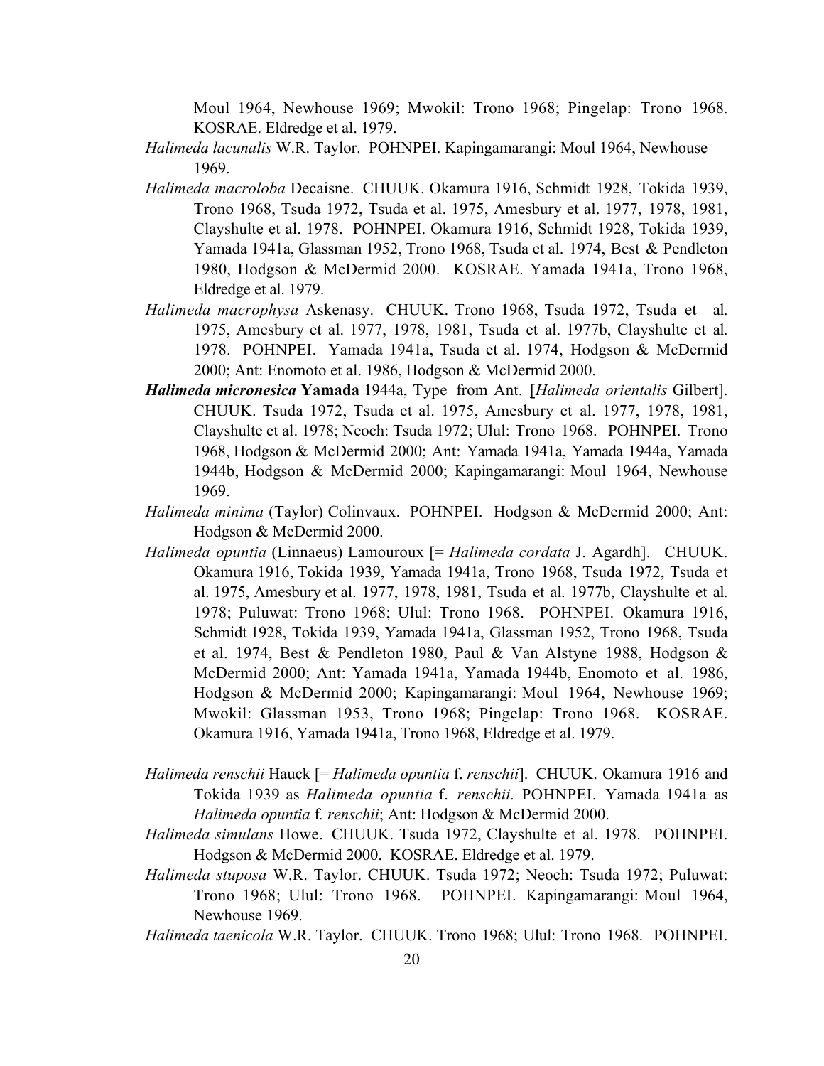Moul 1964, Newhouse 1969; Mwokil: Trono 1968; Pingelap: Trono 1968. KOSRAE. Eldredge et al. 1979.

*Halimeda lacunalis* W.R. Taylor. POHNPEI. Kapingamarangi: Moul 1964, Newhouse 1969.

*Halimeda macroloba* Decaisne. CHUUK. Okamura 1916, Schmidt 1928, Tokida 1939, Trono 1968, Tsuda 1972, Tsuda et al. 1975, Amesbury et al. 1977, 1978, 1981, Clayshulte et al. 1978. POHNPEI. Okamura 1916, Schmidt 1928, Tokida 1939, Yamada 1941a, Glassman 1952, Trono 1968, Tsuda et al. 1974, Best & Pendleton 1980, Hodgson & McDermid 2000. KOSRAE. Yamada 1941a, Trono 1968, Eldredge et al. 1979.

*Halimeda macrophysa* Askenasy. CHUUK. Trono 1968, Tsuda 1972, Tsuda et al. 1975, Amesbury et al. 1977, 1978, 1981, Tsuda et al. 1977b, Clayshulte et al. 1978. POHNPEI. Yamada 1941a, Tsuda et al. 1974, Hodgson & McDermid 2000; Ant: Enomoto et al. 1986, Hodgson & McDermid 2000.

***Halimeda micronesica* Yamada** 1944a, Type from Ant. [*Halimeda orientalis* Gilbert]. CHUUK. Tsuda 1972, Tsuda et al. 1975, Amesbury et al. 1977, 1978, 1981, Clayshulte et al. 1978; Neoch: Tsuda 1972; Ulul: Trono 1968. POHNPEI. Trono 1968, Hodgson & McDermid 2000; Ant: Yamada 1941a, Yamada 1944a, Yamada 1944b, Hodgson & McDermid 2000; Kapingamarangi: Moul 1964, Newhouse 1969.

*Halimeda minima* (Taylor) Colinvaux. POHNPEI. Hodgson & McDermid 2000; Ant: Hodgson & McDermid 2000.

*Halimeda opuntia* (Linnaeus) Lamouroux [= *Halimeda cordata* J. Agardh]. CHUUK. Okamura 1916, Tokida 1939, Yamada 1941a, Trono 1968, Tsuda 1972, Tsuda et al. 1975, Amesbury et al. 1977, 1978, 1981, Tsuda et al. 1977b, Clayshulte et al. 1978; Puluwat: Trono 1968; Ulul: Trono 1968. POHNPEI. Okamura 1916, Schmidt 1928, Tokida 1939, Yamada 1941a, Glassman 1952, Trono 1968, Tsuda et al. 1974, Best & Pendleton 1980, Paul & Van Alstyne 1988, Hodgson & McDermid 2000; Ant: Yamada 1941a, Yamada 1944b, Enomoto et al. 1986, Hodgson & McDermid 2000; Kapingamarangi: Moul 1964, Newhouse 1969; Mwokil: Glassman 1953, Trono 1968; Pingelap: Trono 1968. KOSRAE. Okamura 1916, Yamada 1941a, Trono 1968, Eldredge et al. 1979.

*Halimeda renschii* Hauck [= *Halimeda opuntia* f. *renschii*]. CHUUK. Okamura 1916 and Tokida 1939 as *Halimeda opuntia* f. *renschii.* POHNPEI. Yamada 1941a as *Halimeda opuntia* f. *renschii*; Ant: Hodgson & McDermid 2000.

*Halimeda simulans* Howe. CHUUK. Tsuda 1972, Clayshulte et al. 1978. POHNPEI. Hodgson & McDermid 2000. KOSRAE. Eldredge et al. 1979.

*Halimeda stuposa* W.R. Taylor. CHUUK. Tsuda 1972; Neoch: Tsuda 1972; Puluwat: Trono 1968; Ulul: Trono 1968. POHNPEI. Kapingamarangi: Moul 1964, Newhouse 1969.

*Halimeda taenicola* W.R. Taylor. CHUUK. Trono 1968; Ulul: Trono 1968. POHNPEI.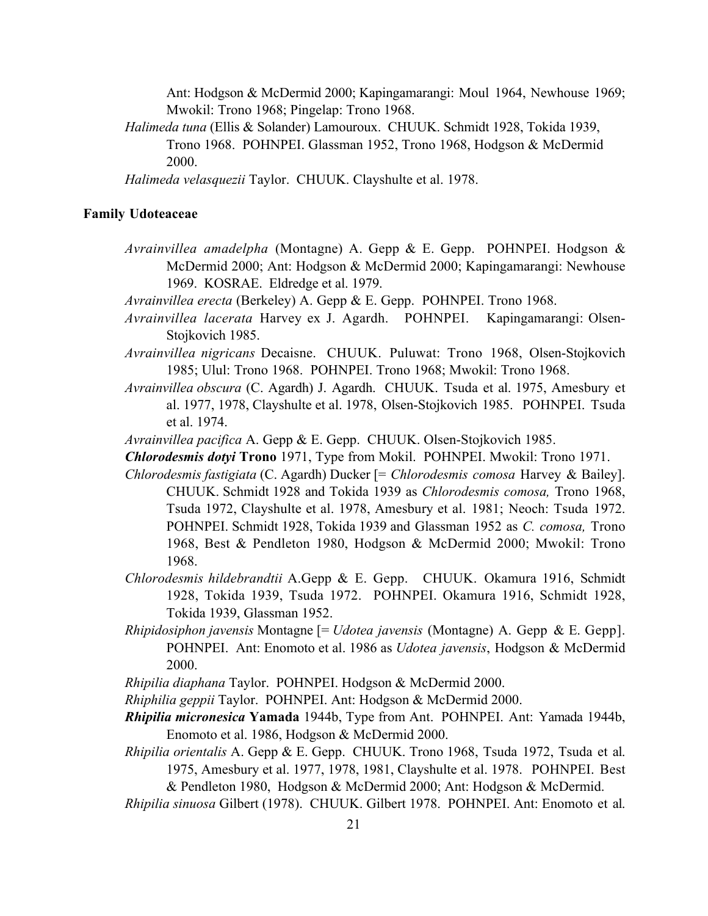Ant: Hodgson & McDermid 2000; Kapingamarangi: Moul 1964, Newhouse 1969; Mwokil: Trono 1968; Pingelap: Trono 1968.

*Halimeda tuna* (Ellis & Solander) Lamouroux. CHUUK. Schmidt 1928, Tokida 1939, Trono 1968. POHNPEI. Glassman 1952, Trono 1968, Hodgson & McDermid 2000.

*Halimeda velasquezii* Taylor. CHUUK. Clayshulte et al. 1978.

**Family Udoteaceae**

*Avrainvillea amadelpha* (Montagne) A. Gepp & E. Gepp. POHNPEI. Hodgson & McDermid 2000; Ant: Hodgson & McDermid 2000; Kapingamarangi: Newhouse 1969. KOSRAE. Eldredge et al. 1979.

*Avrainvillea erecta* (Berkeley) A. Gepp & E. Gepp. POHNPEI. Trono 1968.

*Avrainvillea lacerata* Harvey ex J. Agardh. POHNPEI. Kapingamarangi: Olsen-Stojkovich 1985.

*Avrainvillea nigricans* Decaisne. CHUUK. Puluwat: Trono 1968, Olsen-Stojkovich 1985; Ulul: Trono 1968. POHNPEI. Trono 1968; Mwokil: Trono 1968.

*Avrainvillea obscura* (C. Agardh) J. Agardh. CHUUK. Tsuda et al. 1975, Amesbury et al. 1977, 1978, Clayshulte et al. 1978, Olsen-Stojkovich 1985. POHNPEI. Tsuda et al. 1974.

*Avrainvillea pacifica* A. Gepp & E. Gepp. CHUUK. Olsen-Stojkovich 1985.

***Chlorodesmis dotyi* Trono** 1971, Type from Mokil. POHNPEI. Mwokil: Trono 1971.

*Chlorodesmis fastigiata* (C. Agardh) Ducker [= *Chlorodesmis comosa* Harvey & Bailey]. CHUUK. Schmidt 1928 and Tokida 1939 as *Chlorodesmis comosa,* Trono 1968, Tsuda 1972, Clayshulte et al. 1978, Amesbury et al. 1981; Neoch: Tsuda 1972. POHNPEI. Schmidt 1928, Tokida 1939 and Glassman 1952 as *C. comosa,* Trono 1968, Best & Pendleton 1980, Hodgson & McDermid 2000; Mwokil: Trono 1968.

*Chlorodesmis hildebrandtii* A.Gepp & E. Gepp. CHUUK. Okamura 1916, Schmidt 1928, Tokida 1939, Tsuda 1972. POHNPEI. Okamura 1916, Schmidt 1928, Tokida 1939, Glassman 1952.

*Rhipidosiphon javensis* Montagne [= *Udotea javensis* (Montagne) A. Gepp & E. Gepp]. POHNPEI. Ant: Enomoto et al. 1986 as *Udotea javensis*, Hodgson & McDermid 2000.

*Rhipilia diaphana* Taylor. POHNPEI. Hodgson & McDermid 2000.

*Rhiphilia geppii* Taylor. POHNPEI. Ant: Hodgson & McDermid 2000.

***Rhipilia micronesica* Yamada** 1944b, Type from Ant. POHNPEI. Ant: Yamada 1944b, Enomoto et al. 1986, Hodgson & McDermid 2000.

*Rhipilia orientalis* A. Gepp & E. Gepp. CHUUK. Trono 1968, Tsuda 1972, Tsuda et al. 1975, Amesbury et al. 1977, 1978, 1981, Clayshulte et al. 1978. POHNPEI. Best & Pendleton 1980, Hodgson & McDermid 2000; Ant: Hodgson & McDermid.

*Rhipilia sinuosa* Gilbert (1978). CHUUK. Gilbert 1978. POHNPEI. Ant: Enomoto et al.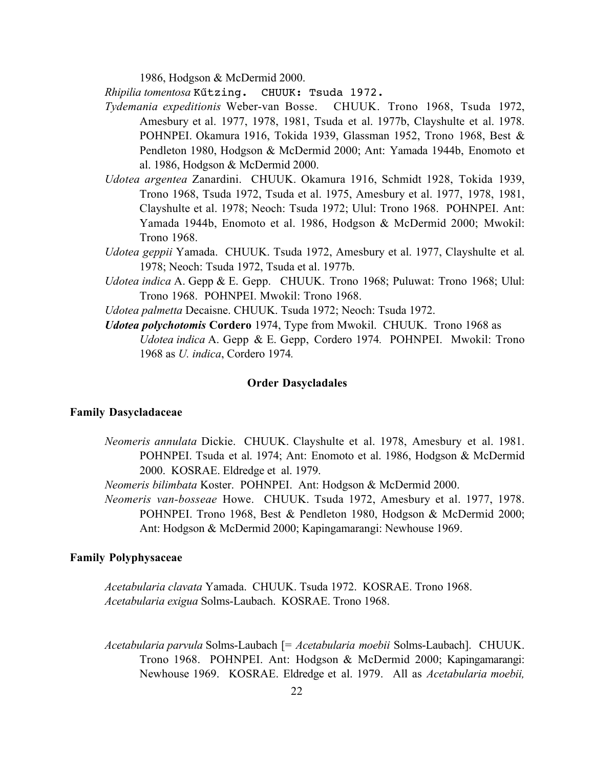1986, Hodgson & McDermid 2000.

*Rhipilia tomentosa* Kűtzing. CHUUK: Tsuda 1972.

*Tydemania expeditionis* Weber-van Bosse. CHUUK. Trono 1968, Tsuda 1972, Amesbury et al. 1977, 1978, 1981, Tsuda et al. 1977b, Clayshulte et al. 1978. POHNPEI. Okamura 1916, Tokida 1939, Glassman 1952, Trono 1968, Best & Pendleton 1980, Hodgson & McDermid 2000; Ant: Yamada 1944b, Enomoto et al. 1986, Hodgson & McDermid 2000.

*Udotea argentea* Zanardini. CHUUK. Okamura 1916, Schmidt 1928, Tokida 1939, Trono 1968, Tsuda 1972, Tsuda et al. 1975, Amesbury et al. 1977, 1978, 1981, Clayshulte et al. 1978; Neoch: Tsuda 1972; Ulul: Trono 1968. POHNPEI. Ant: Yamada 1944b, Enomoto et al. 1986, Hodgson & McDermid 2000; Mwokil: Trono 1968.

*Udotea geppii* Yamada. CHUUK. Tsuda 1972, Amesbury et al. 1977, Clayshulte et al. 1978; Neoch: Tsuda 1972, Tsuda et al. 1977b.

*Udotea indica* A. Gepp & E. Gepp. CHUUK. Trono 1968; Puluwat: Trono 1968; Ulul: Trono 1968. POHNPEI. Mwokil: Trono 1968.

*Udotea palmetta* Decaisne. CHUUK. Tsuda 1972; Neoch: Tsuda 1972.

***Udotea polychotomis* Cordero** 1974, Type from Mwokil. CHUUK. Trono 1968 as *Udotea indica* A. Gepp & E. Gepp, Cordero 1974. POHNPEI. Mwokil: Trono 1968 as *U. indica*, Cordero 1974.

## Order Dasycladales

### Family Dasycladaceae

*Neomeris annulata* Dickie. CHUUK. Clayshulte et al. 1978, Amesbury et al. 1981. POHNPEI. Tsuda et al. 1974; Ant: Enomoto et al. 1986, Hodgson & McDermid 2000. KOSRAE. Eldredge et al. 1979.

*Neomeris bilimbata* Koster. POHNPEI. Ant: Hodgson & McDermid 2000.

*Neomeris van-bosseae* Howe. CHUUK. Tsuda 1972, Amesbury et al. 1977, 1978. POHNPEI. Trono 1968, Best & Pendleton 1980, Hodgson & McDermid 2000; Ant: Hodgson & McDermid 2000; Kapingamarangi: Newhouse 1969.

### Family Polyphysaceae

*Acetabularia clavata* Yamada. CHUUK. Tsuda 1972. KOSRAE. Trono 1968.

*Acetabularia exigua* Solms-Laubach. KOSRAE. Trono 1968.

*Acetabularia parvula* Solms-Laubach [= *Acetabularia moebii* Solms-Laubach]. CHUUK. Trono 1968. POHNPEI. Ant: Hodgson & McDermid 2000; Kapingamarangi: Newhouse 1969. KOSRAE. Eldredge et al. 1979. All as *Acetabularia moebii,*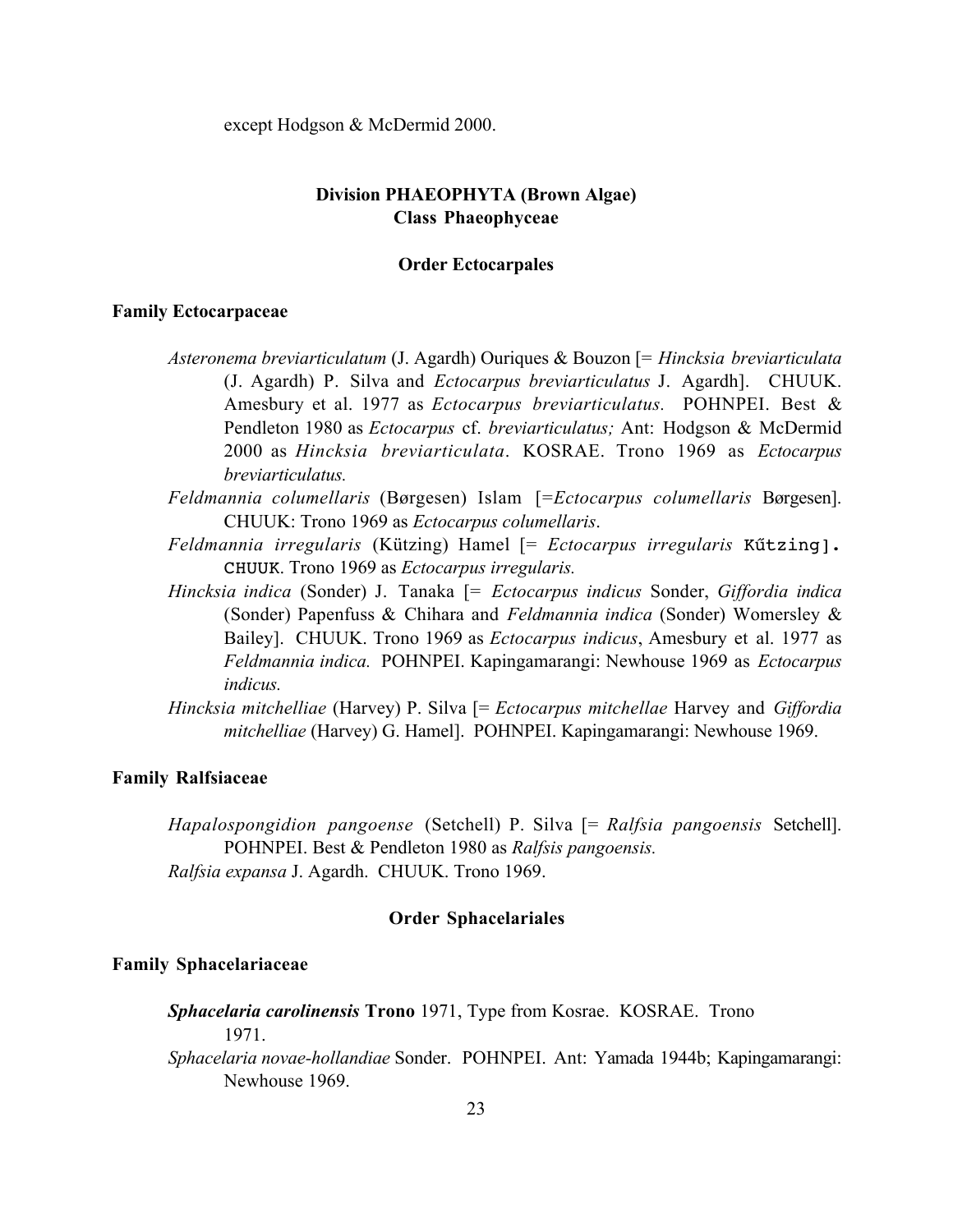except Hodgson & McDermid 2000.

## Division PHAEOPHYTA (Brown Algae)
## Class Phaeophyceae

### Order Ectocarpales

#### Family Ectocarpaceae

*Asteronema breviarticulatum* (J. Agardh) Ouriques & Bouzon [= *Hincksia breviarticulata* (J. Agardh) P. Silva and *Ectocarpus breviarticulatus* J. Agardh]. CHUUK. Amesbury et al. 1977 as *Ectocarpus breviarticulatus.* POHNPEI. Best & Pendleton 1980 as *Ectocarpus* cf. *breviarticulatus;* Ant: Hodgson & McDermid 2000 as *Hincksia breviarticulata*. KOSRAE. Trono 1969 as *Ectocarpus breviarticulatus.*

*Feldmannia columellaris* (Børgesen) Islam [=*Ectocarpus columellaris* Børgesen]. CHUUK: Trono 1969 as *Ectocarpus columellaris*.

*Feldmannia irregularis* (Kützing) Hamel [= *Ectocarpus irregularis* Kűtzing]. CHUUK. Trono 1969 as *Ectocarpus irregularis.*

*Hincksia indica* (Sonder) J. Tanaka [= *Ectocarpus indicus* Sonder, *Giffordia indica* (Sonder) Papenfuss & Chihara and *Feldmannia indica* (Sonder) Womersley & Bailey]. CHUUK. Trono 1969 as *Ectocarpus indicus*, Amesbury et al. 1977 as *Feldmannia indica.* POHNPEI. Kapingamarangi: Newhouse 1969 as *Ectocarpus indicus.*

*Hincksia mitchelliae* (Harvey) P. Silva [= *Ectocarpus mitchellae* Harvey and *Giffordia mitchelliae* (Harvey) G. Hamel]. POHNPEI. Kapingamarangi: Newhouse 1969.

#### Family Ralfsiaceae

*Hapalospongidion pangoense* (Setchell) P. Silva [= *Ralfsia pangoensis* Setchell]. POHNPEI. Best & Pendleton 1980 as *Ralfsis pangoensis.*

*Ralfsia expansa* J. Agardh. CHUUK. Trono 1969.

### Order Sphacelariales

#### Family Sphacelariaceae

***Sphacelaria carolinensis* Trono** 1971, Type from Kosrae. KOSRAE. Trono 1971.

*Sphacelaria novae-hollandiae* Sonder. POHNPEI. Ant: Yamada 1944b; Kapingamarangi: Newhouse 1969.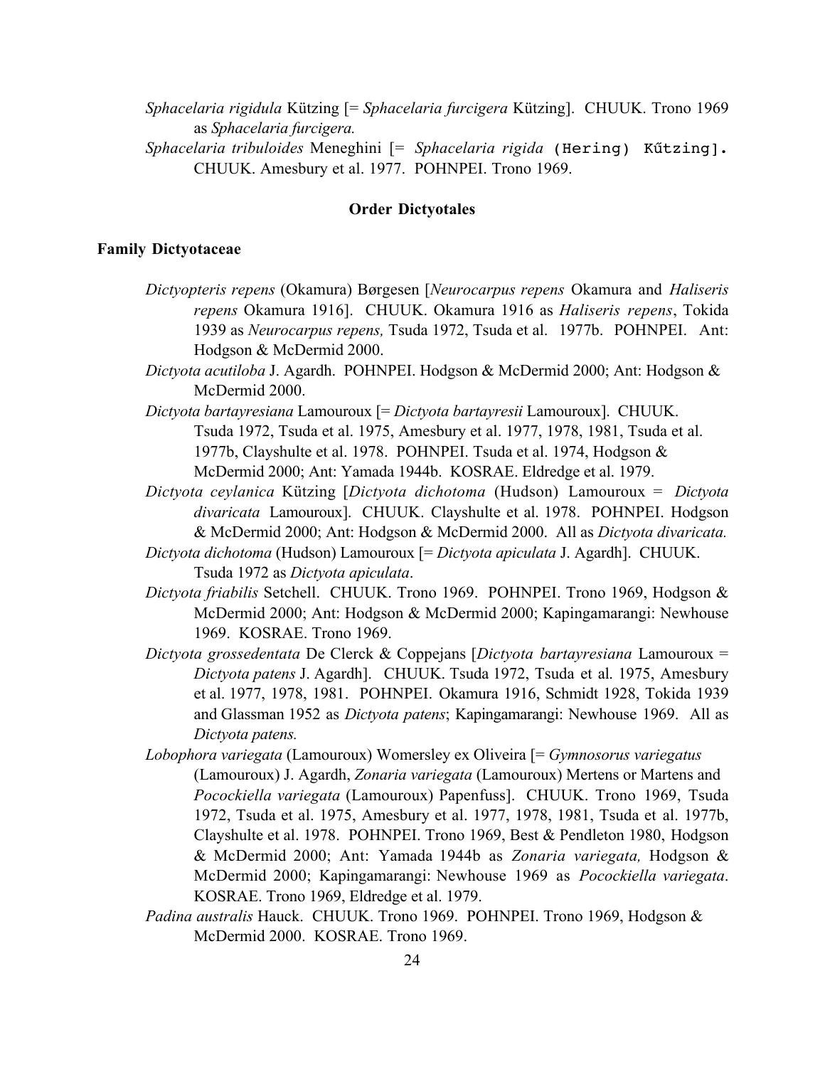*Sphacelaria rigidula* Kützing [= *Sphacelaria furcigera* Kützing]. CHUUK. Trono 1969 as *Sphacelaria furcigera.*

*Sphacelaria tribuloides* Meneghini [= *Sphacelaria rigida* (Hering) Kűtzing]. CHUUK. Amesbury et al. 1977. POHNPEI. Trono 1969.

## Order Dictyotales

### Family Dictyotaceae

*Dictyopteris repens* (Okamura) Børgesen [*Neurocarpus repens* Okamura and *Haliseris repens* Okamura 1916]. CHUUK. Okamura 1916 as *Haliseris repens*, Tokida 1939 as *Neurocarpus repens,* Tsuda 1972, Tsuda et al. 1977b. POHNPEI. Ant: Hodgson & McDermid 2000.

*Dictyota acutiloba* J. Agardh. POHNPEI. Hodgson & McDermid 2000; Ant: Hodgson & McDermid 2000.

*Dictyota bartayresiana* Lamouroux [= *Dictyota bartayresii* Lamouroux]. CHUUK. Tsuda 1972, Tsuda et al. 1975, Amesbury et al. 1977, 1978, 1981, Tsuda et al. 1977b, Clayshulte et al. 1978. POHNPEI. Tsuda et al. 1974, Hodgson & McDermid 2000; Ant: Yamada 1944b. KOSRAE. Eldredge et al. 1979.

*Dictyota ceylanica* Kützing [*Dictyota dichotoma* (Hudson) Lamouroux = *Dictyota divaricata* Lamouroux]. CHUUK. Clayshulte et al. 1978. POHNPEI. Hodgson & McDermid 2000; Ant: Hodgson & McDermid 2000. All as *Dictyota divaricata.*

*Dictyota dichotoma* (Hudson) Lamouroux [= *Dictyota apiculata* J. Agardh]. CHUUK. Tsuda 1972 as *Dictyota apiculata*.

*Dictyota friabilis* Setchell. CHUUK. Trono 1969. POHNPEI. Trono 1969, Hodgson & McDermid 2000; Ant: Hodgson & McDermid 2000; Kapingamarangi: Newhouse 1969. KOSRAE. Trono 1969.

*Dictyota grossedentata* De Clerck & Coppejans [*Dictyota bartayresiana* Lamouroux = *Dictyota patens* J. Agardh]. CHUUK. Tsuda 1972, Tsuda et al. 1975, Amesbury et al. 1977, 1978, 1981. POHNPEI. Okamura 1916, Schmidt 1928, Tokida 1939 and Glassman 1952 as *Dictyota patens*; Kapingamarangi: Newhouse 1969. All as *Dictyota patens.*

*Lobophora variegata* (Lamouroux) Womersley ex Oliveira [= *Gymnosorus variegatus* (Lamouroux) J. Agardh, *Zonaria variegata* (Lamouroux) Mertens or Martens and *Pocockiella variegata* (Lamouroux) Papenfuss]. CHUUK. Trono 1969, Tsuda 1972, Tsuda et al. 1975, Amesbury et al. 1977, 1978, 1981, Tsuda et al. 1977b, Clayshulte et al. 1978. POHNPEI. Trono 1969, Best & Pendleton 1980, Hodgson & McDermid 2000; Ant: Yamada 1944b as *Zonaria variegata,* Hodgson & McDermid 2000; Kapingamarangi: Newhouse 1969 as *Pocockiella variegata*. KOSRAE. Trono 1969, Eldredge et al. 1979.

*Padina australis* Hauck. CHUUK. Trono 1969. POHNPEI. Trono 1969, Hodgson & McDermid 2000. KOSRAE. Trono 1969.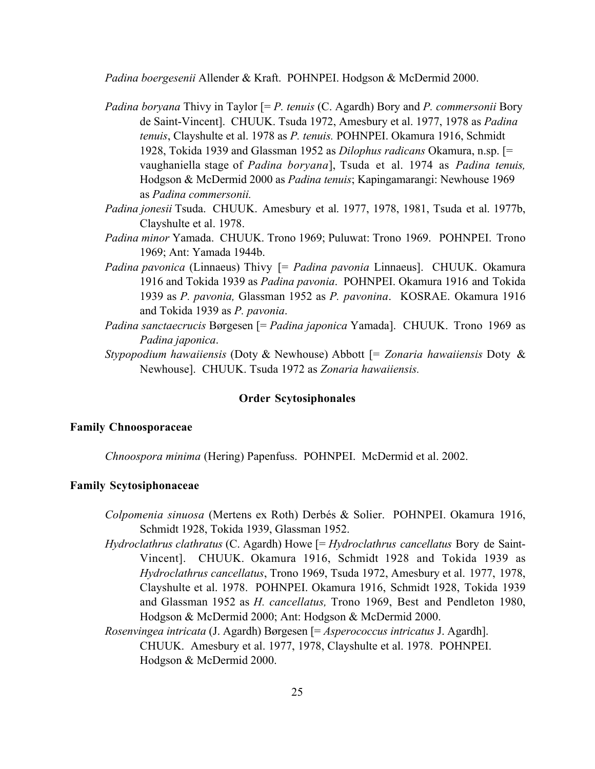*Padina boergesenii* Allender & Kraft. POHNPEI. Hodgson & McDermid 2000.

*Padina boryana* Thivy in Taylor [= *P. tenuis* (C. Agardh) Bory and *P. commersonii* Bory de Saint-Vincent]. CHUUK. Tsuda 1972, Amesbury et al. 1977, 1978 as *Padina tenuis*, Clayshulte et al. 1978 as *P. tenuis.* POHNPEI. Okamura 1916, Schmidt 1928, Tokida 1939 and Glassman 1952 as *Dilophus radicans* Okamura, n.sp. [= vaughaniella stage of *Padina boryana*], Tsuda et al. 1974 as *Padina tenuis,* Hodgson & McDermid 2000 as *Padina tenuis*; Kapingamarangi: Newhouse 1969 as *Padina commersonii.*

*Padina jonesii* Tsuda. CHUUK. Amesbury et al. 1977, 1978, 1981, Tsuda et al. 1977b, Clayshulte et al. 1978.

*Padina minor* Yamada. CHUUK. Trono 1969; Puluwat: Trono 1969. POHNPEI. Trono 1969; Ant: Yamada 1944b.

*Padina pavonica* (Linnaeus) Thivy [= *Padina pavonia* Linnaeus]. CHUUK. Okamura 1916 and Tokida 1939 as *Padina pavonia*. POHNPEI. Okamura 1916 and Tokida 1939 as *P. pavonia,* Glassman 1952 as *P. pavonina*. KOSRAE. Okamura 1916 and Tokida 1939 as *P. pavonia*.

*Padina sanctaecrucis* Børgesen [= *Padina japonica* Yamada]. CHUUK. Trono 1969 as *Padina japonica*.

*Stypopodium hawaiiensis* (Doty & Newhouse) Abbott [= *Zonaria hawaiiensis* Doty & Newhouse]. CHUUK. Tsuda 1972 as *Zonaria hawaiiensis.*

## Order Scytosiphonales

### Family Chnoosporaceae

*Chnoospora minima* (Hering) Papenfuss. POHNPEI. McDermid et al. 2002.

### Family Scytosiphonaceae

*Colpomenia sinuosa* (Mertens ex Roth) Derbés & Solier. POHNPEI. Okamura 1916, Schmidt 1928, Tokida 1939, Glassman 1952.

*Hydroclathrus clathratus* (C. Agardh) Howe [= *Hydroclathrus cancellatus* Bory de Saint-Vincent]. CHUUK. Okamura 1916, Schmidt 1928 and Tokida 1939 as *Hydroclathrus cancellatus*, Trono 1969, Tsuda 1972, Amesbury et al. 1977, 1978, Clayshulte et al. 1978. POHNPEI. Okamura 1916, Schmidt 1928, Tokida 1939 and Glassman 1952 as *H. cancellatus,* Trono 1969, Best and Pendleton 1980, Hodgson & McDermid 2000; Ant: Hodgson & McDermid 2000.

*Rosenvingea intricata* (J. Agardh) Børgesen [= *Asperococcus intricatus* J. Agardh]. CHUUK. Amesbury et al. 1977, 1978, Clayshulte et al. 1978. POHNPEI. Hodgson & McDermid 2000.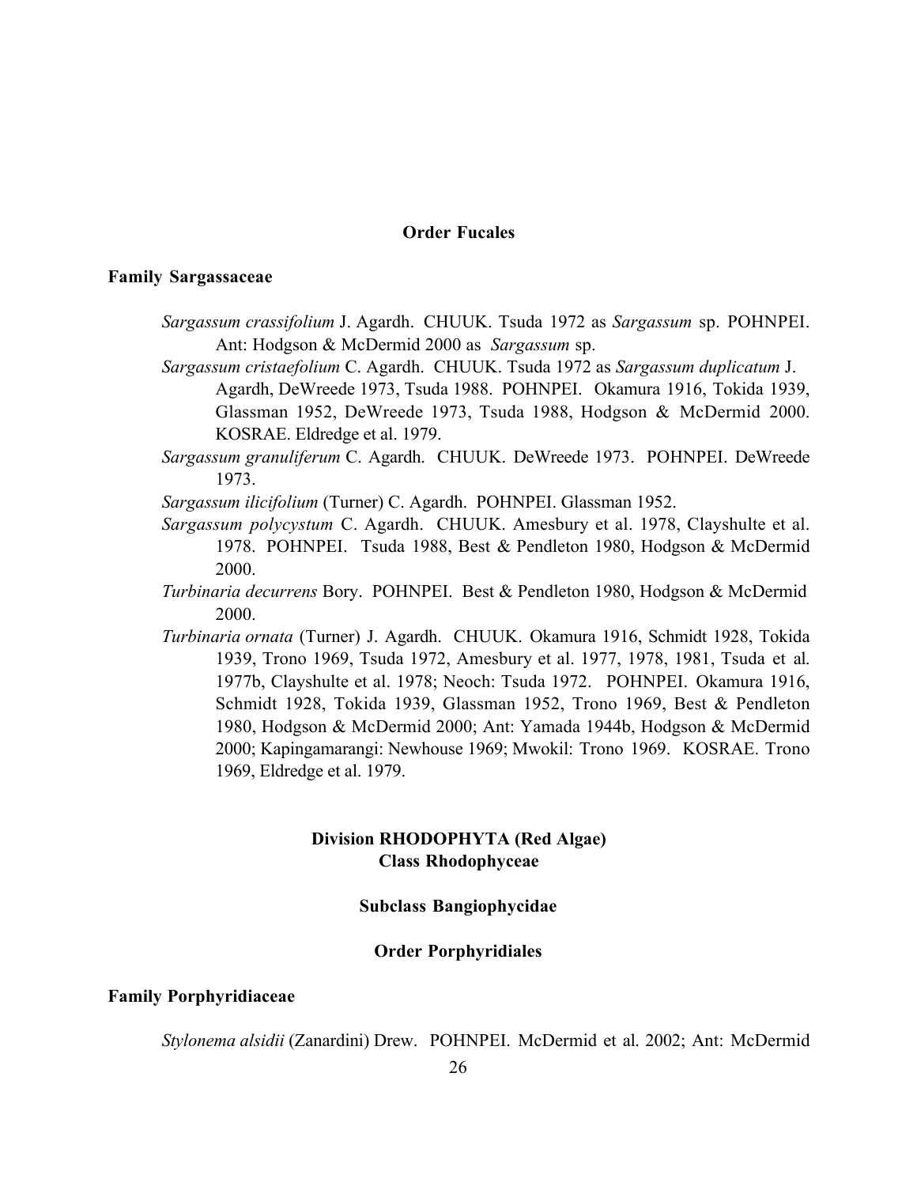### Order Fucales

#### Family Sargassaceae

*Sargassum crassifolium* J. Agardh. CHUUK. Tsuda 1972 as *Sargassum* sp. POHNPEI. Ant: Hodgson & McDermid 2000 as *Sargassum* sp.

*Sargassum cristaefolium* C. Agardh. CHUUK. Tsuda 1972 as *Sargassum duplicatum* J. Agardh, DeWreede 1973, Tsuda 1988. POHNPEI. Okamura 1916, Tokida 1939, Glassman 1952, DeWreede 1973, Tsuda 1988, Hodgson & McDermid 2000. KOSRAE. Eldredge et al. 1979.

*Sargassum granuliferum* C. Agardh. CHUUK. DeWreede 1973. POHNPEI. DeWreede 1973.

*Sargassum ilicifolium* (Turner) C. Agardh. POHNPEI. Glassman 1952.

*Sargassum polycystum* C. Agardh. CHUUK. Amesbury et al. 1978, Clayshulte et al. 1978. POHNPEI. Tsuda 1988, Best & Pendleton 1980, Hodgson & McDermid 2000.

*Turbinaria decurrens* Bory. POHNPEI. Best & Pendleton 1980, Hodgson & McDermid 2000.

*Turbinaria ornata* (Turner) J. Agardh. CHUUK. Okamura 1916, Schmidt 1928, Tokida 1939, Trono 1969, Tsuda 1972, Amesbury et al. 1977, 1978, 1981, Tsuda et al. 1977b, Clayshulte et al. 1978; Neoch: Tsuda 1972. POHNPEI. Okamura 1916, Schmidt 1928, Tokida 1939, Glassman 1952, Trono 1969, Best & Pendleton 1980, Hodgson & McDermid 2000; Ant: Yamada 1944b, Hodgson & McDermid 2000; Kapingamarangi: Newhouse 1969; Mwokil: Trono 1969. KOSRAE. Trono 1969, Eldredge et al. 1979.

## Division RHODOPHYTA (Red Algae)
## Class Rhodophyceae

### Subclass Bangiophycidae

### Order Porphyridiales

#### Family Porphyridiaceae

*Stylonema alsidii* (Zanardini) Drew. POHNPEI. McDermid et al. 2002; Ant: McDermid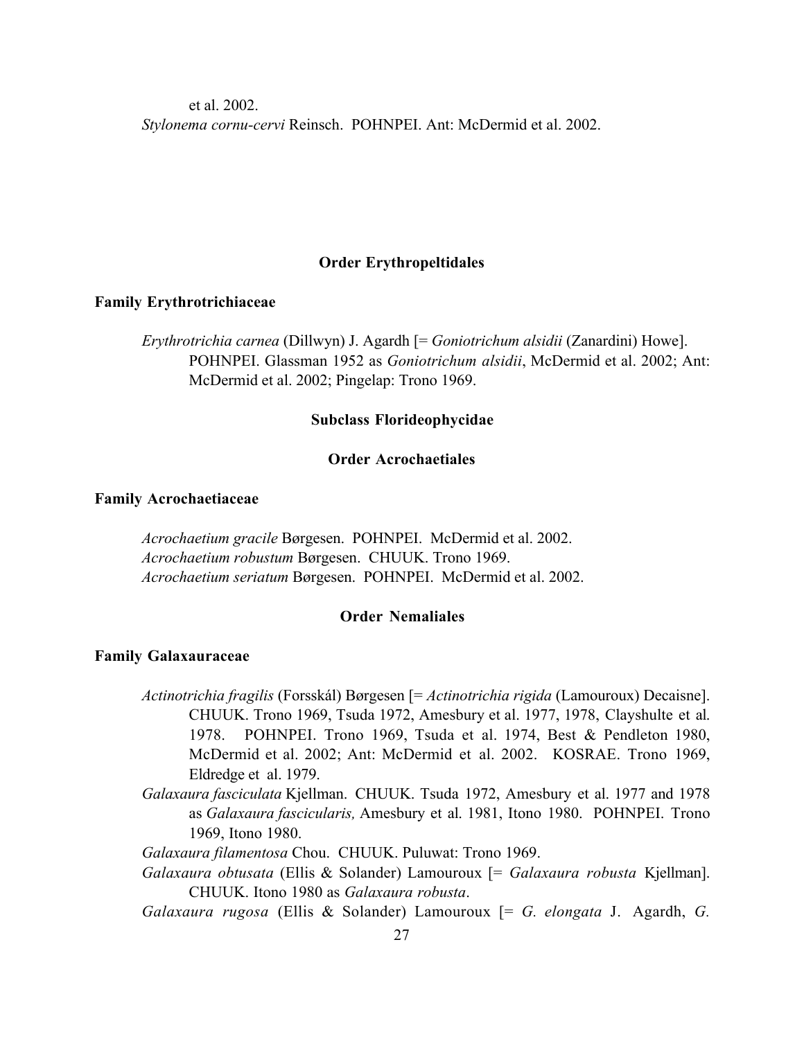et al. 2002.

*Stylonema cornu-cervi* Reinsch. POHNPEI. Ant: McDermid et al. 2002.

### Order Erythropeltidales

#### Family Erythrotrichiaceae

*Erythrotrichia carnea* (Dillwyn) J. Agardh [= *Goniotrichum alsidii* (Zanardini) Howe]. POHNPEI. Glassman 1952 as *Goniotrichum alsidii*, McDermid et al. 2002; Ant: McDermid et al. 2002; Pingelap: Trono 1969.

## Subclass Florideophycidae

### Order Acrochaetiales

#### Family Acrochaetiaceae

*Acrochaetium gracile* Børgesen. POHNPEI. McDermid et al. 2002.
*Acrochaetium robustum* Børgesen. CHUUK. Trono 1969.
*Acrochaetium seriatum* Børgesen. POHNPEI. McDermid et al. 2002.

### Order Nemaliales

#### Family Galaxauraceae

*Actinotrichia fragilis* (Forsskål) Børgesen [= *Actinotrichia rigida* (Lamouroux) Decaisne]. CHUUK. Trono 1969, Tsuda 1972, Amesbury et al. 1977, 1978, Clayshulte et al. 1978. POHNPEI. Trono 1969, Tsuda et al. 1974, Best & Pendleton 1980, McDermid et al. 2002; Ant: McDermid et al. 2002. KOSRAE. Trono 1969, Eldredge et al. 1979.

*Galaxaura fasciculata* Kjellman. CHUUK. Tsuda 1972, Amesbury et al. 1977 and 1978 as *Galaxaura fascicularis,* Amesbury et al. 1981, Itono 1980. POHNPEI. Trono 1969, Itono 1980.

*Galaxaura filamentosa* Chou. CHUUK. Puluwat: Trono 1969.

*Galaxaura obtusata* (Ellis & Solander) Lamouroux [= *Galaxaura robusta* Kjellman]. CHUUK. Itono 1980 as *Galaxaura robusta*.

*Galaxaura rugosa* (Ellis & Solander) Lamouroux [= *G. elongata* J. Agardh, *G.*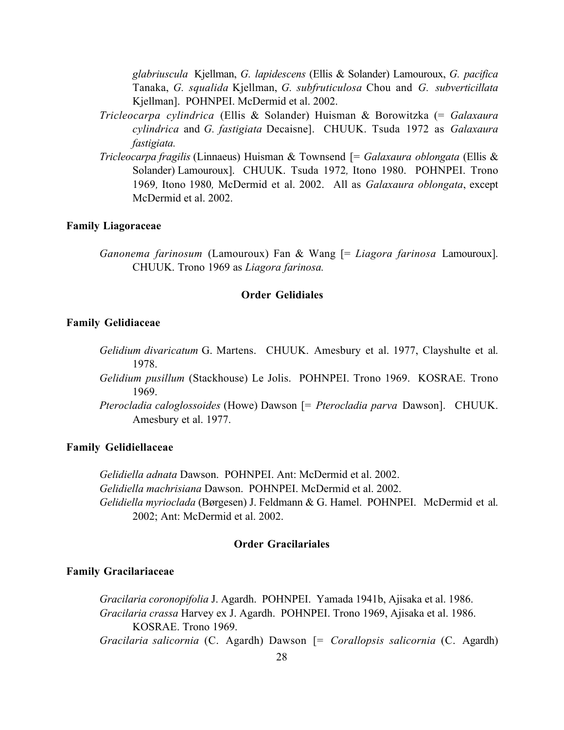*glabriuscula* Kjellman, *G. lapidescens* (Ellis & Solander) Lamouroux, *G. pacifica* Tanaka, *G. squalida* Kjellman, *G. subfruticulosa* Chou and *G. subverticillata* Kjellman]. POHNPEI. McDermid et al. 2002.

*Tricleocarpa cylindrica* (Ellis & Solander) Huisman & Borowitzka (= *Galaxaura cylindrica* and *G. fastigiata* Decaisne]. CHUUK. Tsuda 1972 as *Galaxaura fastigiata.*

*Tricleocarpa fragilis* (Linnaeus) Huisman & Townsend [= *Galaxaura oblongata* (Ellis & Solander) Lamouroux]. CHUUK. Tsuda 1972*,* Itono 1980. POHNPEI. Trono 1969*,* Itono 1980*,* McDermid et al. 2002. All as *Galaxaura oblongata*, except McDermid et al. 2002.

**Family Liagoraceae**

*Ganonema farinosum* (Lamouroux) Fan & Wang [= *Liagora farinosa* Lamouroux]. CHUUK. Trono 1969 as *Liagora farinosa.*

## Order Gelidiales

**Family Gelidiaceae**

*Gelidium divaricatum* G. Martens. CHUUK. Amesbury et al. 1977, Clayshulte et al. 1978.

*Gelidium pusillum* (Stackhouse) Le Jolis. POHNPEI. Trono 1969. KOSRAE. Trono 1969.

*Pterocladia caloglossoides* (Howe) Dawson [= *Pterocladia parva* Dawson]. CHUUK. Amesbury et al. 1977.

**Family Gelidiellaceae**

*Gelidiella adnata* Dawson. POHNPEI. Ant: McDermid et al. 2002.

*Gelidiella machrisiana* Dawson. POHNPEI. McDermid et al. 2002.

*Gelidiella myrioclada* (Børgesen) J. Feldmann & G. Hamel. POHNPEI. McDermid et al. 2002; Ant: McDermid et al. 2002.

## Order Gracilariales

**Family Gracilariaceae**

*Gracilaria coronopifolia* J. Agardh. POHNPEI. Yamada 1941b, Ajisaka et al. 1986.

*Gracilaria crassa* Harvey ex J. Agardh. POHNPEI. Trono 1969, Ajisaka et al. 1986. KOSRAE. Trono 1969.

*Gracilaria salicornia* (C. Agardh) Dawson [= *Corallopsis salicornia* (C. Agardh)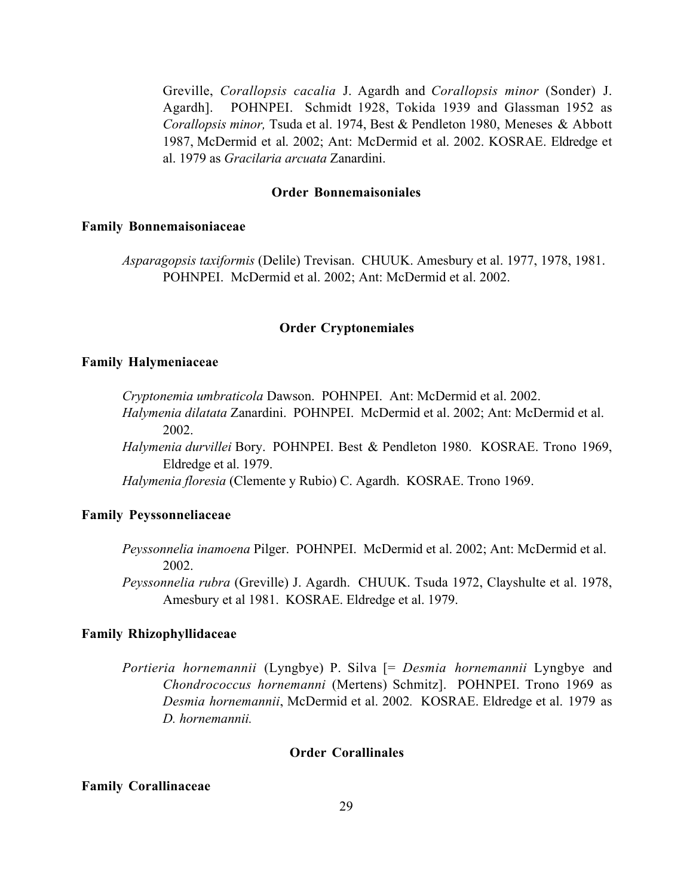Greville, *Corallopsis cacalia* J. Agardh and *Corallopsis minor* (Sonder) J. Agardh]. POHNPEI. Schmidt 1928, Tokida 1939 and Glassman 1952 as *Corallopsis minor,* Tsuda et al. 1974, Best & Pendleton 1980, Meneses & Abbott 1987, McDermid et al. 2002; Ant: McDermid et al. 2002. KOSRAE. Eldredge et al. 1979 as *Gracilaria arcuata* Zanardini.

### Order Bonnemaisoniales

#### Family Bonnemaisoniaceae

*Asparagopsis taxiformis* (Delile) Trevisan. CHUUK. Amesbury et al. 1977, 1978, 1981. POHNPEI. McDermid et al. 2002; Ant: McDermid et al. 2002.

### Order Cryptonemiales

#### Family Halymeniaceae

*Cryptonemia umbraticola* Dawson. POHNPEI. Ant: McDermid et al. 2002.

*Halymenia dilatata* Zanardini. POHNPEI. McDermid et al. 2002; Ant: McDermid et al. 2002.

*Halymenia durvillei* Bory. POHNPEI. Best & Pendleton 1980. KOSRAE. Trono 1969, Eldredge et al. 1979.

*Halymenia floresia* (Clemente y Rubio) C. Agardh. KOSRAE. Trono 1969.

#### Family Peyssonneliaceae

*Peyssonnelia inamoena* Pilger. POHNPEI. McDermid et al. 2002; Ant: McDermid et al. 2002.

*Peyssonnelia rubra* (Greville) J. Agardh. CHUUK. Tsuda 1972, Clayshulte et al. 1978, Amesbury et al 1981. KOSRAE. Eldredge et al. 1979.

#### Family Rhizophyllidaceae

*Portieria hornemannii* (Lyngbye) P. Silva [= *Desmia hornemannii* Lyngbye and *Chondrococcus hornemanni* (Mertens) Schmitz]. POHNPEI. Trono 1969 as *Desmia hornemannii*, McDermid et al. 2002. KOSRAE. Eldredge et al. 1979 as *D. hornemannii.*

### Order Corallinales

#### Family Corallinaceae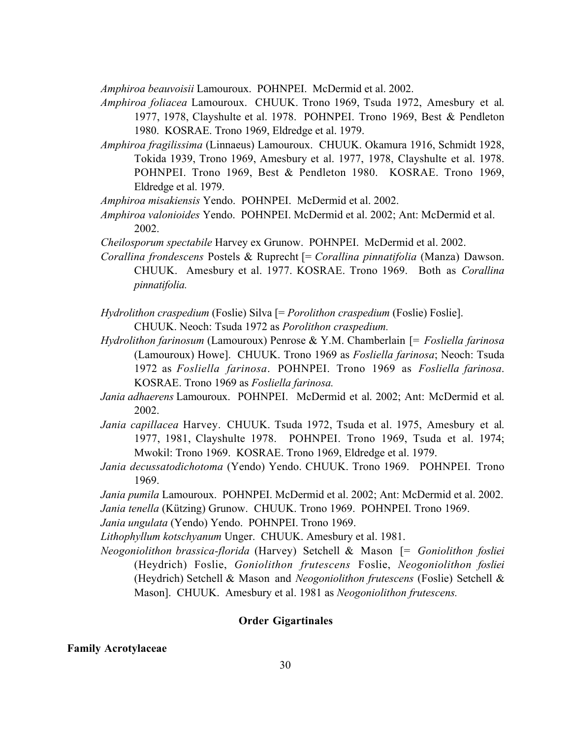*Amphiroa beauvoisii* Lamouroux. POHNPEI. McDermid et al. 2002.

*Amphiroa foliacea* Lamouroux. CHUUK. Trono 1969, Tsuda 1972, Amesbury et al. 1977, 1978, Clayshulte et al. 1978. POHNPEI. Trono 1969, Best & Pendleton 1980. KOSRAE. Trono 1969, Eldredge et al. 1979.

*Amphiroa fragilissima* (Linnaeus) Lamouroux. CHUUK. Okamura 1916, Schmidt 1928, Tokida 1939, Trono 1969, Amesbury et al. 1977, 1978, Clayshulte et al. 1978. POHNPEI. Trono 1969, Best & Pendleton 1980. KOSRAE. Trono 1969, Eldredge et al. 1979.

*Amphiroa misakiensis* Yendo. POHNPEI. McDermid et al. 2002.

*Amphiroa valonioides* Yendo. POHNPEI. McDermid et al. 2002; Ant: McDermid et al. 2002.

*Cheilosporum spectabile* Harvey ex Grunow. POHNPEI. McDermid et al. 2002.

*Corallina frondescens* Postels & Ruprecht [= *Corallina pinnatifolia* (Manza) Dawson. CHUUK. Amesbury et al. 1977. KOSRAE. Trono 1969. Both as *Corallina pinnatifolia.*

*Hydrolithon craspedium* (Foslie) Silva [= *Porolithon craspedium* (Foslie) Foslie]. CHUUK. Neoch: Tsuda 1972 as *Porolithon craspedium.*

*Hydrolithon farinosum* (Lamouroux) Penrose & Y.M. Chamberlain [= *Fosliella farinosa* (Lamouroux) Howe]. CHUUK. Trono 1969 as *Fosliella farinosa*; Neoch: Tsuda 1972 as *Fosliella farinosa*. POHNPEI. Trono 1969 as *Fosliella farinosa*. KOSRAE. Trono 1969 as *Fosliella farinosa.*

*Jania adhaerens* Lamouroux. POHNPEI. McDermid et al. 2002; Ant: McDermid et al. 2002.

*Jania capillacea* Harvey. CHUUK. Tsuda 1972, Tsuda et al. 1975, Amesbury et al. 1977, 1981, Clayshulte 1978. POHNPEI. Trono 1969, Tsuda et al. 1974; Mwokil: Trono 1969. KOSRAE. Trono 1969, Eldredge et al. 1979.

*Jania decussatodichotoma* (Yendo) Yendo. CHUUK. Trono 1969. POHNPEI. Trono 1969.

*Jania pumila* Lamouroux. POHNPEI. McDermid et al. 2002; Ant: McDermid et al. 2002.

*Jania tenella* (Kützing) Grunow. CHUUK. Trono 1969. POHNPEI. Trono 1969.

*Jania ungulata* (Yendo) Yendo. POHNPEI. Trono 1969.

*Lithophyllum kotschyanum* Unger. CHUUK. Amesbury et al. 1981.

*Neogoniolithon brassica-florida* (Harvey) Setchell & Mason [= *Goniolithon fosliei* (Heydrich) Foslie, *Goniolithon frutescens* Foslie, *Neogoniolithon fosliei* (Heydrich) Setchell & Mason and *Neogoniolithon frutescens* (Foslie) Setchell & Mason]. CHUUK. Amesbury et al. 1981 as *Neogoniolithon frutescens.*

## Order Gigartinales

### Family Acrotylaceae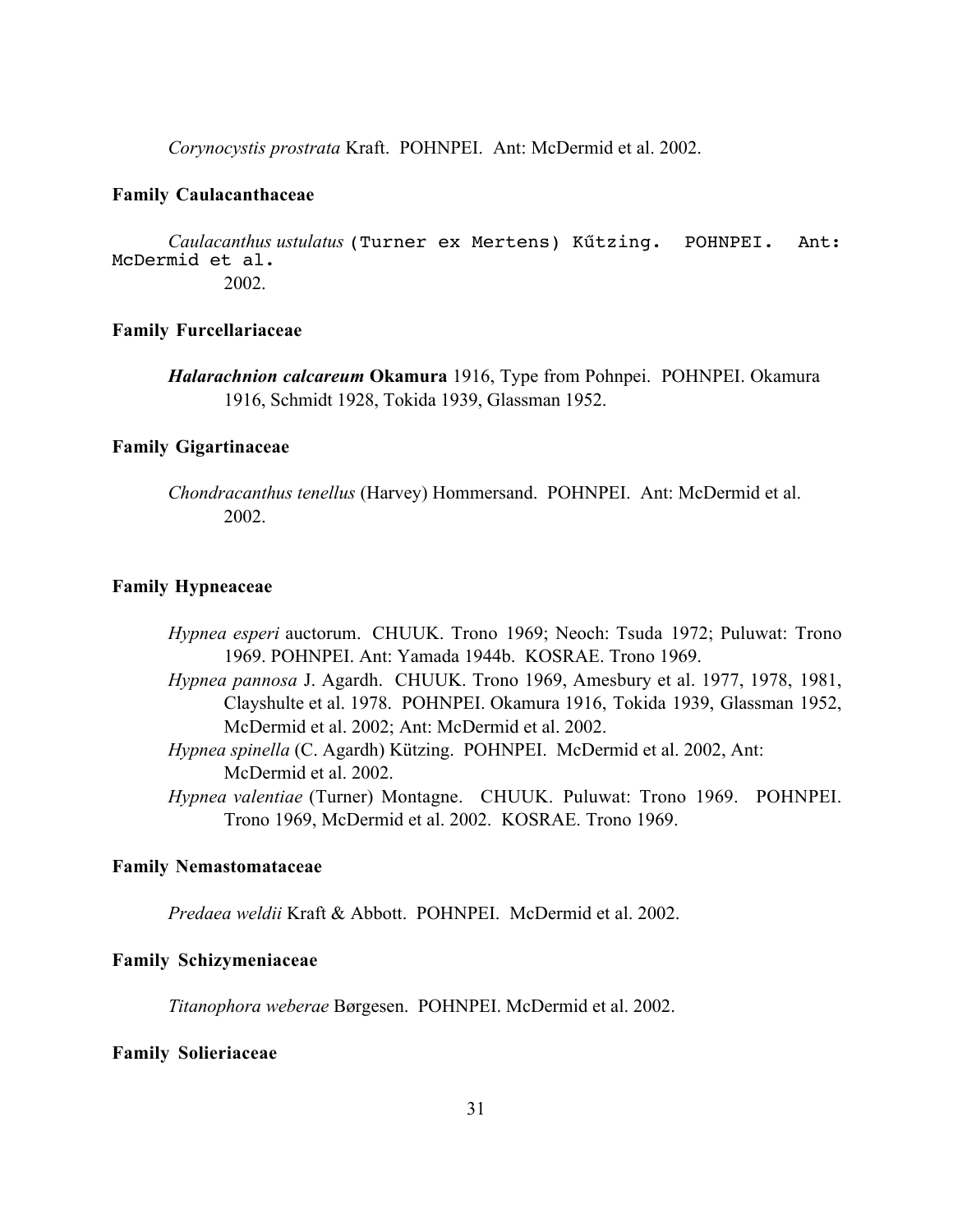*Corynocystis prostrata* Kraft. POHNPEI. Ant: McDermid et al. 2002.

**Family Caulacanthaceae**

*Caulacanthus ustulatus* (Turner ex Mertens) Kűtzing. POHNPEI. Ant: McDermid et al. 2002.

**Family Furcellariaceae**

***Halarachnion calcareum* Okamura** 1916, Type from Pohnpei. POHNPEI. Okamura 1916, Schmidt 1928, Tokida 1939, Glassman 1952.

**Family Gigartinaceae**

*Chondracanthus tenellus* (Harvey) Hommersand. POHNPEI. Ant: McDermid et al. 2002.

**Family Hypneaceae**

*Hypnea esperi* auctorum. CHUUK. Trono 1969; Neoch: Tsuda 1972; Puluwat: Trono 1969. POHNPEI. Ant: Yamada 1944b. KOSRAE. Trono 1969.

*Hypnea pannosa* J. Agardh. CHUUK. Trono 1969, Amesbury et al. 1977, 1978, 1981, Clayshulte et al. 1978. POHNPEI. Okamura 1916, Tokida 1939, Glassman 1952, McDermid et al. 2002; Ant: McDermid et al. 2002.

*Hypnea spinella* (C. Agardh) Kützing. POHNPEI. McDermid et al. 2002, Ant: McDermid et al. 2002.

*Hypnea valentiae* (Turner) Montagne. CHUUK. Puluwat: Trono 1969. POHNPEI. Trono 1969, McDermid et al. 2002. KOSRAE. Trono 1969.

**Family Nemastomataceae**

*Predaea weldii* Kraft & Abbott. POHNPEI. McDermid et al. 2002.

**Family Schizymeniaceae**

*Titanophora weberae* Børgesen. POHNPEI. McDermid et al. 2002.

**Family Solieriaceae**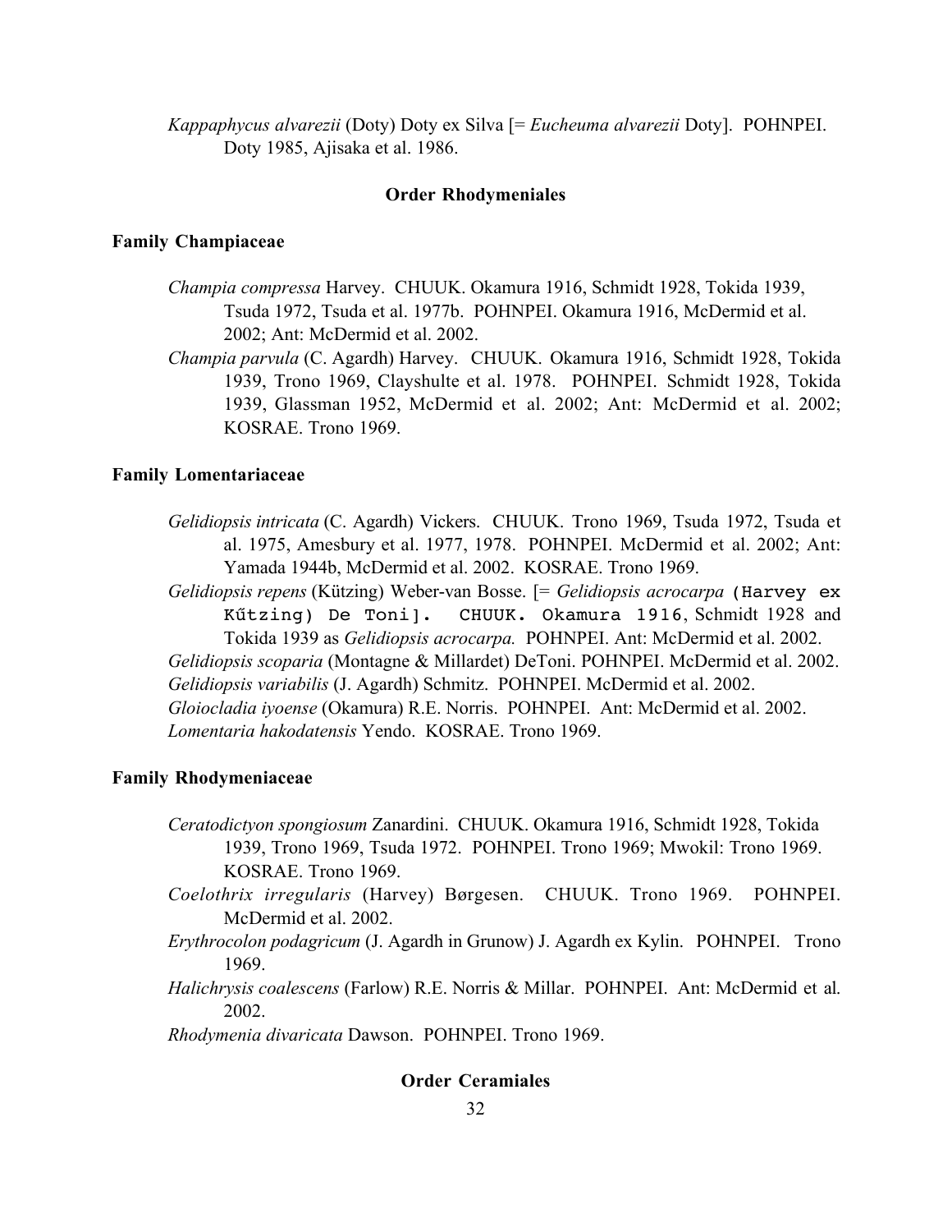*Kappaphycus alvarezii* (Doty) Doty ex Silva [= *Eucheuma alvarezii* Doty]. POHNPEI. Doty 1985, Ajisaka et al. 1986.

## Order Rhodymeniales

### Family Champiaceae

*Champia compressa* Harvey. CHUUK. Okamura 1916, Schmidt 1928, Tokida 1939, Tsuda 1972, Tsuda et al. 1977b. POHNPEI. Okamura 1916, McDermid et al. 2002; Ant: McDermid et al. 2002.

*Champia parvula* (C. Agardh) Harvey. CHUUK. Okamura 1916, Schmidt 1928, Tokida 1939, Trono 1969, Clayshulte et al. 1978. POHNPEI. Schmidt 1928, Tokida 1939, Glassman 1952, McDermid et al. 2002; Ant: McDermid et al. 2002; KOSRAE. Trono 1969.

### Family Lomentariaceae

*Gelidiopsis intricata* (C. Agardh) Vickers. CHUUK. Trono 1969, Tsuda 1972, Tsuda et al. 1975, Amesbury et al. 1977, 1978. POHNPEI. McDermid et al. 2002; Ant: Yamada 1944b, McDermid et al. 2002. KOSRAE. Trono 1969.

*Gelidiopsis repens* (Kützing) Weber-van Bosse. [= *Gelidiopsis acrocarpa* (Harvey ex Kűtzing) De Toni]. CHUUK. Okamura 1916, Schmidt 1928 and Tokida 1939 as *Gelidiopsis acrocarpa.* POHNPEI. Ant: McDermid et al. 2002.

*Gelidiopsis scoparia* (Montagne & Millardet) DeToni. POHNPEI. McDermid et al. 2002.

*Gelidiopsis variabilis* (J. Agardh) Schmitz. POHNPEI. McDermid et al. 2002.

*Gloiocladia iyoense* (Okamura) R.E. Norris. POHNPEI. Ant: McDermid et al. 2002.

*Lomentaria hakodatensis* Yendo. KOSRAE. Trono 1969.

### Family Rhodymeniaceae

*Ceratodictyon spongiosum* Zanardini. CHUUK. Okamura 1916, Schmidt 1928, Tokida 1939, Trono 1969, Tsuda 1972. POHNPEI. Trono 1969; Mwokil: Trono 1969. KOSRAE. Trono 1969.

*Coelothrix irregularis* (Harvey) Børgesen. CHUUK. Trono 1969. POHNPEI. McDermid et al. 2002.

*Erythrocolon podagricum* (J. Agardh in Grunow) J. Agardh ex Kylin. POHNPEI. Trono 1969.

*Halichrysis coalescens* (Farlow) R.E. Norris & Millar. POHNPEI. Ant: McDermid et al. 2002.

*Rhodymenia divaricata* Dawson. POHNPEI. Trono 1969.

## Order Ceramiales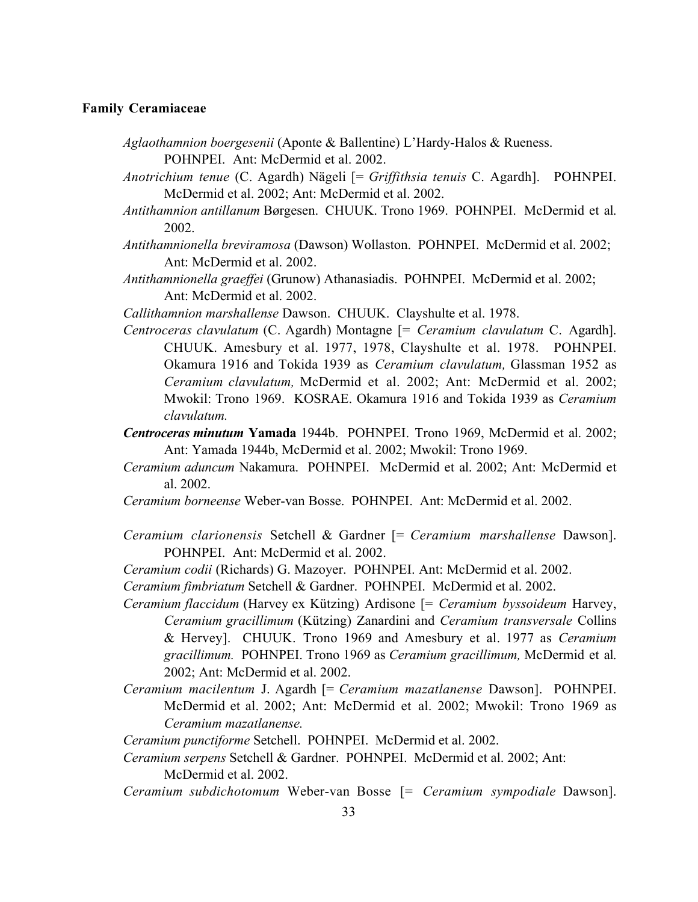**Family Ceramiaceae**

*Aglaothamnion boergesenii* (Aponte & Ballentine) L'Hardy-Halos & Rueness. POHNPEI. Ant: McDermid et al. 2002.

*Anotrichium tenue* (C. Agardh) Nägeli [= *Griffithsia tenuis* C. Agardh]. POHNPEI. McDermid et al. 2002; Ant: McDermid et al. 2002.

*Antithamnion antillanum* Børgesen. CHUUK. Trono 1969. POHNPEI. McDermid et al. 2002.

*Antithamnionella breviramosa* (Dawson) Wollaston. POHNPEI. McDermid et al. 2002; Ant: McDermid et al. 2002.

*Antithamnionella graeffei* (Grunow) Athanasiadis. POHNPEI. McDermid et al. 2002; Ant: McDermid et al. 2002.

*Callithamnion marshallense* Dawson. CHUUK. Clayshulte et al. 1978.

*Centroceras clavulatum* (C. Agardh) Montagne [= *Ceramium clavulatum* C. Agardh]. CHUUK. Amesbury et al. 1977, 1978, Clayshulte et al. 1978. POHNPEI. Okamura 1916 and Tokida 1939 as *Ceramium clavulatum,* Glassman 1952 as *Ceramium clavulatum,* McDermid et al. 2002; Ant: McDermid et al. 2002; Mwokil: Trono 1969. KOSRAE. Okamura 1916 and Tokida 1939 as *Ceramium clavulatum.*

***Centroceras minutum* Yamada** 1944b. POHNPEI. Trono 1969, McDermid et al. 2002; Ant: Yamada 1944b, McDermid et al. 2002; Mwokil: Trono 1969.

*Ceramium aduncum* Nakamura. POHNPEI. McDermid et al. 2002; Ant: McDermid et al. 2002.

*Ceramium borneense* Weber-van Bosse. POHNPEI. Ant: McDermid et al. 2002.

*Ceramium clarionensis* Setchell & Gardner [= *Ceramium marshallense* Dawson]. POHNPEI. Ant: McDermid et al. 2002.

*Ceramium codii* (Richards) G. Mazoyer. POHNPEI. Ant: McDermid et al. 2002.

*Ceramium fimbriatum* Setchell & Gardner. POHNPEI. McDermid et al. 2002.

*Ceramium flaccidum* (Harvey ex Kützing) Ardisone [= *Ceramium byssoideum* Harvey, *Ceramium gracillimum* (Kützing) Zanardini and *Ceramium transversale* Collins & Hervey]. CHUUK. Trono 1969 and Amesbury et al. 1977 as *Ceramium gracillimum.* POHNPEI. Trono 1969 as *Ceramium gracillimum,* McDermid et al. 2002; Ant: McDermid et al. 2002.

*Ceramium macilentum* J. Agardh [= *Ceramium mazatlanense* Dawson]. POHNPEI. McDermid et al. 2002; Ant: McDermid et al. 2002; Mwokil: Trono 1969 as *Ceramium mazatlanense.*

*Ceramium punctiforme* Setchell. POHNPEI. McDermid et al. 2002.

*Ceramium serpens* Setchell & Gardner. POHNPEI. McDermid et al. 2002; Ant: McDermid et al. 2002.

*Ceramium subdichotomum* Weber-van Bosse [= *Ceramium sympodiale* Dawson].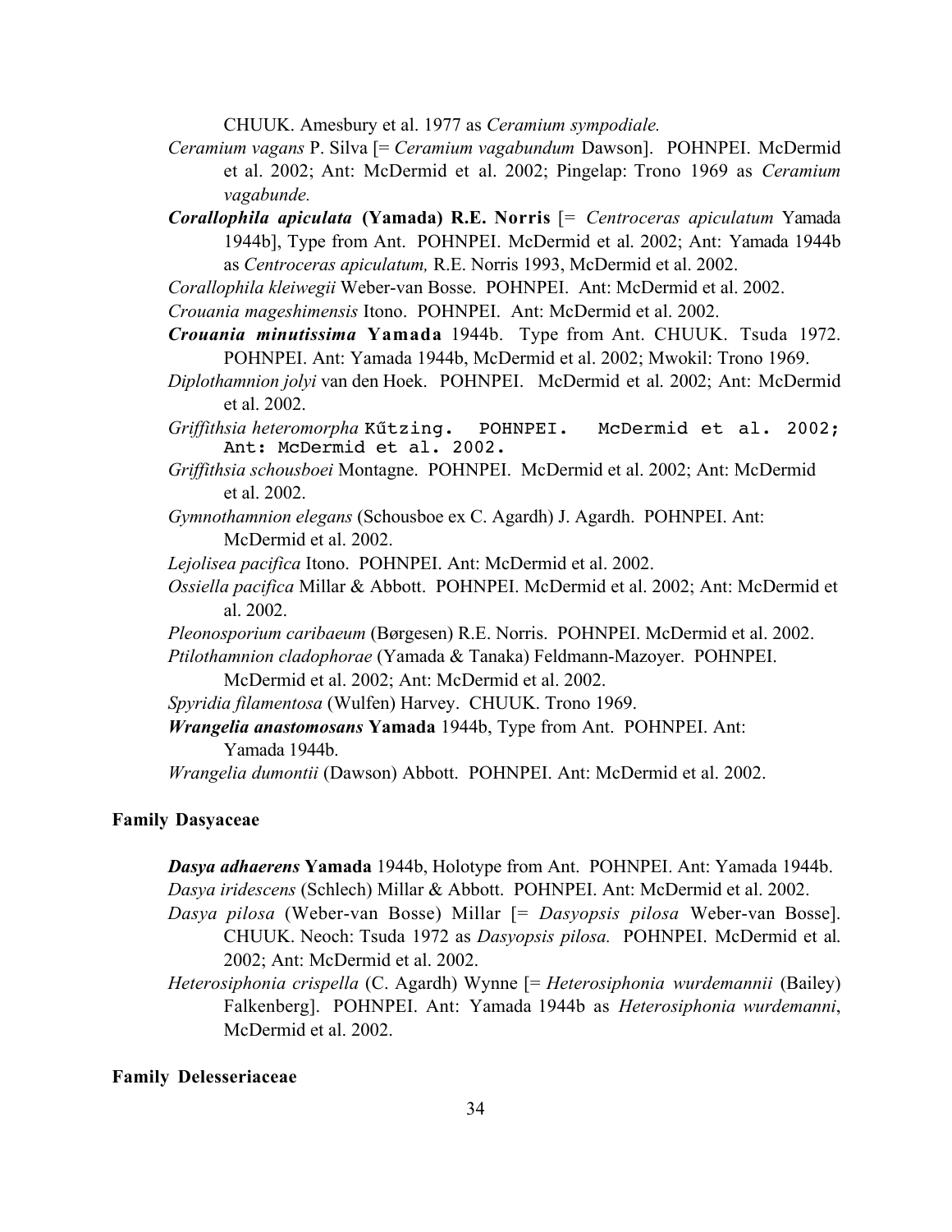CHUUK. Amesbury et al. 1977 as *Ceramium sympodiale.*

*Ceramium vagans* P. Silva [= *Ceramium vagabundum* Dawson]. POHNPEI. McDermid et al. 2002; Ant: McDermid et al. 2002; Pingelap: Trono 1969 as *Ceramium vagabunde.*

***Corallophila apiculata* (Yamada) R.E. Norris** [= *Centroceras apiculatum* Yamada 1944b], Type from Ant. POHNPEI. McDermid et al. 2002; Ant: Yamada 1944b as *Centroceras apiculatum,* R.E. Norris 1993, McDermid et al. 2002.

*Corallophila kleiwegii* Weber-van Bosse. POHNPEI. Ant: McDermid et al. 2002.

*Crouania mageshimensis* Itono. POHNPEI. Ant: McDermid et al. 2002.

***Crouania minutissima* Yamada** 1944b. Type from Ant. CHUUK. Tsuda 1972. POHNPEI. Ant: Yamada 1944b, McDermid et al. 2002; Mwokil: Trono 1969.

*Diplothamnion jolyi* van den Hoek. POHNPEI. McDermid et al. 2002; Ant: McDermid et al. 2002.

*Griffithsia heteromorpha* Kűtzing. POHNPEI. McDermid et al. 2002; Ant: McDermid et al. 2002.

*Griffithsia schousboei* Montagne. POHNPEI. McDermid et al. 2002; Ant: McDermid et al. 2002.

*Gymnothamnion elegans* (Schousboe ex C. Agardh) J. Agardh. POHNPEI. Ant: McDermid et al. 2002.

*Lejolisea pacifica* Itono. POHNPEI. Ant: McDermid et al. 2002.

*Ossiella pacifica* Millar & Abbott. POHNPEI. McDermid et al. 2002; Ant: McDermid et al. 2002.

*Pleonosporium caribaeum* (Børgesen) R.E. Norris. POHNPEI. McDermid et al. 2002.

*Ptilothamnion cladophorae* (Yamada & Tanaka) Feldmann-Mazoyer. POHNPEI. McDermid et al. 2002; Ant: McDermid et al. 2002.

*Spyridia filamentosa* (Wulfen) Harvey. CHUUK. Trono 1969.

***Wrangelia anastomosans* Yamada** 1944b, Type from Ant. POHNPEI. Ant: Yamada 1944b.

*Wrangelia dumontii* (Dawson) Abbott. POHNPEI. Ant: McDermid et al. 2002.

**Family Dasyaceae**

***Dasya adhaerens* Yamada** 1944b, Holotype from Ant. POHNPEI. Ant: Yamada 1944b.

*Dasya iridescens* (Schlech) Millar & Abbott. POHNPEI. Ant: McDermid et al. 2002.

*Dasya pilosa* (Weber-van Bosse) Millar [= *Dasyopsis pilosa* Weber-van Bosse]. CHUUK. Neoch: Tsuda 1972 as *Dasyopsis pilosa.* POHNPEI. McDermid et al. 2002; Ant: McDermid et al. 2002.

*Heterosiphonia crispella* (C. Agardh) Wynne [= *Heterosiphonia wurdemannii* (Bailey) Falkenberg]. POHNPEI. Ant: Yamada 1944b as *Heterosiphonia wurdemanni*, McDermid et al. 2002.

**Family Delesseriaceae**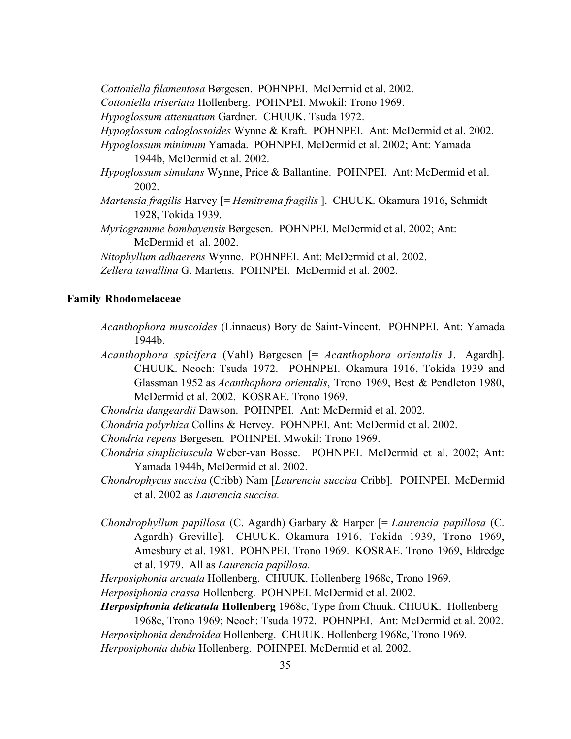*Cottoniella filamentosa* Børgesen. POHNPEI. McDermid et al. 2002.

*Cottoniella triseriata* Hollenberg. POHNPEI. Mwokil: Trono 1969.

*Hypoglossum attenuatum* Gardner. CHUUK. Tsuda 1972.

*Hypoglossum caloglossoides* Wynne & Kraft. POHNPEI. Ant: McDermid et al. 2002.

*Hypoglossum minimum* Yamada. POHNPEI. McDermid et al. 2002; Ant: Yamada 1944b, McDermid et al. 2002.

*Hypoglossum simulans* Wynne, Price & Ballantine. POHNPEI. Ant: McDermid et al. 2002.

*Martensia fragilis* Harvey [= *Hemitrema fragilis* ]. CHUUK. Okamura 1916, Schmidt 1928, Tokida 1939.

*Myriogramme bombayensis* Børgesen. POHNPEI. McDermid et al. 2002; Ant: McDermid et al. 2002.

*Nitophyllum adhaerens* Wynne. POHNPEI. Ant: McDermid et al. 2002.

*Zellera tawallina* G. Martens. POHNPEI. McDermid et al. 2002.

**Family Rhodomelaceae**

*Acanthophora muscoides* (Linnaeus) Bory de Saint-Vincent. POHNPEI. Ant: Yamada 1944b.

*Acanthophora spicifera* (Vahl) Børgesen [= *Acanthophora orientalis* J. Agardh]. CHUUK. Neoch: Tsuda 1972. POHNPEI. Okamura 1916, Tokida 1939 and Glassman 1952 as *Acanthophora orientalis*, Trono 1969, Best & Pendleton 1980, McDermid et al. 2002. KOSRAE. Trono 1969.

*Chondria dangeardii* Dawson. POHNPEI. Ant: McDermid et al. 2002.

*Chondria polyrhiza* Collins & Hervey. POHNPEI. Ant: McDermid et al. 2002.

*Chondria repens* Børgesen. POHNPEI. Mwokil: Trono 1969.

*Chondria simpliciuscula* Weber-van Bosse. POHNPEI. McDermid et al. 2002; Ant: Yamada 1944b, McDermid et al. 2002.

*Chondrophycus succisa* (Cribb) Nam [*Laurencia succisa* Cribb]. POHNPEI. McDermid et al. 2002 as *Laurencia succisa.*

*Chondrophyllum papillosa* (C. Agardh) Garbary & Harper [= *Laurencia papillosa* (C. Agardh) Greville]. CHUUK. Okamura 1916, Tokida 1939, Trono 1969, Amesbury et al. 1981. POHNPEI. Trono 1969. KOSRAE. Trono 1969, Eldredge et al. 1979. All as *Laurencia papillosa.*

*Herposiphonia arcuata* Hollenberg. CHUUK. Hollenberg 1968c, Trono 1969.

*Herposiphonia crassa* Hollenberg. POHNPEI. McDermid et al. 2002.

***Herposiphonia delicatula* Hollenberg** 1968c, Type from Chuuk. CHUUK. Hollenberg 1968c, Trono 1969; Neoch: Tsuda 1972. POHNPEI. Ant: McDermid et al. 2002.

*Herposiphonia dendroidea* Hollenberg. CHUUK. Hollenberg 1968c, Trono 1969.

*Herposiphonia dubia* Hollenberg. POHNPEI. McDermid et al. 2002.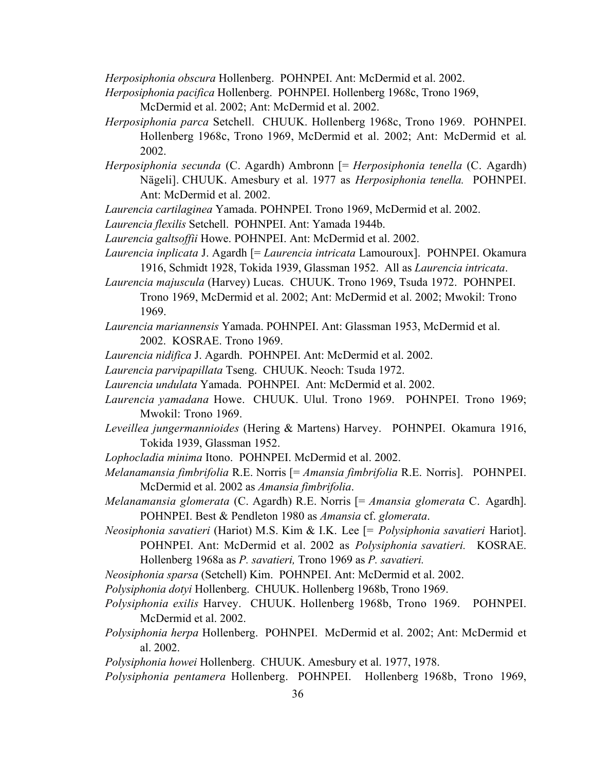*Herposiphonia obscura* Hollenberg. POHNPEI. Ant: McDermid et al. 2002.

*Herposiphonia pacifica* Hollenberg. POHNPEI. Hollenberg 1968c, Trono 1969, McDermid et al. 2002; Ant: McDermid et al. 2002.

*Herposiphonia parca* Setchell. CHUUK. Hollenberg 1968c, Trono 1969. POHNPEI. Hollenberg 1968c, Trono 1969, McDermid et al. 2002; Ant: McDermid et al. 2002.

*Herposiphonia secunda* (C. Agardh) Ambronn [= *Herposiphonia tenella* (C. Agardh) Nägeli]. CHUUK. Amesbury et al. 1977 as *Herposiphonia tenella.* POHNPEI. Ant: McDermid et al. 2002.

*Laurencia cartilaginea* Yamada. POHNPEI. Trono 1969, McDermid et al. 2002.

*Laurencia flexilis* Setchell. POHNPEI. Ant: Yamada 1944b.

*Laurencia galtsoffii* Howe. POHNPEI. Ant: McDermid et al. 2002.

*Laurencia inplicata* J. Agardh [= *Laurencia intricata* Lamouroux]. POHNPEI. Okamura 1916, Schmidt 1928, Tokida 1939, Glassman 1952. All as *Laurencia intricata*.

*Laurencia majuscula* (Harvey) Lucas. CHUUK. Trono 1969, Tsuda 1972. POHNPEI. Trono 1969, McDermid et al. 2002; Ant: McDermid et al. 2002; Mwokil: Trono 1969.

*Laurencia mariannensis* Yamada. POHNPEI. Ant: Glassman 1953, McDermid et al. 2002. KOSRAE. Trono 1969.

*Laurencia nidifica* J. Agardh. POHNPEI. Ant: McDermid et al. 2002.

*Laurencia parvipapillata* Tseng. CHUUK. Neoch: Tsuda 1972.

*Laurencia undulata* Yamada. POHNPEI. Ant: McDermid et al. 2002.

*Laurencia yamadana* Howe. CHUUK. Ulul. Trono 1969. POHNPEI. Trono 1969; Mwokil: Trono 1969.

*Leveillea jungermannioides* (Hering & Martens) Harvey. POHNPEI. Okamura 1916, Tokida 1939, Glassman 1952.

*Lophocladia minima* Itono. POHNPEI. McDermid et al. 2002.

*Melanamansia fimbrifolia* R.E. Norris [= *Amansia fimbrifolia* R.E. Norris]. POHNPEI. McDermid et al. 2002 as *Amansia fimbrifolia*.

*Melanamansia glomerata* (C. Agardh) R.E. Norris [= *Amansia glomerata* C. Agardh]. POHNPEI. Best & Pendleton 1980 as *Amansia* cf. *glomerata*.

*Neosiphonia savatieri* (Hariot) M.S. Kim & I.K. Lee [= *Polysiphonia savatieri* Hariot]. POHNPEI. Ant: McDermid et al. 2002 as *Polysiphonia savatieri.* KOSRAE. Hollenberg 1968a as *P. savatieri,* Trono 1969 as *P. savatieri.*

*Neosiphonia sparsa* (Setchell) Kim. POHNPEI. Ant: McDermid et al. 2002.

*Polysiphonia dotyi* Hollenberg. CHUUK. Hollenberg 1968b, Trono 1969.

*Polysiphonia exilis* Harvey. CHUUK. Hollenberg 1968b, Trono 1969. POHNPEI. McDermid et al. 2002.

*Polysiphonia herpa* Hollenberg. POHNPEI. McDermid et al. 2002; Ant: McDermid et al. 2002.

*Polysiphonia howei* Hollenberg. CHUUK. Amesbury et al. 1977, 1978.

*Polysiphonia pentamera* Hollenberg. POHNPEI. Hollenberg 1968b, Trono 1969,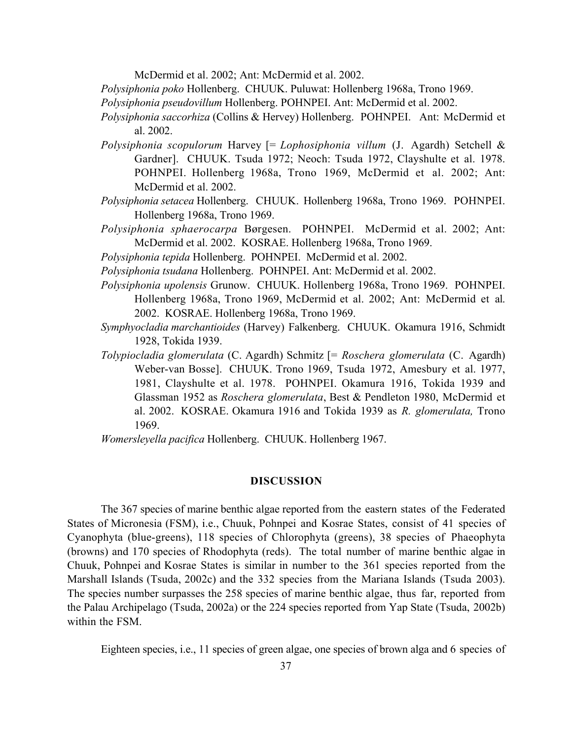McDermid et al. 2002; Ant: McDermid et al. 2002.

*Polysiphonia poko* Hollenberg. CHUUK. Puluwat: Hollenberg 1968a, Trono 1969.

*Polysiphonia pseudovillum* Hollenberg. POHNPEI. Ant: McDermid et al. 2002.

*Polysiphonia saccorhiza* (Collins & Hervey) Hollenberg. POHNPEI. Ant: McDermid et al. 2002.

*Polysiphonia scopulorum* Harvey [= *Lophosiphonia villum* (J. Agardh) Setchell & Gardner]. CHUUK. Tsuda 1972; Neoch: Tsuda 1972, Clayshulte et al. 1978. POHNPEI. Hollenberg 1968a, Trono 1969, McDermid et al. 2002; Ant: McDermid et al. 2002.

*Polysiphonia setacea* Hollenberg. CHUUK. Hollenberg 1968a, Trono 1969. POHNPEI. Hollenberg 1968a, Trono 1969.

*Polysiphonia sphaerocarpa* Børgesen. POHNPEI. McDermid et al. 2002; Ant: McDermid et al. 2002. KOSRAE. Hollenberg 1968a, Trono 1969.

*Polysiphonia tepida* Hollenberg. POHNPEI. McDermid et al. 2002.

*Polysiphonia tsudana* Hollenberg. POHNPEI. Ant: McDermid et al. 2002.

*Polysiphonia upolensis* Grunow. CHUUK. Hollenberg 1968a, Trono 1969. POHNPEI. Hollenberg 1968a, Trono 1969, McDermid et al. 2002; Ant: McDermid et al. 2002. KOSRAE. Hollenberg 1968a, Trono 1969.

*Symphyocladia marchantioides* (Harvey) Falkenberg. CHUUK. Okamura 1916, Schmidt 1928, Tokida 1939.

*Tolypiocladia glomerulata* (C. Agardh) Schmitz [= *Roschera glomerulata* (C. Agardh) Weber-van Bosse]. CHUUK. Trono 1969, Tsuda 1972, Amesbury et al. 1977, 1981, Clayshulte et al. 1978. POHNPEI. Okamura 1916, Tokida 1939 and Glassman 1952 as *Roschera glomerulata*, Best & Pendleton 1980, McDermid et al. 2002. KOSRAE. Okamura 1916 and Tokida 1939 as *R. glomerulata,* Trono 1969.

*Womersleyella pacifica* Hollenberg. CHUUK. Hollenberg 1967.

## DISCUSSION

The 367 species of marine benthic algae reported from the eastern states of the Federated States of Micronesia (FSM), i.e., Chuuk, Pohnpei and Kosrae States, consist of 41 species of Cyanophyta (blue-greens), 118 species of Chlorophyta (greens), 38 species of Phaeophyta (browns) and 170 species of Rhodophyta (reds). The total number of marine benthic algae in Chuuk, Pohnpei and Kosrae States is similar in number to the 361 species reported from the Marshall Islands (Tsuda, 2002c) and the 332 species from the Mariana Islands (Tsuda 2003). The species number surpasses the 258 species of marine benthic algae, thus far, reported from the Palau Archipelago (Tsuda, 2002a) or the 224 species reported from Yap State (Tsuda, 2002b) within the FSM.

Eighteen species, i.e., 11 species of green algae, one species of brown alga and 6 species of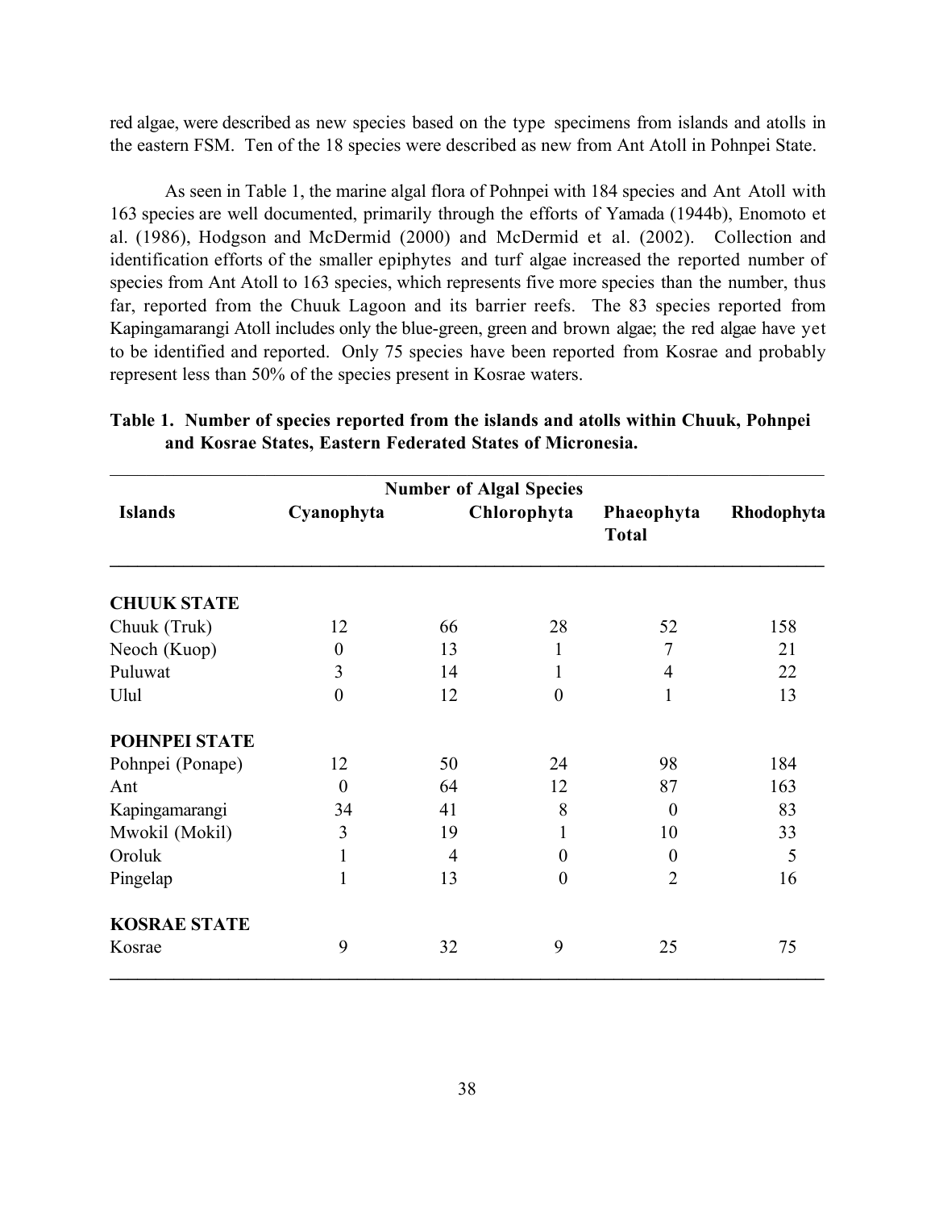red algae, were described as new species based on the type specimens from islands and atolls in the eastern FSM. Ten of the 18 species were described as new from Ant Atoll in Pohnpei State.

As seen in Table 1, the marine algal flora of Pohnpei with 184 species and Ant Atoll with 163 species are well documented, primarily through the efforts of Yamada (1944b), Enomoto et al. (1986), Hodgson and McDermid (2000) and McDermid et al. (2002). Collection and identification efforts of the smaller epiphytes and turf algae increased the reported number of species from Ant Atoll to 163 species, which represents five more species than the number, thus far, reported from the Chuuk Lagoon and its barrier reefs. The 83 species reported from Kapingamarangi Atoll includes only the blue-green, green and brown algae; the red algae have yet to be identified and reported. Only 75 species have been reported from Kosrae and probably represent less than 50% of the species present in Kosrae waters.

**Table 1. Number of species reported from the islands and atolls within Chuuk, Pohnpei and Kosrae States, Eastern Federated States of Micronesia.**

| | Number of Algal Species | | | | |
|---|---|---|---|---|---|
| **Islands** | **Cyanophyta** | **Chlorophyta** | **Phaeophyta** | **Rhodophyta** | **Total** |
| **CHUUK STATE** | | | | | |
| Chuuk (Truk) | 12 | 66 | 28 | 52 | 158 |
| Neoch (Kuop) | 0 | 13 | 1 | 7 | 21 |
| Puluwat | 3 | 14 | 1 | 4 | 22 |
| Ulul | 0 | 12 | 0 | 1 | 13 |
| **POHNPEI STATE** | | | | | |
| Pohnpei (Ponape) | 12 | 50 | 24 | 98 | 184 |
| Ant | 0 | 64 | 12 | 87 | 163 |
| Kapingamarangi | 34 | 41 | 8 | 0 | 83 |
| Mwokil (Mokil) | 3 | 19 | 1 | 10 | 33 |
| Oroluk | 1 | 4 | 0 | 0 | 5 |
| Pingelap | 1 | 13 | 0 | 2 | 16 |
| **KOSRAE STATE** | | | | | |
| Kosrae | 9 | 32 | 9 | 25 | 75 |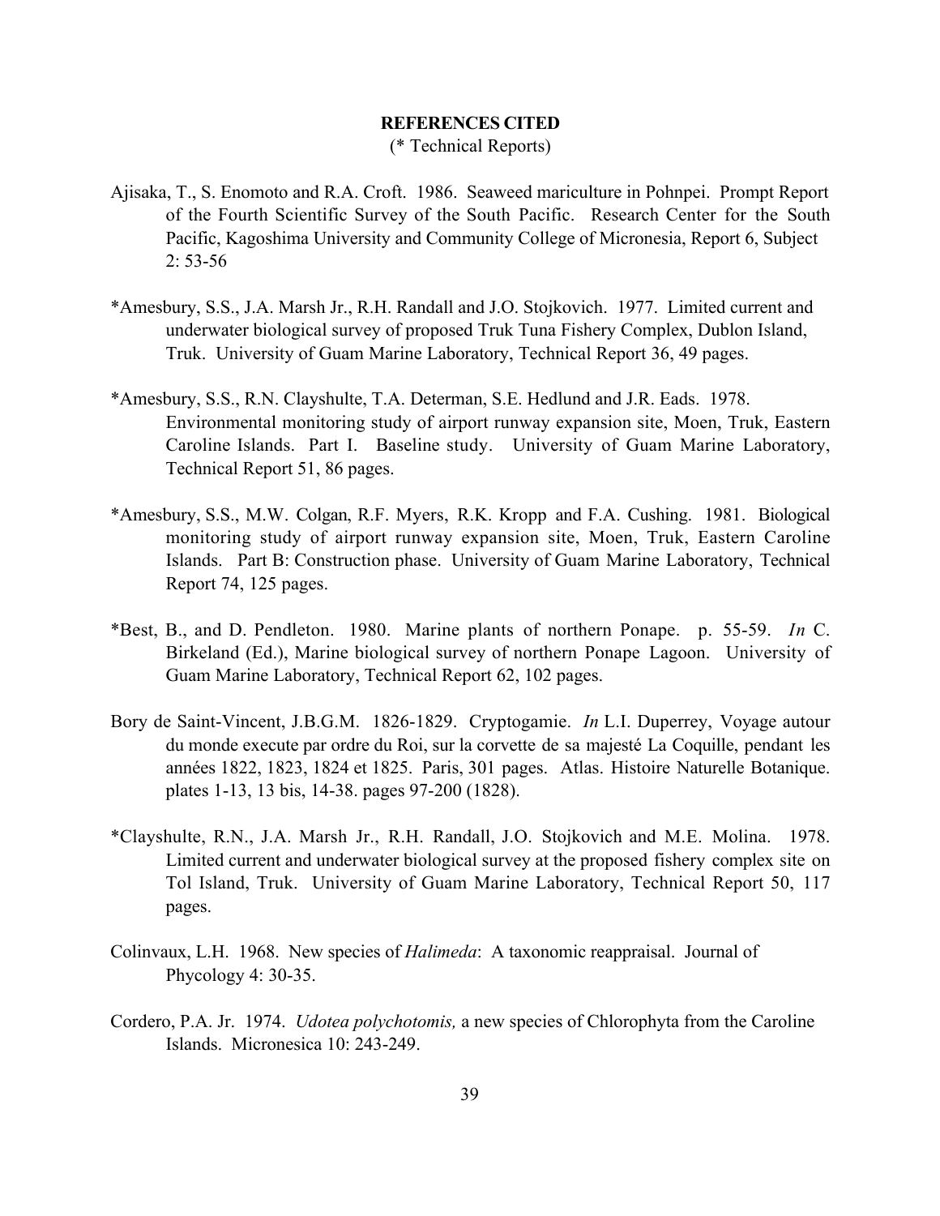## REFERENCES CITED

(* Technical Reports)

Ajisaka, T., S. Enomoto and R.A. Croft. 1986. Seaweed mariculture in Pohnpei. Prompt Report of the Fourth Scientific Survey of the South Pacific. Research Center for the South Pacific, Kagoshima University and Community College of Micronesia, Report 6, Subject 2: 53-56

*Amesbury, S.S., J.A. Marsh Jr., R.H. Randall and J.O. Stojkovich. 1977. Limited current and underwater biological survey of proposed Truk Tuna Fishery Complex, Dublon Island, Truk. University of Guam Marine Laboratory, Technical Report 36, 49 pages.

*Amesbury, S.S., R.N. Clayshulte, T.A. Determan, S.E. Hedlund and J.R. Eads. 1978. Environmental monitoring study of airport runway expansion site, Moen, Truk, Eastern Caroline Islands. Part I. Baseline study. University of Guam Marine Laboratory, Technical Report 51, 86 pages.

*Amesbury, S.S., M.W. Colgan, R.F. Myers, R.K. Kropp and F.A. Cushing. 1981. Biological monitoring study of airport runway expansion site, Moen, Truk, Eastern Caroline Islands. Part B: Construction phase. University of Guam Marine Laboratory, Technical Report 74, 125 pages.

*Best, B., and D. Pendleton. 1980. Marine plants of northern Ponape. p. 55-59. *In* C. Birkeland (Ed.), Marine biological survey of northern Ponape Lagoon. University of Guam Marine Laboratory, Technical Report 62, 102 pages.

Bory de Saint-Vincent, J.B.G.M. 1826-1829. Cryptogamie. *In* L.I. Duperrey, Voyage autour du monde execute par ordre du Roi, sur la corvette de sa majesté La Coquille, pendant les années 1822, 1823, 1824 et 1825. Paris, 301 pages. Atlas. Histoire Naturelle Botanique. plates 1-13, 13 bis, 14-38. pages 97-200 (1828).

*Clayshulte, R.N., J.A. Marsh Jr., R.H. Randall, J.O. Stojkovich and M.E. Molina. 1978. Limited current and underwater biological survey at the proposed fishery complex site on Tol Island, Truk. University of Guam Marine Laboratory, Technical Report 50, 117 pages.

Colinvaux, L.H. 1968. New species of *Halimeda*: A taxonomic reappraisal. Journal of Phycology 4: 30-35.

Cordero, P.A. Jr. 1974. *Udotea polychotomis,* a new species of Chlorophyta from the Caroline Islands. Micronesica 10: 243-249.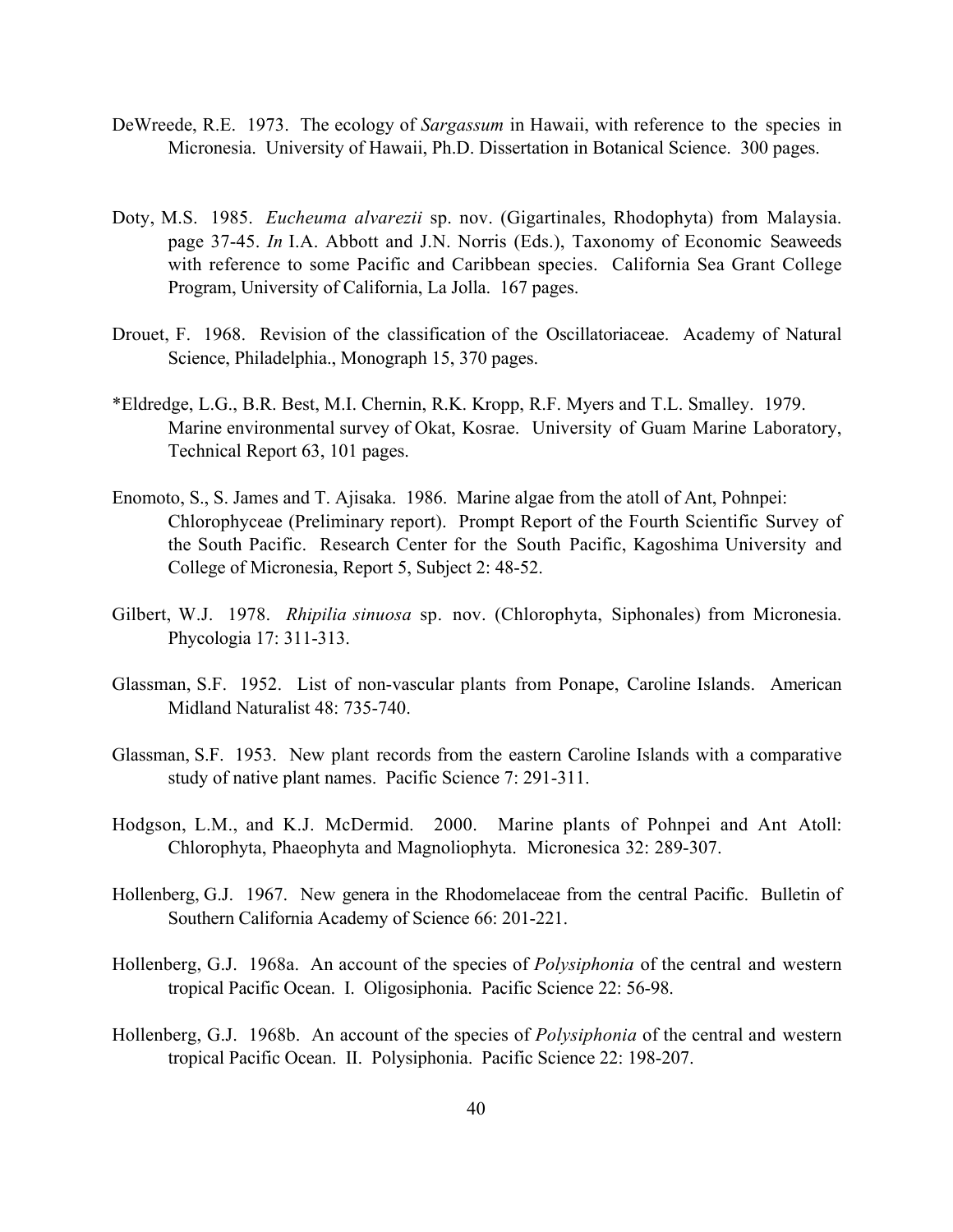DeWreede, R.E. 1973. The ecology of *Sargassum* in Hawaii, with reference to the species in Micronesia. University of Hawaii, Ph.D. Dissertation in Botanical Science. 300 pages.

Doty, M.S. 1985. *Eucheuma alvarezii* sp. nov. (Gigartinales, Rhodophyta) from Malaysia. page 37-45. *In* I.A. Abbott and J.N. Norris (Eds.), Taxonomy of Economic Seaweeds with reference to some Pacific and Caribbean species. California Sea Grant College Program, University of California, La Jolla. 167 pages.

Drouet, F. 1968. Revision of the classification of the Oscillatoriaceae. Academy of Natural Science, Philadelphia., Monograph 15, 370 pages.

*Eldredge, L.G., B.R. Best, M.I. Chernin, R.K. Kropp, R.F. Myers and T.L. Smalley. 1979. Marine environmental survey of Okat, Kosrae. University of Guam Marine Laboratory, Technical Report 63, 101 pages.

Enomoto, S., S. James and T. Ajisaka. 1986. Marine algae from the atoll of Ant, Pohnpei: Chlorophyceae (Preliminary report). Prompt Report of the Fourth Scientific Survey of the South Pacific. Research Center for the South Pacific, Kagoshima University and College of Micronesia, Report 5, Subject 2: 48-52.

Gilbert, W.J. 1978. *Rhipilia sinuosa* sp. nov. (Chlorophyta, Siphonales) from Micronesia. Phycologia 17: 311-313.

Glassman, S.F. 1952. List of non-vascular plants from Ponape, Caroline Islands. American Midland Naturalist 48: 735-740.

Glassman, S.F. 1953. New plant records from the eastern Caroline Islands with a comparative study of native plant names. Pacific Science 7: 291-311.

Hodgson, L.M., and K.J. McDermid. 2000. Marine plants of Pohnpei and Ant Atoll: Chlorophyta, Phaeophyta and Magnoliophyta. Micronesica 32: 289-307.

Hollenberg, G.J. 1967. New genera in the Rhodomelaceae from the central Pacific. Bulletin of Southern California Academy of Science 66: 201-221.

Hollenberg, G.J. 1968a. An account of the species of *Polysiphonia* of the central and western tropical Pacific Ocean. I. Oligosiphonia. Pacific Science 22: 56-98.

Hollenberg, G.J. 1968b. An account of the species of *Polysiphonia* of the central and western tropical Pacific Ocean. II. Polysiphonia. Pacific Science 22: 198-207.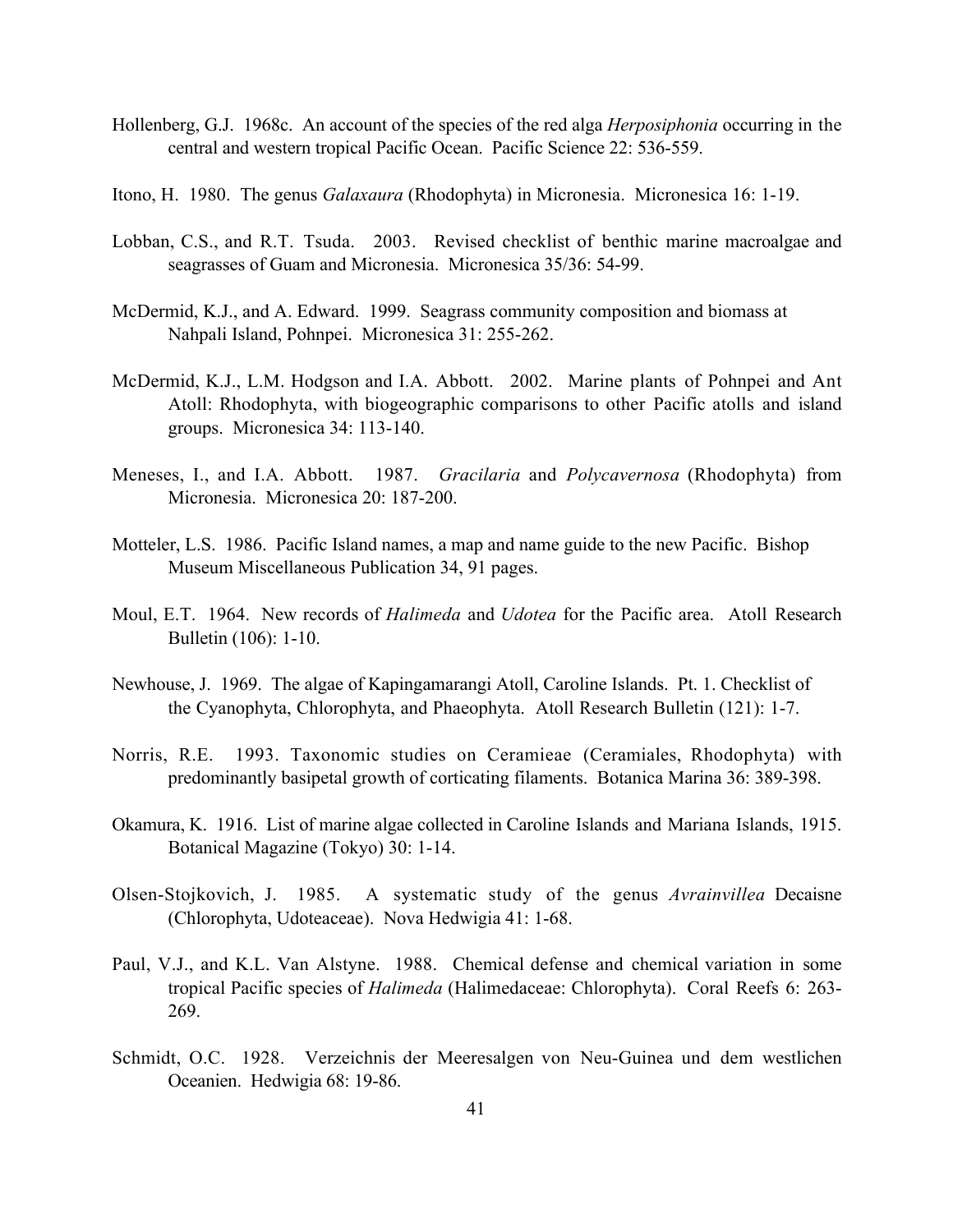Hollenberg, G.J. 1968c. An account of the species of the red alga *Herposiphonia* occurring in the central and western tropical Pacific Ocean. Pacific Science 22: 536-559.

Itono, H. 1980. The genus *Galaxaura* (Rhodophyta) in Micronesia. Micronesica 16: 1-19.

Lobban, C.S., and R.T. Tsuda. 2003. Revised checklist of benthic marine macroalgae and seagrasses of Guam and Micronesia. Micronesica 35/36: 54-99.

McDermid, K.J., and A. Edward. 1999. Seagrass community composition and biomass at Nahpali Island, Pohnpei. Micronesica 31: 255-262.

McDermid, K.J., L.M. Hodgson and I.A. Abbott. 2002. Marine plants of Pohnpei and Ant Atoll: Rhodophyta, with biogeographic comparisons to other Pacific atolls and island groups. Micronesica 34: 113-140.

Meneses, I., and I.A. Abbott. 1987. *Gracilaria* and *Polycavernosa* (Rhodophyta) from Micronesia. Micronesica 20: 187-200.

Motteler, L.S. 1986. Pacific Island names, a map and name guide to the new Pacific. Bishop Museum Miscellaneous Publication 34, 91 pages.

Moul, E.T. 1964. New records of *Halimeda* and *Udotea* for the Pacific area. Atoll Research Bulletin (106): 1-10.

Newhouse, J. 1969. The algae of Kapingamarangi Atoll, Caroline Islands. Pt. 1. Checklist of the Cyanophyta, Chlorophyta, and Phaeophyta. Atoll Research Bulletin (121): 1-7.

Norris, R.E. 1993. Taxonomic studies on Ceramieae (Ceramiales, Rhodophyta) with predominantly basipetal growth of corticating filaments. Botanica Marina 36: 389-398.

Okamura, K. 1916. List of marine algae collected in Caroline Islands and Mariana Islands, 1915. Botanical Magazine (Tokyo) 30: 1-14.

Olsen-Stojkovich, J. 1985. A systematic study of the genus *Avrainvillea* Decaisne (Chlorophyta, Udoteaceae). Nova Hedwigia 41: 1-68.

Paul, V.J., and K.L. Van Alstyne. 1988. Chemical defense and chemical variation in some tropical Pacific species of *Halimeda* (Halimedaceae: Chlorophyta). Coral Reefs 6: 263-269.

Schmidt, O.C. 1928. Verzeichnis der Meeresalgen von Neu-Guinea und dem westlichen Oceanien. Hedwigia 68: 19-86.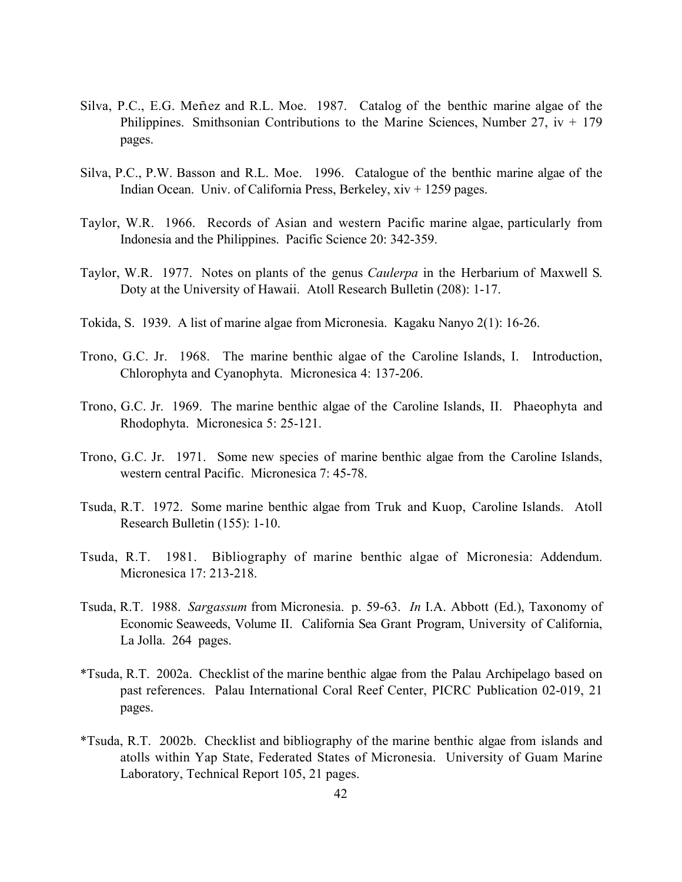Silva, P.C., E.G. Meñez and R.L. Moe. 1987. Catalog of the benthic marine algae of the Philippines. Smithsonian Contributions to the Marine Sciences, Number 27, iv + 179 pages.

Silva, P.C., P.W. Basson and R.L. Moe. 1996. Catalogue of the benthic marine algae of the Indian Ocean. Univ. of California Press, Berkeley, xiv + 1259 pages.

Taylor, W.R. 1966. Records of Asian and western Pacific marine algae, particularly from Indonesia and the Philippines. Pacific Science 20: 342-359.

Taylor, W.R. 1977. Notes on plants of the genus *Caulerpa* in the Herbarium of Maxwell S. Doty at the University of Hawaii. Atoll Research Bulletin (208): 1-17.

Tokida, S. 1939. A list of marine algae from Micronesia. Kagaku Nanyo 2(1): 16-26.

Trono, G.C. Jr. 1968. The marine benthic algae of the Caroline Islands, I. Introduction, Chlorophyta and Cyanophyta. Micronesica 4: 137-206.

Trono, G.C. Jr. 1969. The marine benthic algae of the Caroline Islands, II. Phaeophyta and Rhodophyta. Micronesica 5: 25-121.

Trono, G.C. Jr. 1971. Some new species of marine benthic algae from the Caroline Islands, western central Pacific. Micronesica 7: 45-78.

Tsuda, R.T. 1972. Some marine benthic algae from Truk and Kuop, Caroline Islands. Atoll Research Bulletin (155): 1-10.

Tsuda, R.T. 1981. Bibliography of marine benthic algae of Micronesia: Addendum. Micronesica 17: 213-218.

Tsuda, R.T. 1988. *Sargassum* from Micronesia. p. 59-63. *In* I.A. Abbott (Ed.), Taxonomy of Economic Seaweeds, Volume II. California Sea Grant Program, University of California, La Jolla. 264 pages.

*Tsuda, R.T. 2002a. Checklist of the marine benthic algae from the Palau Archipelago based on past references. Palau International Coral Reef Center, PICRC Publication 02-019, 21 pages.

*Tsuda, R.T. 2002b. Checklist and bibliography of the marine benthic algae from islands and atolls within Yap State, Federated States of Micronesia. University of Guam Marine Laboratory, Technical Report 105, 21 pages.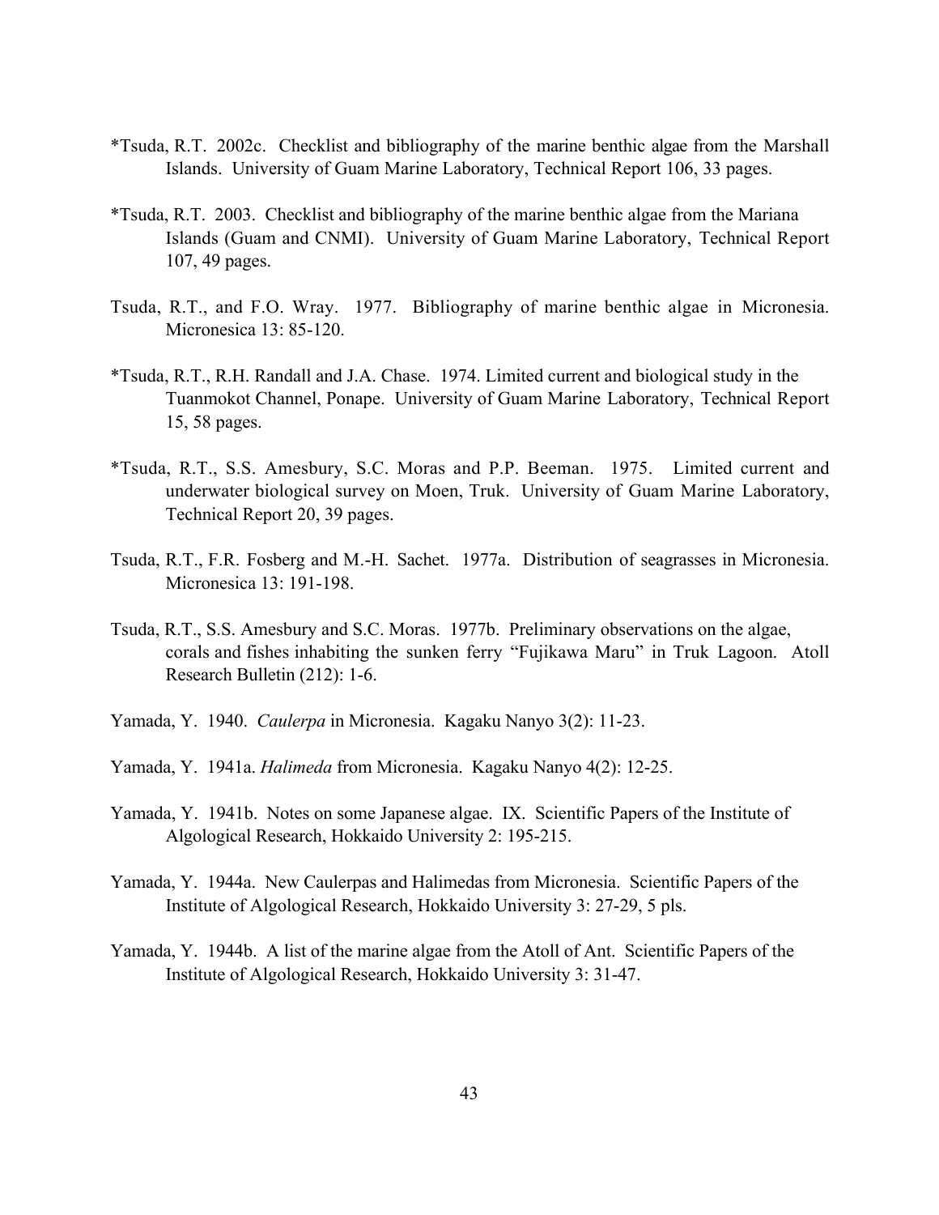*Tsuda, R.T. 2002c. Checklist and bibliography of the marine benthic algae from the Marshall Islands. University of Guam Marine Laboratory, Technical Report 106, 33 pages.

*Tsuda, R.T. 2003. Checklist and bibliography of the marine benthic algae from the Mariana Islands (Guam and CNMI). University of Guam Marine Laboratory, Technical Report 107, 49 pages.

Tsuda, R.T., and F.O. Wray. 1977. Bibliography of marine benthic algae in Micronesia. Micronesica 13: 85-120.

*Tsuda, R.T., R.H. Randall and J.A. Chase. 1974. Limited current and biological study in the Tuanmokot Channel, Ponape. University of Guam Marine Laboratory, Technical Report 15, 58 pages.

*Tsuda, R.T., S.S. Amesbury, S.C. Moras and P.P. Beeman. 1975. Limited current and underwater biological survey on Moen, Truk. University of Guam Marine Laboratory, Technical Report 20, 39 pages.

Tsuda, R.T., F.R. Fosberg and M.-H. Sachet. 1977a. Distribution of seagrasses in Micronesia. Micronesica 13: 191-198.

Tsuda, R.T., S.S. Amesbury and S.C. Moras. 1977b. Preliminary observations on the algae, corals and fishes inhabiting the sunken ferry "Fujikawa Maru" in Truk Lagoon. Atoll Research Bulletin (212): 1-6.

Yamada, Y. 1940. *Caulerpa* in Micronesia. Kagaku Nanyo 3(2): 11-23.

Yamada, Y. 1941a. *Halimeda* from Micronesia. Kagaku Nanyo 4(2): 12-25.

Yamada, Y. 1941b. Notes on some Japanese algae. IX. Scientific Papers of the Institute of Algological Research, Hokkaido University 2: 195-215.

Yamada, Y. 1944a. New Caulerpas and Halimedas from Micronesia. Scientific Papers of the Institute of Algological Research, Hokkaido University 3: 27-29, 5 pls.

Yamada, Y. 1944b. A list of the marine algae from the Atoll of Ant. Scientific Papers of the Institute of Algological Research, Hokkaido University 3: 31-47.